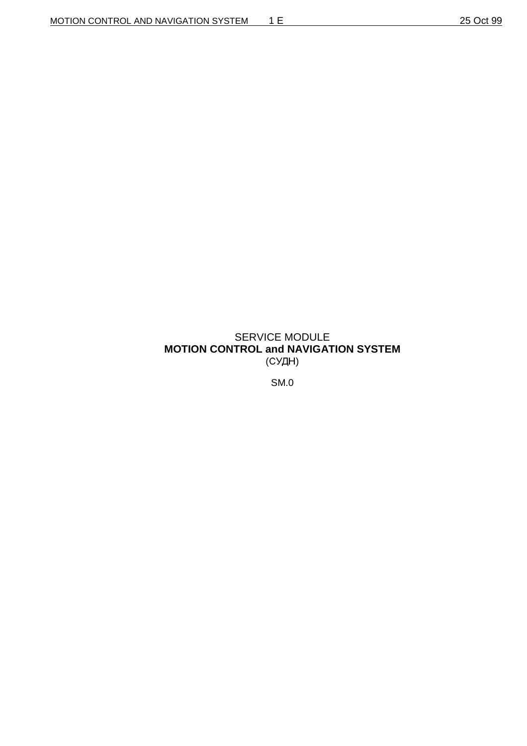SERVICE MODULE

**MOTION CONTROL and NAVIGATION SYSTEM**

(СУДН)

SM.0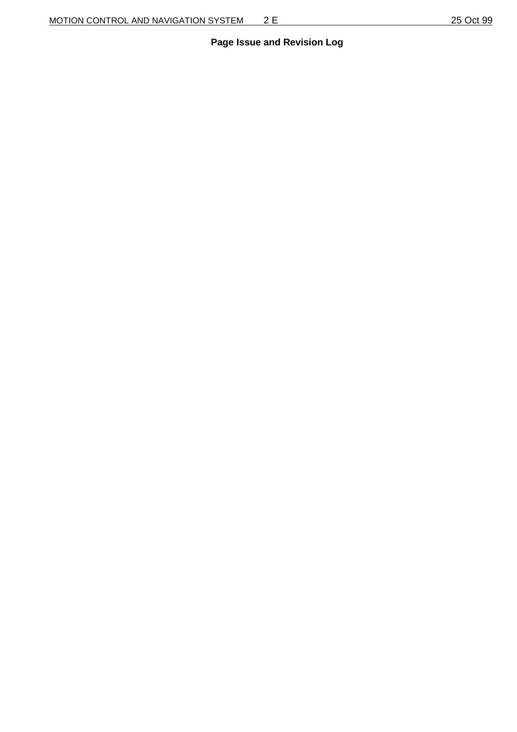**Page Issue and Revision Log**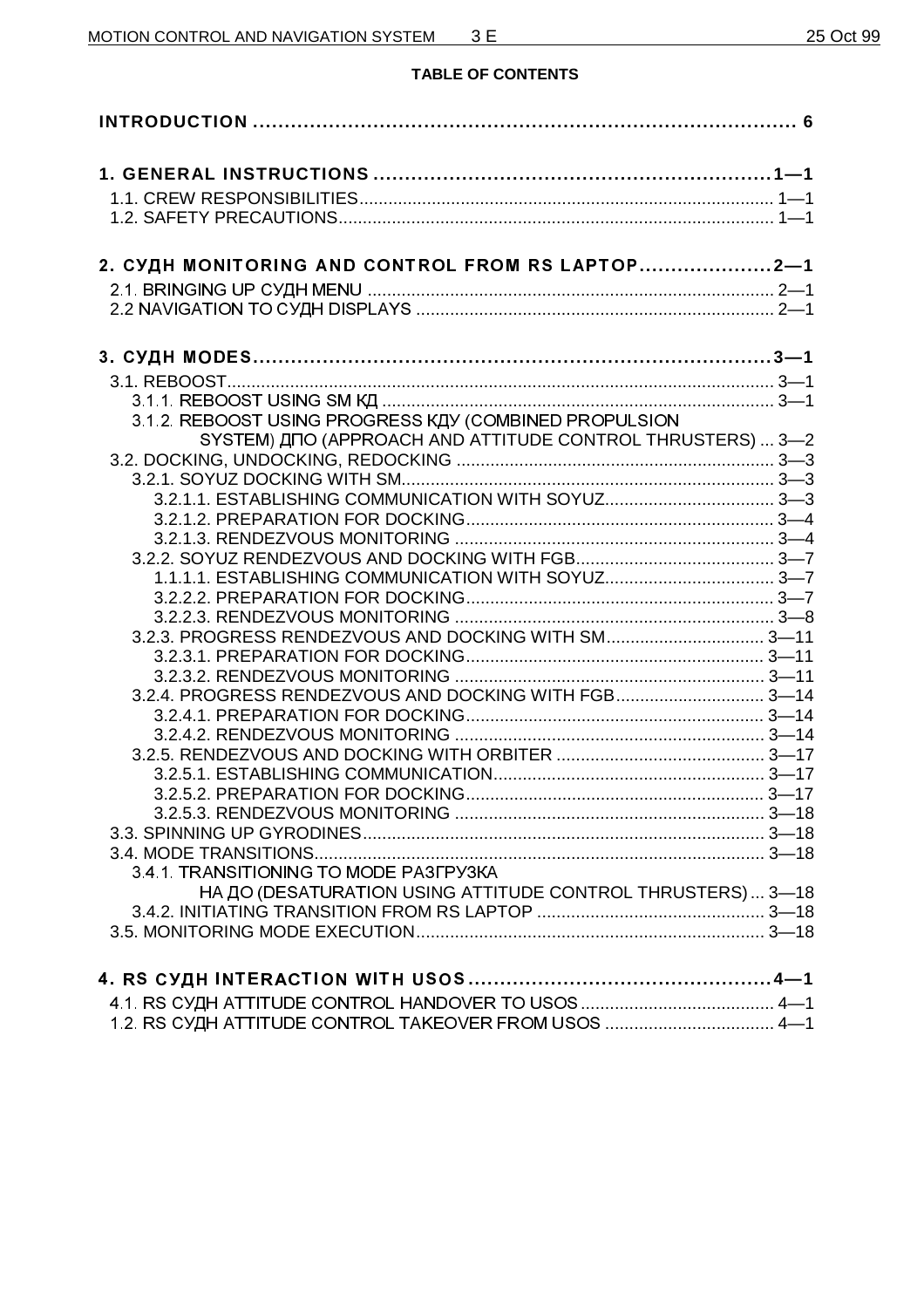**TABLE OF CONTENTS**

**INTRODUCTION ........................................................................................ 6**

**1. GENERAL INSTRUCTIONS ...............................................................1—1**

1.1. CREW RESPONSIBILITIES...................................................................................... 1—1
1.2. SAFETY PRECAUTIONS.......................................................................................... 1—1

**2. СУДН MONITORING AND CONTROL FROM RS LAPTOP.....................2—1**

2.1. BRINGING UP СУДН MENU .................................................................................... 2—1
2.2 NAVIGATION TO СУДН DISPLAYS .......................................................................... 2—1

**3. СУДН MODES...................................................................................3—1**

3.1. REBOOST.................................................................................................................. 3—1
 3.1.1. REBOOST USING SM КД ................................................................................ 3—1
 3.1.2. REBOOST USING PROGRESS КДУ (COMBINED PROPULSION SYSTEM) ДПО (APPROACH AND ATTITUDE CONTROL THRUSTERS) ... 3—2
3.2. DOCKING, UNDOCKING, REDOCKING .................................................................. 3—3
 3.2.1. SOYUZ DOCKING WITH SM............................................................................. 3—3
  3.2.1.1. ESTABLISHING COMMUNICATION WITH SOYUZ................................... 3—3
  3.2.1.2. PREPARATION FOR DOCKING................................................................ 3—4
  3.2.1.3. RENDEZVOUS MONITORING .................................................................. 3—4
 3.2.2. SOYUZ RENDEZVOUS AND DOCKING WITH FGB......................................... 3—7
  1.1.1.1. ESTABLISHING COMMUNICATION WITH SOYUZ................................... 3—7
  3.2.2.2. PREPARATION FOR DOCKING................................................................ 3—7
  3.2.2.3. RENDEZVOUS MONITORING .................................................................. 3—8
 3.2.3. PROGRESS RENDEZVOUS AND DOCKING WITH SM................................. 3—11
  3.2.3.1. PREPARATION FOR DOCKING.............................................................. 3—11
  3.2.3.2. RENDEZVOUS MONITORING ................................................................ 3—11
 3.2.4. PROGRESS RENDEZVOUS AND DOCKING WITH FGB............................... 3—14
  3.2.4.1. PREPARATION FOR DOCKING.............................................................. 3—14
  3.2.4.2. RENDEZVOUS MONITORING ................................................................ 3—14
 3.2.5. RENDEZVOUS AND DOCKING WITH ORBITER ........................................... 3—17
  3.2.5.1. ESTABLISHING COMMUNICATION........................................................ 3—17
  3.2.5.2. PREPARATION FOR DOCKING.............................................................. 3—17
  3.2.5.3. RENDEZVOUS MONITORING ................................................................ 3—18
3.3. SPINNING UP GYRODINES.................................................................................... 3—18
3.4. MODE TRANSITIONS.............................................................................................. 3—18
 3.4.1. TRANSITIONING TO MODE РАЗГРУЗКА НА ДО (DESATURATION USING ATTITUDE CONTROL THRUSTERS) ... 3—18
 3.4.2. INITIATING TRANSITION FROM RS LAPTOP ............................................... 3—18
3.5. MONITORING MODE EXECUTION........................................................................ 3—18

**4. RS СУДН INTERACTION WITH USOS.................................................4—1**

4.1. RS СУДН ATTITUDE CONTROL HANDOVER TO USOS ........................................ 4—1
1.2. RS СУДН ATTITUDE CONTROL TAKEOVER FROM USOS ................................... 4—1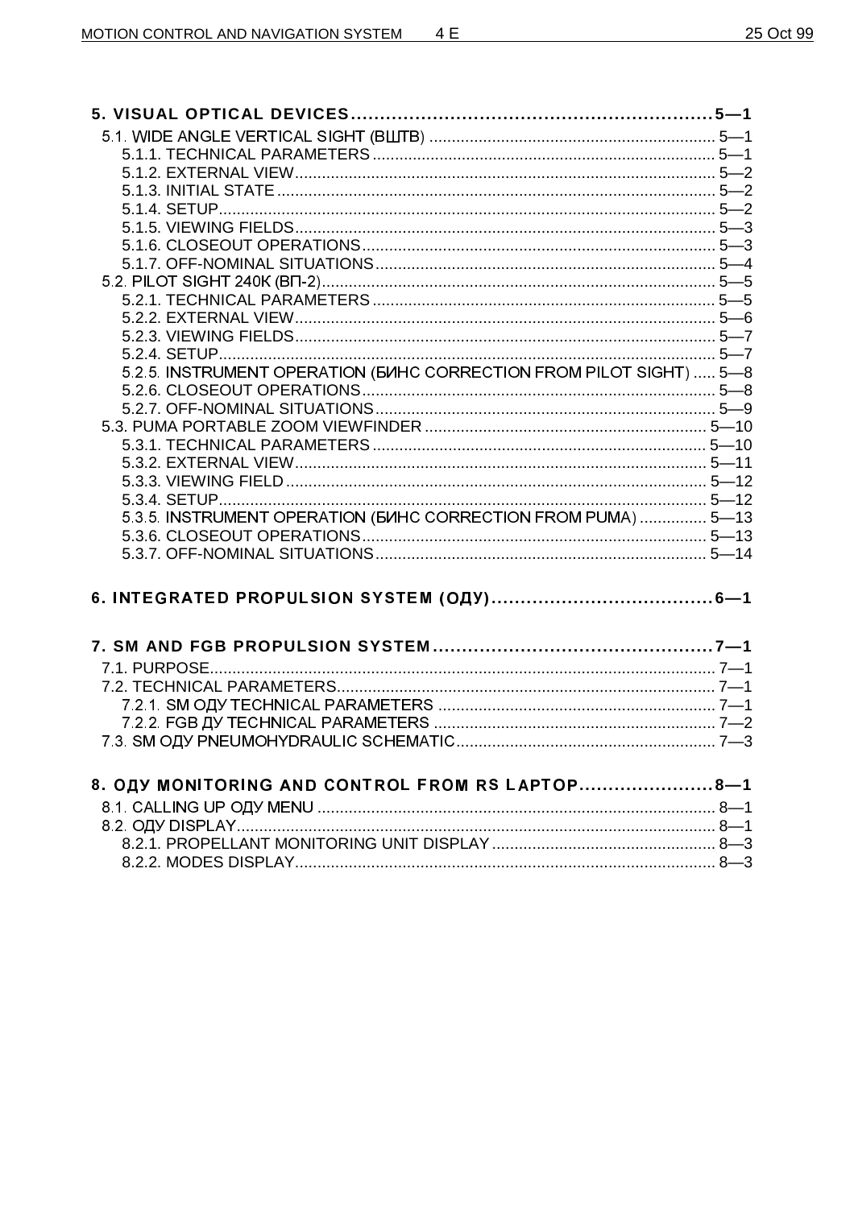**5. VISUAL OPTICAL DEVICES ........................................................ 5—1**

5.1. WIDE ANGLE VERTICAL SIGHT (ВШТВ) ........................................................ 5—1
- 5.1.1. TECHNICAL PARAMETERS ........................................................ 5—1
- 5.1.2. EXTERNAL VIEW ........................................................ 5—2
- 5.1.3. INITIAL STATE ........................................................ 5—2
- 5.1.4. SETUP ........................................................ 5—2
- 5.1.5. VIEWING FIELDS ........................................................ 5—3
- 5.1.6. CLOSEOUT OPERATIONS ........................................................ 5—3
- 5.1.7. OFF-NOMINAL SITUATIONS ........................................................ 5—4

5.2. PILOT SIGHT 240К (ВП-2) ........................................................ 5—5
- 5.2.1. TECHNICAL PARAMETERS ........................................................ 5—5
- 5.2.2. EXTERNAL VIEW ........................................................ 5—6
- 5.2.3. VIEWING FIELDS ........................................................ 5—7
- 5.2.4. SETUP ........................................................ 5—7
- 5.2.5. INSTRUMENT OPERATION (БИНС CORRECTION FROM PILOT SIGHT) ..... 5—8
- 5.2.6. CLOSEOUT OPERATIONS ........................................................ 5—8
- 5.2.7. OFF-NOMINAL SITUATIONS ........................................................ 5—9

5.3. PUMA PORTABLE ZOOM VIEWFINDER ........................................................ 5—10
- 5.3.1. TECHNICAL PARAMETERS ........................................................ 5—10
- 5.3.2. EXTERNAL VIEW ........................................................ 5—11
- 5.3.3. VIEWING FIELD ........................................................ 5—12
- 5.3.4. SETUP ........................................................ 5—12
- 5.3.5. INSTRUMENT OPERATION (БИНС CORRECTION FROM PUMA) ............... 5—13
- 5.3.6. CLOSEOUT OPERATIONS ........................................................ 5—13
- 5.3.7. OFF-NOMINAL SITUATIONS ........................................................ 5—14

**6. INTEGRATED PROPULSION SYSTEM (ОДУ) ........................................................ 6—1**

**7. SM AND FGB PROPULSION SYSTEM ........................................................ 7—1**

7.1. PURPOSE ........................................................ 7—1

7.2. TECHNICAL PARAMETERS ........................................................ 7—1
- 7.2.1. SM ОДУ TECHNICAL PARAMETERS ........................................................ 7—1
- 7.2.2. FGB ДУ TECHNICAL PARAMETERS ........................................................ 7—2

7.3. SM ОДУ PNEUMOHYDRAULIC SCHEMATIC ........................................................ 7—3

**8. ОДУ MONITORING AND CONTROL FROM RS LAPTOP ........................................................ 8—1**

8.1. CALLING UP ОДУ MENU ........................................................ 8—1

8.2. ОДУ DISPLAY ........................................................ 8—1
- 8.2.1. PROPELLANT MONITORING UNIT DISPLAY ........................................................ 8—3
- 8.2.2. MODES DISPLAY ........................................................ 8—3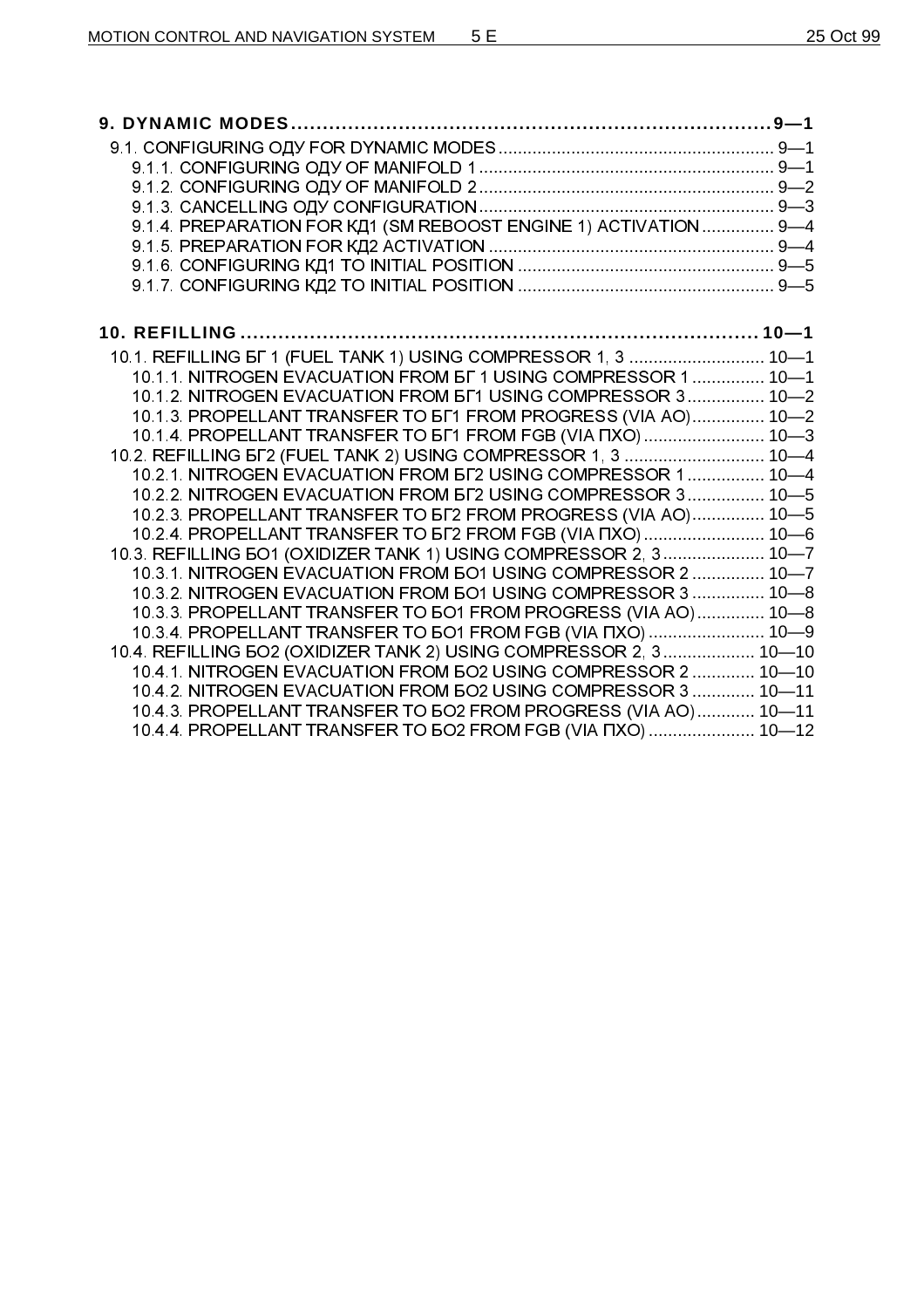**9. DYNAMIC MODES ........................................................................ 9—1**

9.1. CONFIGURING ОДУ FOR DYNAMIC MODES ........................................................ 9—1

9.1.1. CONFIGURING ОДУ OF MANIFOLD 1 ........................................................ 9—1

9.1.2. CONFIGURING ОДУ OF MANIFOLD 2 ........................................................ 9—2

9.1.3. CANCELLING ОДУ CONFIGURATION ........................................................ 9—3

9.1.4. PREPARATION FOR КД1 (SM REBOOST ENGINE 1) ACTIVATION ............... 9—4

9.1.5. PREPARATION FOR КД2 ACTIVATION ........................................................ 9—4

9.1.6. CONFIGURING КД1 TO INITIAL POSITION ................................................ 9—5

9.1.7. CONFIGURING КД2 TO INITIAL POSITION ................................................ 9—5

**10. REFILLING ........................................................................ 10—1**

10.1. REFILLING БГ 1 (FUEL TANK 1) USING COMPRESSOR 1, 3 ............................ 10—1

10.1.1. NITROGEN EVACUATION FROM БГ 1 USING COMPRESSOR 1 ............... 10—1

10.1.2. NITROGEN EVACUATION FROM БГ1 USING COMPRESSOR 3 ................ 10—2

10.1.3. PROPELLANT TRANSFER TO БГ1 FROM PROGRESS (VIA АО) ............... 10—2

10.1.4. PROPELLANT TRANSFER TO БГ1 FROM FGB (VIA ПХО) ......................... 10—3

10.2. REFILLING БГ2 (FUEL TANK 2) USING COMPRESSOR 1, 3 ............................ 10—4

10.2.1. NITROGEN EVACUATION FROM БГ2 USING COMPRESSOR 1 ................ 10—4

10.2.2. NITROGEN EVACUATION FROM БГ2 USING COMPRESSOR 3 ................ 10—5

10.2.3. PROPELLANT TRANSFER TO БГ2 FROM PROGRESS (VIA АО) ............... 10—5

10.2.4. PROPELLANT TRANSFER TO БГ2 FROM FGB (VIA ПХО) ......................... 10—6

10.3. REFILLING БО1 (OXIDIZER TANK 1) USING COMPRESSOR 2, 3 ..................... 10—7

10.3.1. NITROGEN EVACUATION FROM БО1 USING COMPRESSOR 2 ............... 10—7

10.3.2. NITROGEN EVACUATION FROM БО1 USING COMPRESSOR 3 ............... 10—8

10.3.3. PROPELLANT TRANSFER TO БО1 FROM PROGRESS (VIA АО) .............. 10—8

10.3.4. PROPELLANT TRANSFER TO БО1 FROM FGB (VIA ПХО) ........................ 10—9

10.4. REFILLING БО2 (OXIDIZER TANK 2) USING COMPRESSOR 2, 3 ................... 10—10

10.4.1. NITROGEN EVACUATION FROM БО2 USING COMPRESSOR 2 ............. 10—10

10.4.2. NITROGEN EVACUATION FROM БО2 USING COMPRESSOR 3 ............. 10—11

10.4.3. PROPELLANT TRANSFER TO БО2 FROM PROGRESS (VIA АО) ............ 10—11

10.4.4. PROPELLANT TRANSFER TO БО2 FROM FGB (VIA ПХО) ...................... 10—12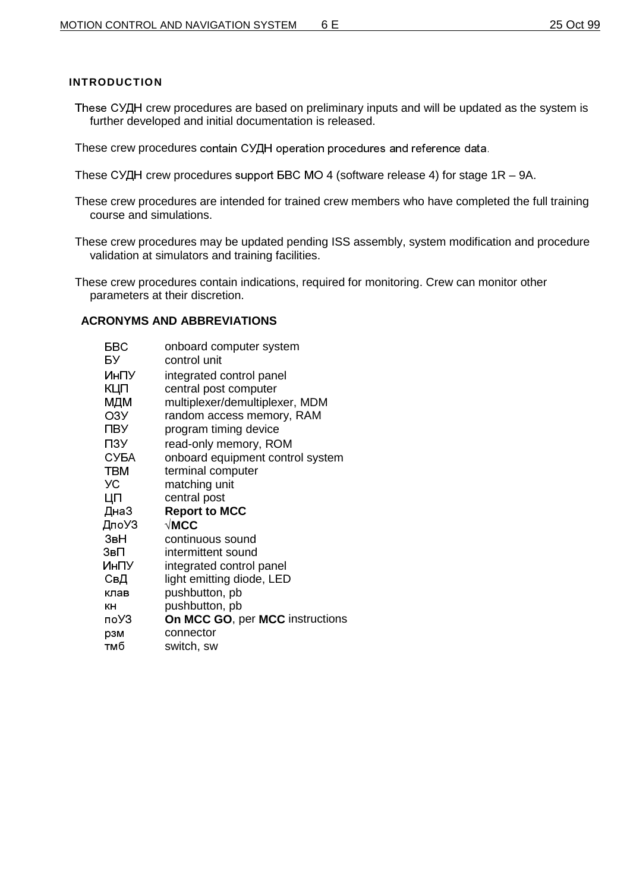## INTRODUCTION

These СУДН crew procedures are based on preliminary inputs and will be updated as the system is further developed and initial documentation is released.

These crew procedures contain СУДН operation procedures and reference data.

These СУДН crew procedures support БВС МО 4 (software release 4) for stage 1R – 9A.

These crew procedures are intended for trained crew members who have completed the full training course and simulations.

These crew procedures may be updated pending ISS assembly, system modification and procedure validation at simulators and training facilities.

These crew procedures contain indications, required for monitoring. Crew can monitor other parameters at their discretion.

### ACRONYMS AND ABBREVIATIONS

| | |
|---|---|
| БВС | onboard computer system |
| БУ | control unit |
| ИнПУ | integrated control panel |
| КЦП | central post computer |
| МДМ | multiplexer/demultiplexer, MDM |
| ОЗУ | random access memory, RAM |
| ПВУ | program timing device |
| ПЗУ | read-only memory, ROM |
| СУБА | onboard equipment control system |
| ТВМ | terminal computer |
| УС | matching unit |
| ЦП | central post |
| ДнаЗ | **Report to MCC** |
| ДпоУЗ | √**MCC** |
| ЗвН | continuous sound |
| ЗвП | intermittent sound |
| ИнПУ | integrated control panel |
| СвД | light emitting diode, LED |
| клав | pushbutton, pb |
| кн | pushbutton, pb |
| поУЗ | **On MCC GO**, per **MCC** instructions |
| рзм | connector |
| тмб | switch, sw |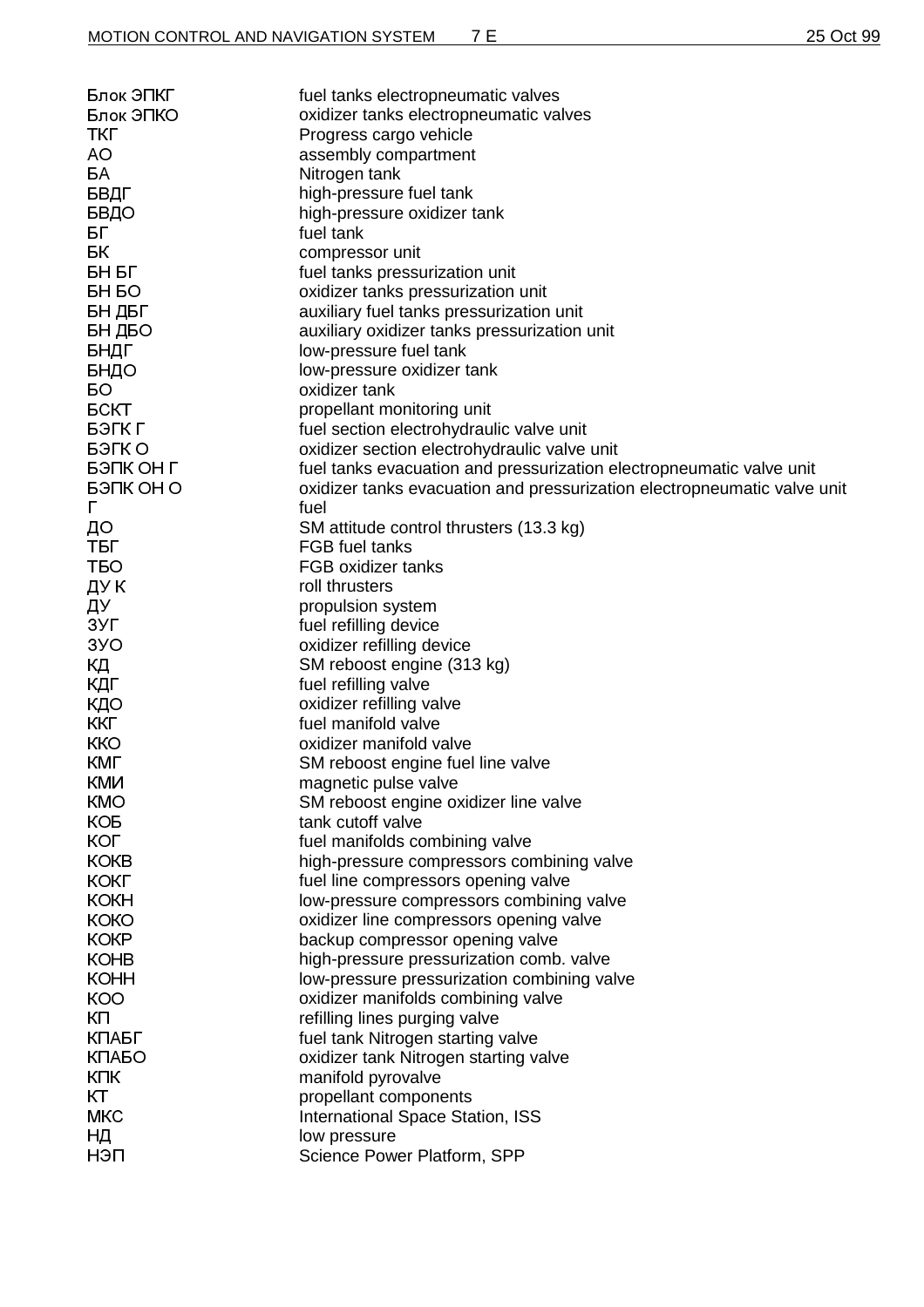| | |
|---|---|
| Блок ЭПКГ | fuel tanks electropneumatic valves |
| Блок ЭПКО | oxidizer tanks electropneumatic valves |
| ТКГ | Progress cargo vehicle |
| АО | assembly compartment |
| БА | Nitrogen tank |
| БВДГ | high-pressure fuel tank |
| БВДО | high-pressure oxidizer tank |
| БГ | fuel tank |
| БК | compressor unit |
| БН БГ | fuel tanks pressurization unit |
| БН БО | oxidizer tanks pressurization unit |
| БН ДБГ | auxiliary fuel tanks pressurization unit |
| БН ДБО | auxiliary oxidizer tanks pressurization unit |
| БНДГ | low-pressure fuel tank |
| БНДО | low-pressure oxidizer tank |
| БО | oxidizer tank |
| БСКТ | propellant monitoring unit |
| БЭГК Г | fuel section electrohydraulic valve unit |
| БЭГК О | oxidizer section electrohydraulic valve unit |
| БЭПК ОН Г | fuel tanks evacuation and pressurization electropneumatic valve unit |
| БЭПК ОН О | oxidizer tanks evacuation and pressurization electropneumatic valve unit |
| Г | fuel |
| ДО | SM attitude control thrusters (13.3 kg) |
| ТБГ | FGB fuel tanks |
| ТБО | FGB oxidizer tanks |
| ДУ К | roll thrusters |
| ДУ | propulsion system |
| ЗУГ | fuel refilling device |
| ЗУО | oxidizer refilling device |
| КД | SM reboost engine (313 kg) |
| КДГ | fuel refilling valve |
| КДО | oxidizer refilling valve |
| ККГ | fuel manifold valve |
| ККО | oxidizer manifold valve |
| КМГ | SM reboost engine fuel line valve |
| КМИ | magnetic pulse valve |
| КМО | SM reboost engine oxidizer line valve |
| КОБ | tank cutoff valve |
| КОГ | fuel manifolds combining valve |
| КОКВ | high-pressure compressors combining valve |
| КОКГ | fuel line compressors opening valve |
| КОКН | low-pressure compressors combining valve |
| КОКО | oxidizer line compressors opening valve |
| КОКР | backup compressor opening valve |
| КОНВ | high-pressure pressurization comb. valve |
| КОНН | low-pressure pressurization combining valve |
| КОО | oxidizer manifolds combining valve |
| КП | refilling lines purging valve |
| КПАБГ | fuel tank Nitrogen starting valve |
| КПАБО | oxidizer tank Nitrogen starting valve |
| КПК | manifold pyrovalve |
| КТ | propellant components |
| МКС | International Space Station, ISS |
| НД | low pressure |
| НЭП | Science Power Platform, SPP |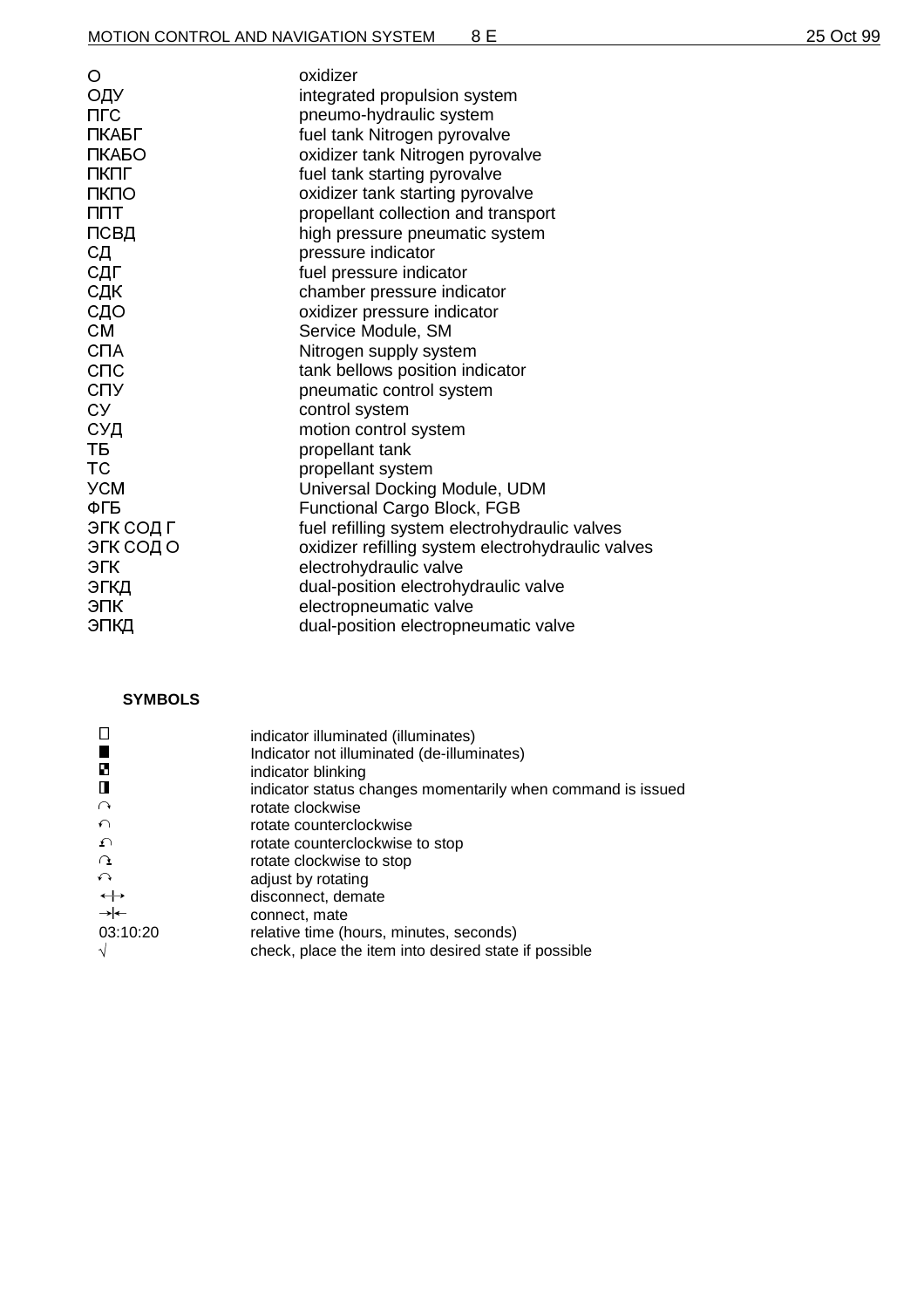| | |
|---|---|
| О | oxidizer |
| ОДУ | integrated propulsion system |
| ПГС | pneumo-hydraulic system |
| ПКАБГ | fuel tank Nitrogen pyrovalve |
| ПКАБО | oxidizer tank Nitrogen pyrovalve |
| ПКПГ | fuel tank starting pyrovalve |
| ПКПО | oxidizer tank starting pyrovalve |
| ППТ | propellant collection and transport |
| ПСВД | high pressure pneumatic system |
| СД | pressure indicator |
| СДГ | fuel pressure indicator |
| СДК | chamber pressure indicator |
| СДО | oxidizer pressure indicator |
| СМ | Service Module, SM |
| СПА | Nitrogen supply system |
| СПС | tank bellows position indicator |
| СПУ | pneumatic control system |
| СУ | control system |
| СУД | motion control system |
| ТБ | propellant tank |
| ТС | propellant system |
| УСМ | Universal Docking Module, UDM |
| ФГБ | Functional Cargo Block, FGB |
| ЭГК СОД Г | fuel refilling system electrohydraulic valves |
| ЭГК СОД О | oxidizer refilling system electrohydraulic valves |
| ЭГК | electrohydraulic valve |
| ЭГКД | dual-position electrohydraulic valve |
| ЭПК | electropneumatic valve |
| ЭПКД | dual-position electropneumatic valve |

**SYMBOLS**

| | |
|---|---|
| □ | indicator illuminated (illuminates) |
| ■ | Indicator not illuminated (de-illuminates) |
| ◪ | indicator blinking |
| ◧ | indicator status changes momentarily when command is issued |
| ↷ | rotate clockwise |
| ↶ | rotate counterclockwise |
| ↶ | rotate counterclockwise to stop |
| ↷ | rotate clockwise to stop |
| ↶↷ | adjust by rotating |
| ←\|→ | disconnect, demate |
| →\|← | connect, mate |
| 03:10:20 | relative time (hours, minutes, seconds) |
| √ | check, place the item into desired state if possible |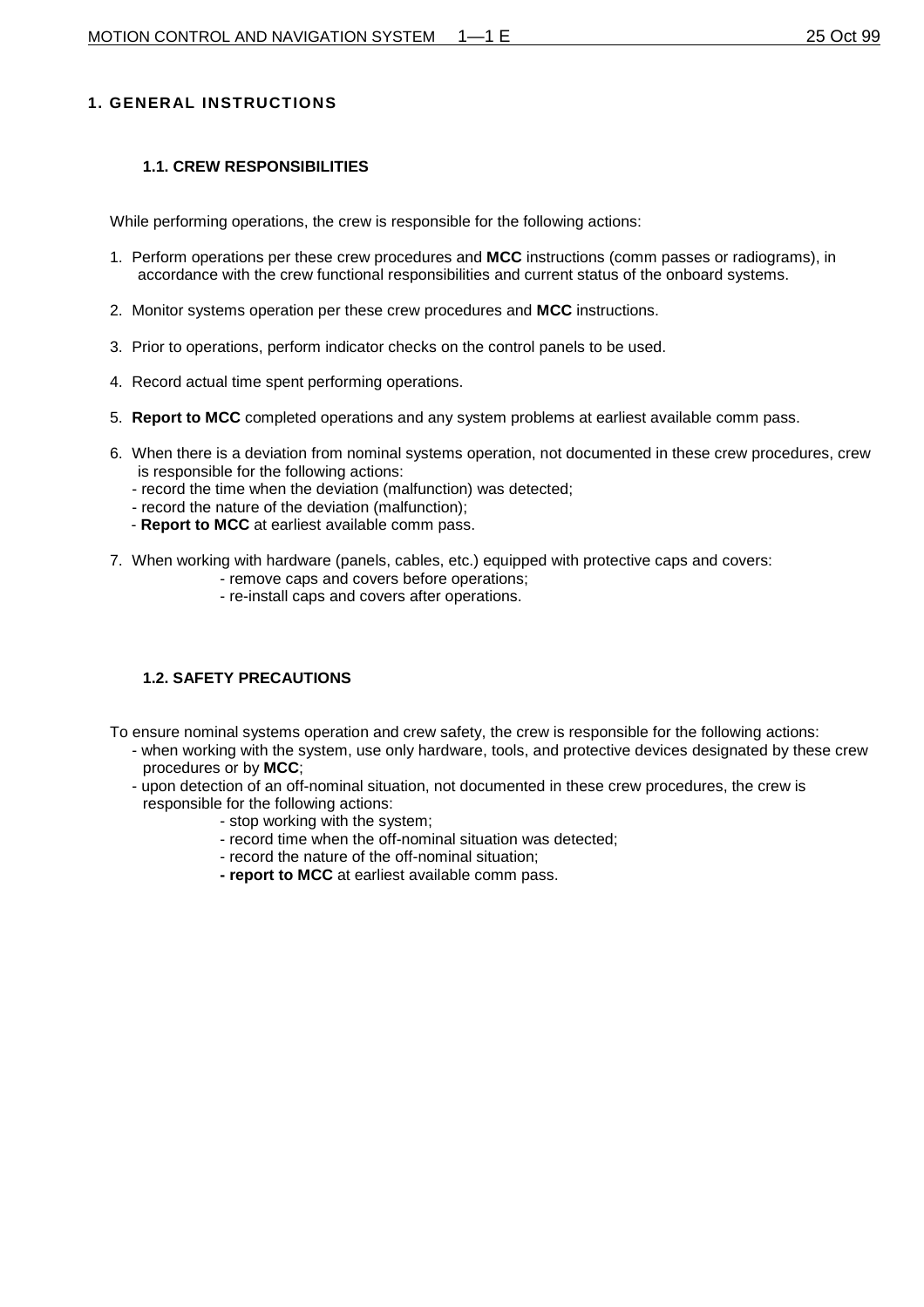# 1. GENERAL INSTRUCTIONS

## 1.1. CREW RESPONSIBILITIES

While performing operations, the crew is responsible for the following actions:

1. Perform operations per these crew procedures and **MCC** instructions (comm passes or radiograms), in accordance with the crew functional responsibilities and current status of the onboard systems.

2. Monitor systems operation per these crew procedures and **MCC** instructions.

3. Prior to operations, perform indicator checks on the control panels to be used.

4. Record actual time spent performing operations.

5. **Report to MCC** completed operations and any system problems at earliest available comm pass.

6. When there is a deviation from nominal systems operation, not documented in these crew procedures, crew is responsible for the following actions:
   - record the time when the deviation (malfunction) was detected;
   - record the nature of the deviation (malfunction);
   - **Report to MCC** at earliest available comm pass.

7. When working with hardware (panels, cables, etc.) equipped with protective caps and covers:
   - remove caps and covers before operations;
   - re-install caps and covers after operations.

## 1.2. SAFETY PRECAUTIONS

To ensure nominal systems operation and crew safety, the crew is responsible for the following actions:

- when working with the system, use only hardware, tools, and protective devices designated by these crew procedures or by **MCC**;
- upon detection of an off-nominal situation, not documented in these crew procedures, the crew is responsible for the following actions:
  - stop working with the system;
  - record time when the off-nominal situation was detected;
  - record the nature of the off-nominal situation;
  - **report to MCC** at earliest available comm pass.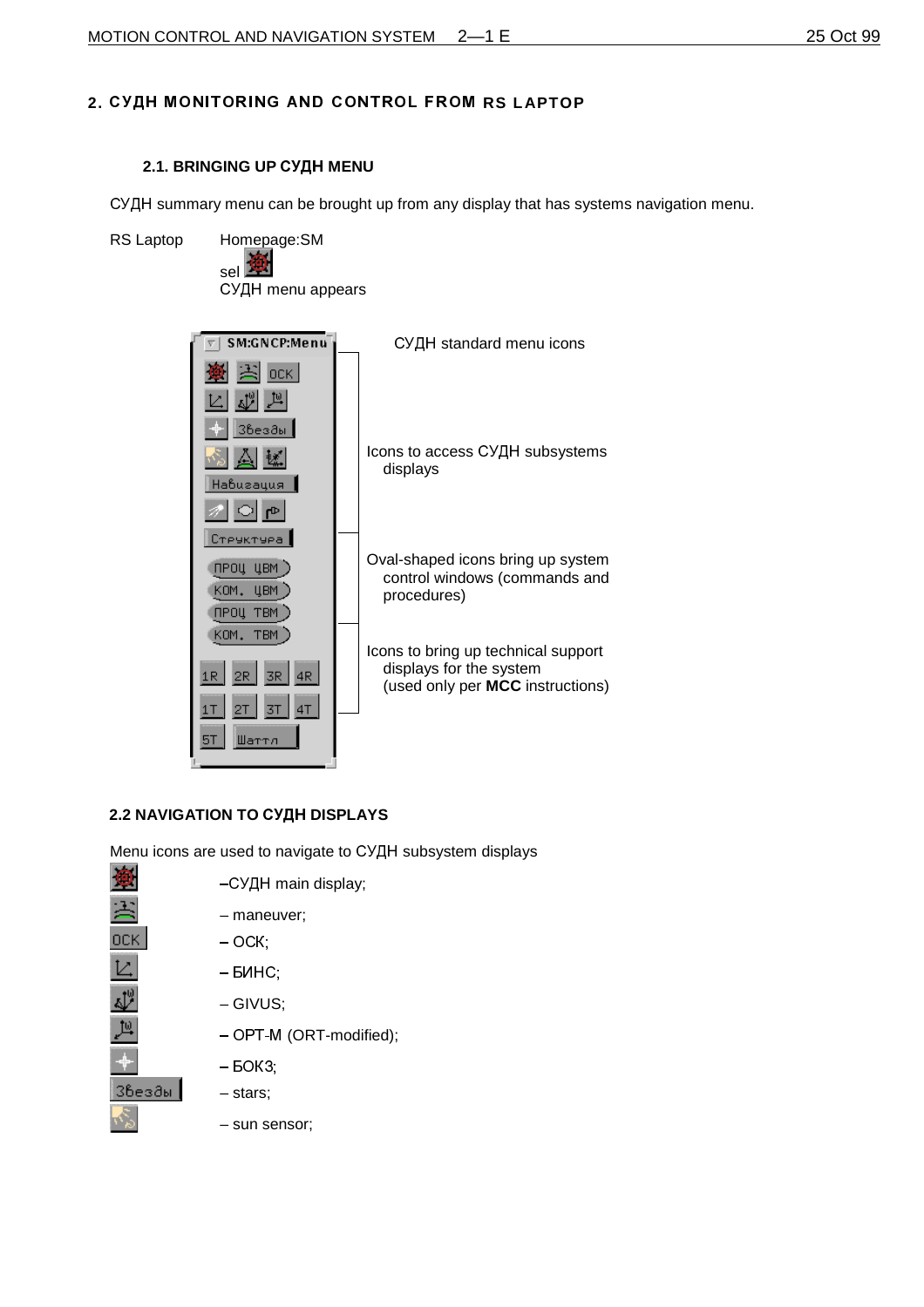## 2. СУДН MONITORING AND CONTROL FROM RS LAPTOP

### 2.1. BRINGING UP СУДН MENU

СУДН summary menu can be brought up from any display that has systems navigation menu.

RS Laptop Homepage:SM
sel
СУДН menu appears

SM:GNCP:Menu

ОСК

Звезды

Навигация

Структура

ПРОЦ ЦВМ
КОМ. ЦВМ
ПРОЦ ТВМ
КОМ. ТВМ

1R 2R 3R 4R
1T 2T 3T 4T
5T Шаттл

СУДН standard menu icons

Icons to access СУДН subsystems displays

Oval-shaped icons bring up system control windows (commands and procedures)

Icons to bring up technical support displays for the system (used only per **MCC** instructions)

### 2.2 NAVIGATION TO СУДН DISPLAYS

Menu icons are used to navigate to СУДН subsystem displays

– СУДН main display;

– maneuver;

ОСК – ОСК;

– БИНС;

– GIVUS;

– ОРТ-М (ORT-modified);

– БОКЗ;

Звезды – stars;

– sun sensor;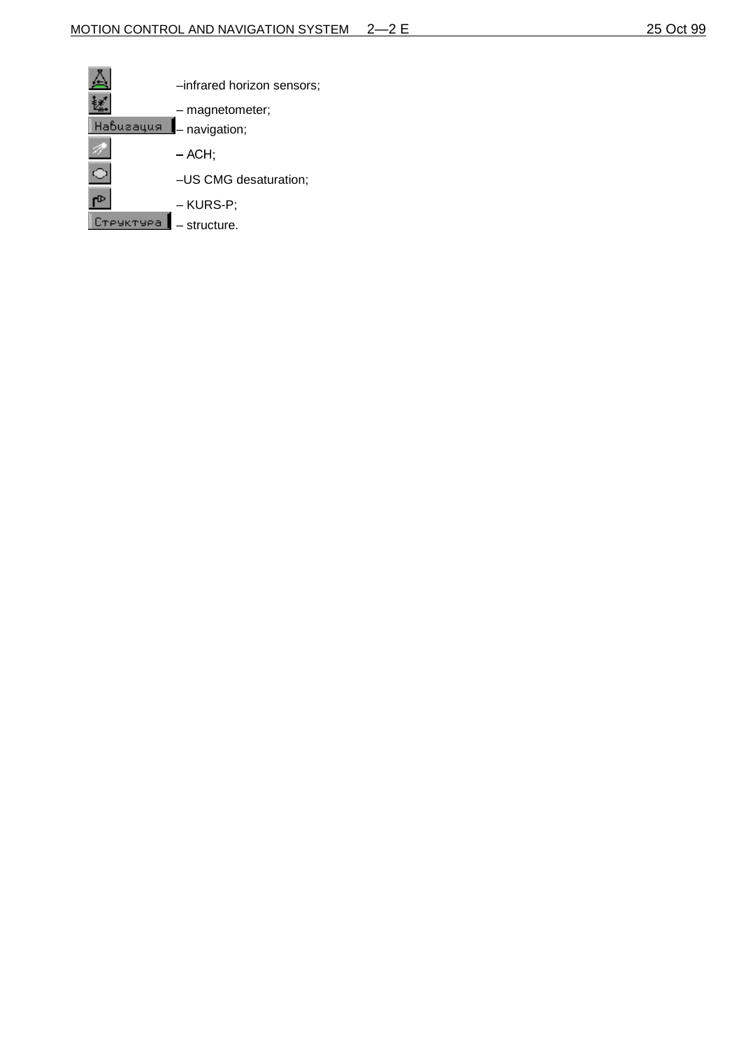–infrared horizon sensors;

– magnetometer;

Навигация – navigation;

– ACH;

–US CMG desaturation;

– KURS-P;

Структура – structure.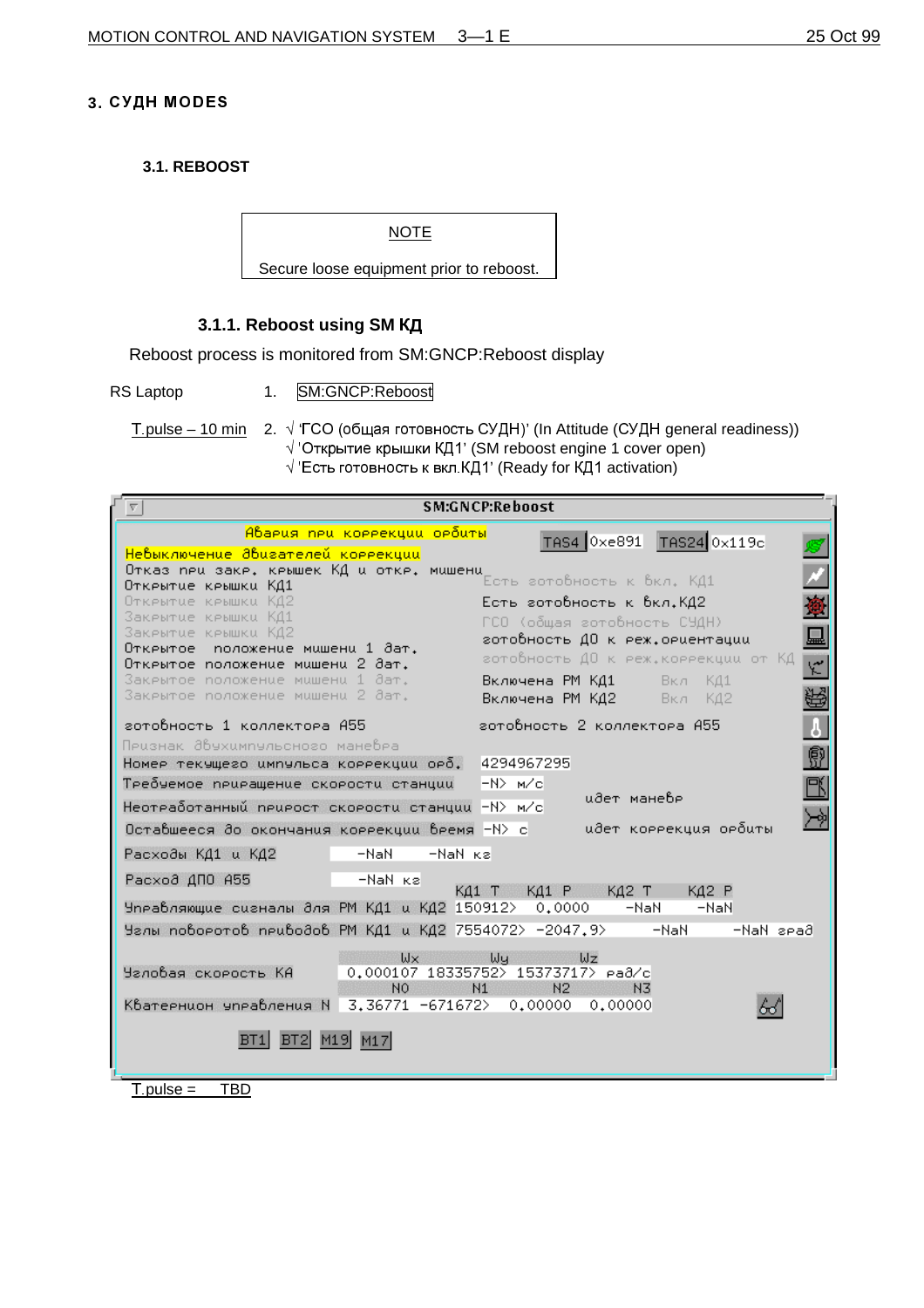# 3. СУДН MODES

## 3.1. REBOOST

> NOTE
>
> Secure loose equipment prior to reboost.

### 3.1.1. Reboost using SM КД

Reboost process is monitored from SM:GNCP:Reboost display

RS Laptop    1. SM:GNCP:Reboost

T.pulse – 10 min    2. √ 'ГСО (общая готовность СУДН)' (In Attitude (СУДН general readiness))
√ 'Открытие крышки КД1' (SM reboost engine 1 cover open)
√ 'Есть готовность к вкл.КД1' (Ready for КД1 activation)

SM:GNCP:Reboost

Авария при коррекции орбиты
Невыключение двигателей коррекции
Отказ при закр. крышек КД и откр. мишени
Открытие крышки КД1
Открытие крышки КД2
Закрытие крышки КД1
Закрытие крышки КД2
Открытое положение мишени 1 дат.
Открытое положение мишени 2 дат.
Закрытое положение мишени 1 дат.
Закрытое положение мишени 2 дат.

TAS4 0xe891    TAS24 0x119c

Есть готовность к вкл. КД1
Есть готовность к вкл.КД2
ГСО (общая готовность СУДН)
готовность ДО к реж.ориентации
готовность ДО к реж.коррекции от КД
Включена РМ КД1    Вкл КД1
Включена РМ КД2    Вкл КД2

готовность 1 коллектора А55    готовность 2 коллектора А55

Признак двухимпульсного маневра
Номер текущего импульса коррекции орб. 4294967295
Требуемое приращение скорости станции -N> м/с
Неотработанный прирост скорости станции -N> м/с    идет маневр
Оставшееся до окончания коррекции время -N> с    идет коррекция орбиты

Расходы КД1 и КД2    -NaN    -NaN кг
Расход ДПО А55    -NaN кг

| | КД1 Т | КД1 Р | КД2 Т | КД2 Р |
|---|---|---|---|---|
| Управляющие сигналы для РМ КД1 и КД2 | 150912> | 0.0000 | -NaN | -NaN |
| Углы поворотов приводов РМ КД1 и КД2 | 7554072> | -2047.9> | -NaN | -NaN град |

| | Wx | Wy | Wz |
|---|---|---|---|
| Угловая скорость КА | 0.000107 | 18335752> | 15373717> рад/с |

| | N0 | N1 | N2 | N3 |
|---|---|---|---|---|
| Кватернион управления N | 3.36771 | -671672> | 0.00000 | 0.00000 |

BT1 BT2 M19 M17

T.pulse = TBD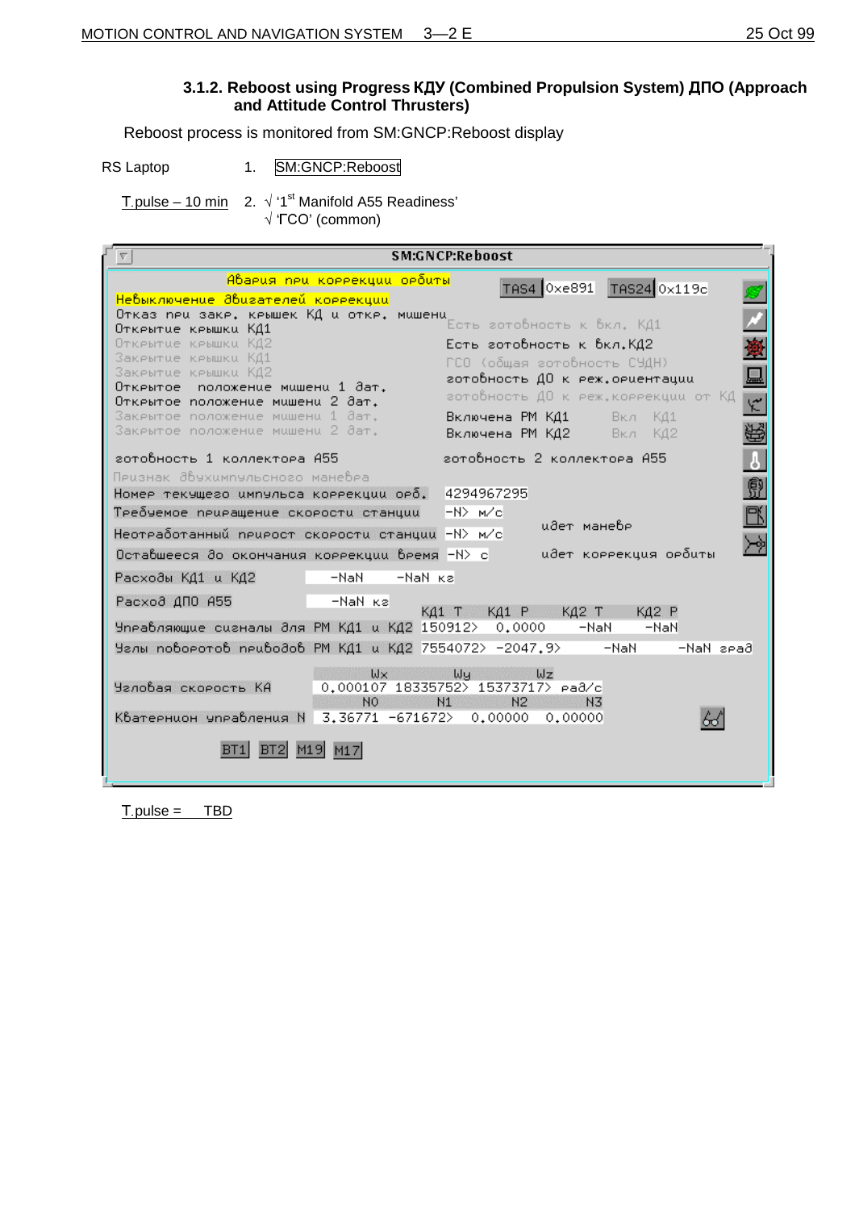### 3.1.2. Reboost using Progress КДУ (Combined Propulsion System) ДПО (Approach and Attitude Control Thrusters)

Reboost process is monitored from SM:GNCP:Reboost display

RS Laptop 1. SM:GNCP:Reboost

T.pulse – 10 min 2. √ '1st Manifold A55 Readiness'
√ 'ГСО' (common)

SM:GNCP:Reboost

Авария при коррекции орбиты
Невыключение двигателей коррекции
Отказ при закр. крышек КД и откр. мишени
Открытие крышки КД1
Открытие крышки КД2
Закрытие крышки КД1
Закрытие крышки КД2
Открытое положение мишени 1 дат.
Открытое положение мишени 2 дат.
Закрытое положение мишени 1 дат.
Закрытое положение мишени 2 дат.

TAS4 0xe891 TAS24 0x119c

Есть готовность к вкл. КД1
Есть готовность к вкл.КД2
ГСО (общая готовность СУДН)
готовность ДО к реж.ориентации
готовность ДО к реж.коррекции от КД
Включена РМ КД1 Вкл КД1
Включена РМ КД2 Вкл КД2

готовность 1 коллектора А55 готовность 2 коллектора А55

Признак двухимпульсного маневра
Номер текущего импульса коррекции орб. 4294967295
Требуемое приращение скорости станции -N> м/с
Неотработанный прирост скорости станции -N> м/с идет маневр
Оставшееся до окончания коррекции время -N> с идет коррекция орбиты

Расходы КД1 и КД2 -NaN -NaN кг
Расход ДПО А55 -NaN кг

| | КД1 Т | КД1 Р | КД2 Т | КД2 Р | |
|---|---|---|---|---|---|
| Управляющие сигналы для РМ КД1 и КД2 | 150912> | 0.0000 | -NaN | -NaN | |
| Углы поворотов приводов РМ КД1 и КД2 | 7554072> | -2047.9> | -NaN | -NaN | град |

| | Wx | Wy | Wz | | |
|---|---|---|---|---|---|
| Угловая скорость КА | 0.000107 | 18335752> | 15373717> | | рад/с |
| | N0 | N1 | N2 | N3 | |
| Кватернион управления N | 3.36771 | -671672> | 0.00000 | 0.00000 | |

BT1 BT2 M19 M17

T.pulse = TBD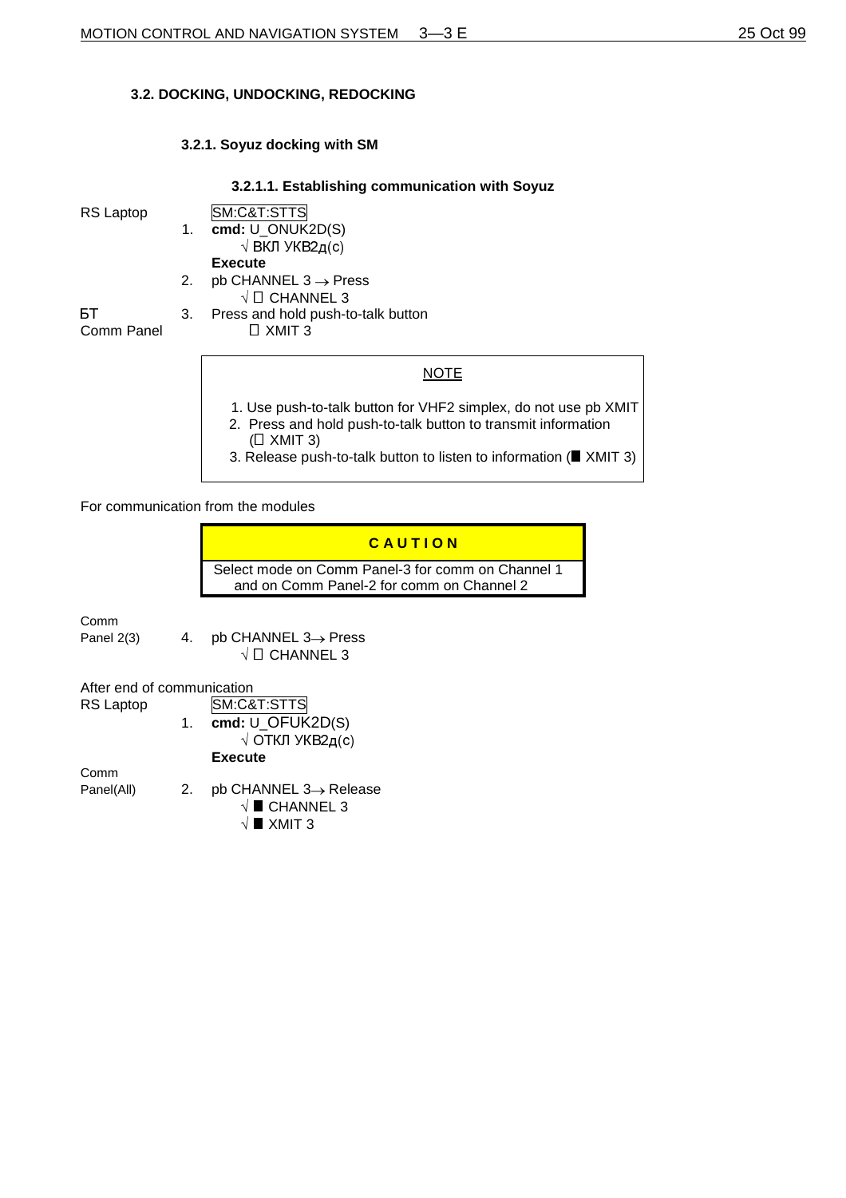### 3.2. DOCKING, UNDOCKING, REDOCKING

#### 3.2.1. Soyuz docking with SM

##### 3.2.1.1. Establishing communication with Soyuz

RS Laptop

SM:C&T:STTS

1. **cmd:** U_ONUK2D(S)
   √ ВКЛ УКВ2д(с)
   **Execute**
2. pb CHANNEL 3 → Press
   √ □ CHANNEL 3

БТ Comm Panel

3. Press and hold push-to-talk button
   □ XMIT 3

> NOTE
>
> 1. Use push-to-talk button for VHF2 simplex, do not use pb XMIT
> 2. Press and hold push-to-talk button to transmit information (□ XMIT 3)
> 3. Release push-to-talk button to listen to information (■ XMIT 3)

For communication from the modules

> **CAUTION**
>
> Select mode on Comm Panel-3 for comm on Channel 1 and on Comm Panel-2 for comm on Channel 2

Comm Panel 2(3)

4. pb CHANNEL 3→ Press
   √ □ CHANNEL 3

After end of communication

RS Laptop

SM:C&T:STTS

1. **cmd:** U_OFUK2D(S)
   √ ОТКЛ УКВ2д(с)
   **Execute**

Comm Panel(All)

2. pb CHANNEL 3→ Release
   √ ■ CHANNEL 3
   √ ■ XMIT 3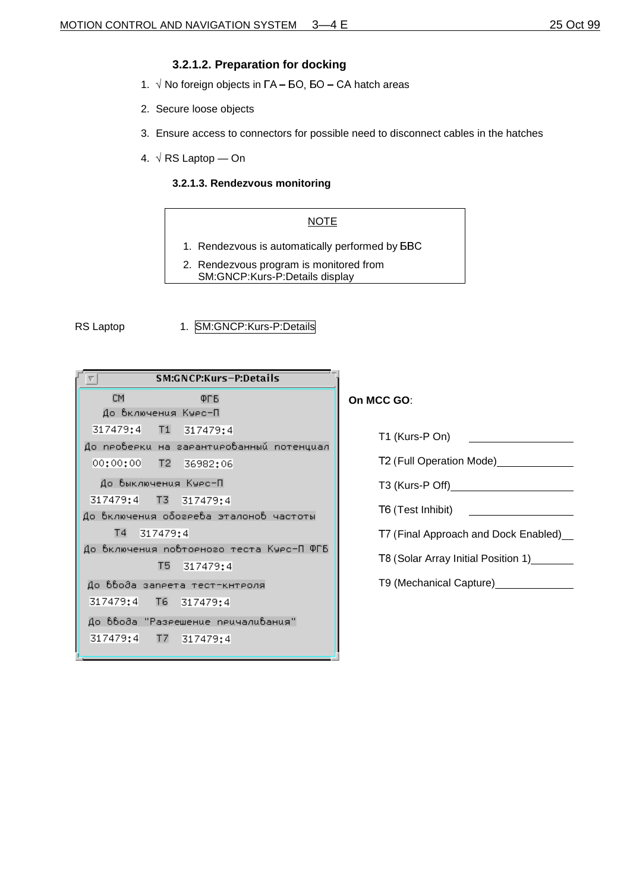### 3.2.1.2. Preparation for docking

1. √ No foreign objects in ГА – БО, БО – СА hatch areas
2. Secure loose objects
3. Ensure access to connectors for possible need to disconnect cables in the hatches
4. √ RS Laptop — On

#### 3.2.1.3. Rendezvous monitoring

> NOTE
>
> 1. Rendezvous is automatically performed by БВС
> 2. Rendezvous program is monitored from SM:GNCP:Kurs-P:Details display

RS Laptop 1. SM:GNCP:Kurs-P:Details

**SM:GNCP:Kurs–P:Details**

| СМ | | ФГБ |
|---|---|---|
| До включения Курс–П | | |
| 317479:4 | T1 | 317479:4 |
| До проверки на гарантированный потенциал | | |
| 00:00:00 | T2 | 36982:06 |
| До выключения Курс–П | | |
| 317479:4 | T3 | 317479:4 |
| До включения обогрева эталонов частоты | | |
| | T4 | 317479:4 |
| До включения повторного теста Курс–П ФГБ | | |
| | T5 | 317479:4 |
| До ввода запрета тест-кнтроля | | |
| 317479:4 | T6 | 317479:4 |
| До ввода "Разрешение причаливания" | | |
| 317479:4 | T7 | 317479:4 |

**On MCC GO**:

T1 (Kurs-P On) ____________

T2 (Full Operation Mode) ____________

T3 (Kurs-P Off) ____________

T6 (Test Inhibit) ____________

T7 (Final Approach and Dock Enabled) ____

T8 (Solar Array Initial Position 1) ________

T9 (Mechanical Capture) ____________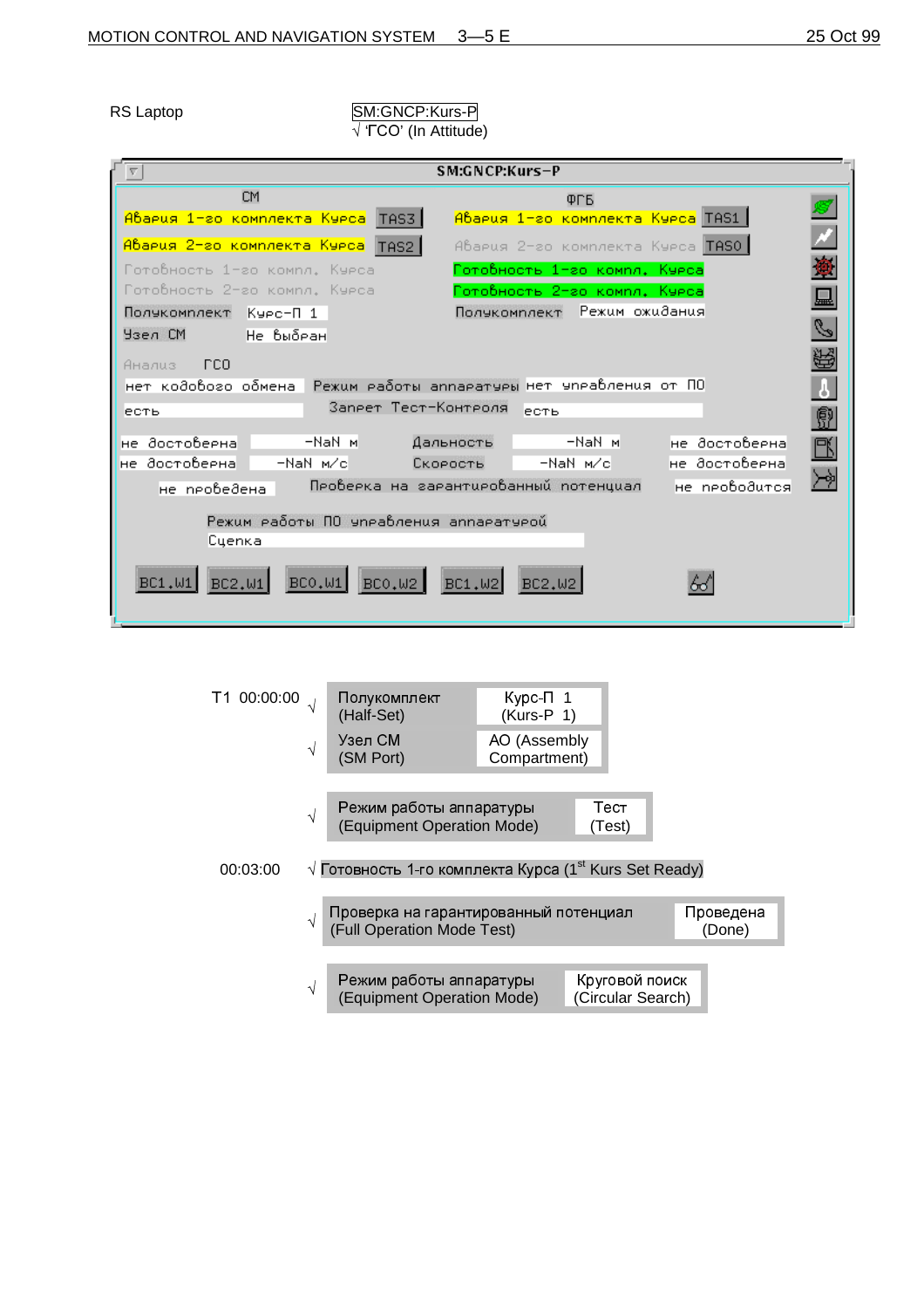RS Laptop

SM:GNCP:Kurs-P
√ 'ГСО' (In Attitude)

SM:GNCP:Kurs-P

| СМ | | ФГБ | |
|---|---|---|---|
| Авария 1-го комплекта Курса | TAS3 | Авария 1-го комплекта Курса | TAS1 |
| Авария 2-го комплекта Курса | TAS2 | Авария 2-го комплекта Курса | TAS0 |
| Готовность 1-го компл. Курса | | Готовность 1-го компл. Курса | |
| Готовность 2-го компл. Курса | | Готовность 2-го компл. Курса | |
| Полукомплект | Курс-П 1 | Полукомплект | Режим ожидания |
| Узел СМ | Не выбран | | |

Анализ ГСО

нет кодового обмена | Режим работы аппаратуры | нет управления от ПО

есть | Запрет Тест-Контроля | есть

| | | | | |
|---|---|---|---|---|
| не достоверна | -NaN м | Дальность | -NaN м | не достоверна |
| не достоверна | -NaN м/с | Скорость | -NaN м/с | не достоверна |

не проведена | Проверка на гарантированный потенциал | не проводится

Режим работы ПО управления аппаратурой

Сценка

BC1.W1 BC2.W1 BC0.W1 BC0.W2 BC1.W2 BC2.W2

T1 00:00:00 √ Полукомплект (Half-Set) — Курс-П 1 (Kurs-P 1)

√ Узел СМ (SM Port) — АО (Assembly Compartment)

√ Режим работы аппаратуры (Equipment Operation Mode) — Тест (Test)

00:03:00 √ Готовность 1-го комплекта Курса (1st Kurs Set Ready)

√ Проверка на гарантированный потенциал (Full Operation Mode Test) — Проведена (Done)

√ Режим работы аппаратуры (Equipment Operation Mode) — Круговой поиск (Circular Search)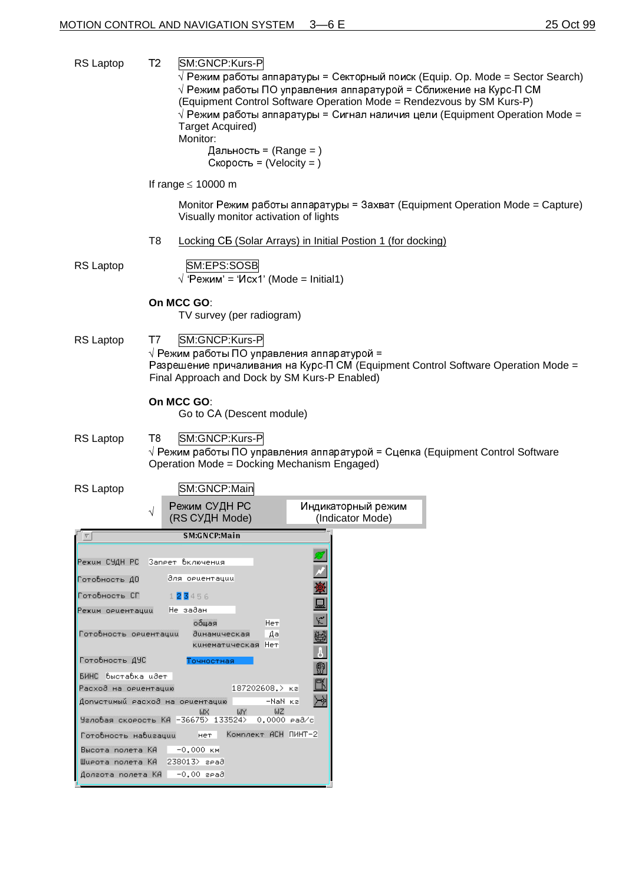| | | |
|---|---|---|
| RS Laptop | T2 | SM:GNCP:Kurs-P<br>√ Режим работы аппаратуры = Секторный поиск (Equip. Op. Mode = Sector Search)<br>√ Режим работы ПО управления аппаратурой = Сближение на Курс-П СМ (Equipment Control Software Operation Mode = Rendezvous by SM Kurs-P)<br>√ Режим работы аппаратуры = Сигнал наличия цели (Equipment Operation Mode = Target Acquired)<br>Monitor:<br>Дальность = (Range = )<br>Скорость = (Velocity = ) |

If range ≤ 10000 m

Monitor Режим работы аппаратуры = Захват (Equipment Operation Mode = Capture)
Visually monitor activation of lights

T8 Locking СБ (Solar Arrays) in Initial Postion 1 (for docking)

RS Laptop

SM:EPS:SOSB
√ 'Режим' = 'Исх1' (Mode = Initial1)

**On MCC GO**:
TV survey (per radiogram)

RS Laptop T7 SM:GNCP:Kurs-P
√ Режим работы ПО управления аппаратурой = Разрешение причаливания на Курс-П СМ (Equipment Control Software Operation Mode = Final Approach and Dock by SM Kurs-P Enabled)

**On MCC GO**:
Go to CA (Descent module)

RS Laptop T8 SM:GNCP:Kurs-P
√ Режим работы ПО управления аппаратурой = Сцепка (Equipment Control Software Operation Mode = Docking Mechanism Engaged)

RS Laptop SM:GNCP:Main

| | | |
|---|---|---|
| √ | Режим СУДН РС (RS СУДН Mode) | Индикаторный режим (Indicator Mode) |

SM:GNCP:Main

Режим СУДН РС Запрет включения
Готовность ДО для ориентации
Готовность СГ 1 2 3 4 5 6
Режим ориентации Не задан
Готовность ориентации общая Нет
динамическая Да
кинематическая Нет
Готовность ДУС Точностная
БИНС выставка идет
Расход на ориентацию 187202608.> кг
Допустимый расход на ориентацию -NaN кг
WX WY WZ
Угловая скорость КА -36675> 133524> 0.0000 рад/с
Готовность навигации нет Комплект АСН ПИНТ-2
Высота полета КА -0.000 км
Широта полета КА 238013> град
Долгота полета КА -0.00 град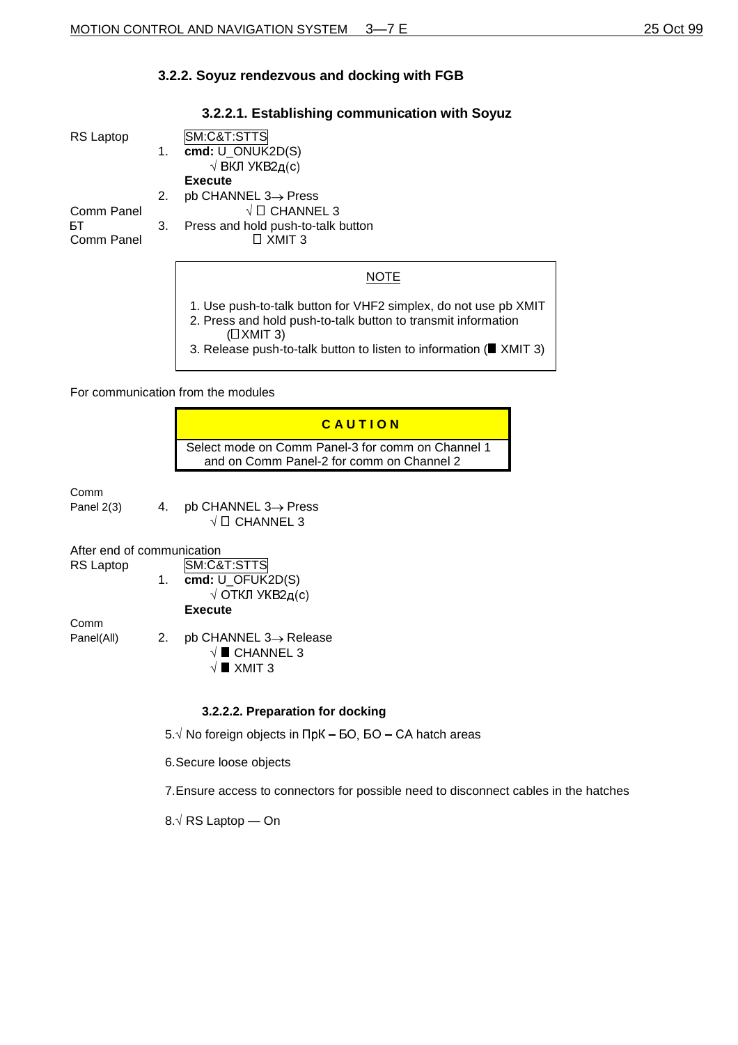### 3.2.2. Soyuz rendezvous and docking with FGB

#### 3.2.2.1. Establishing communication with Soyuz

RS Laptop

SM:C&T:STTS

1. **cmd:** U_ONUK2D(S)
   √ ВКЛ УКВ2д(с)
   **Execute**
2. pb CHANNEL 3→ Press

Comm Panel

   √ □ CHANNEL 3

БТ

3. Press and hold push-to-talk button

Comm Panel

   □ XMIT 3

> NOTE
>
> 1. Use push-to-talk button for VHF2 simplex, do not use pb XMIT
> 2. Press and hold push-to-talk button to transmit information (□ XMIT 3)
> 3. Release push-to-talk button to listen to information (■ XMIT 3)

For communication from the modules

> **CAUTION**
>
> Select mode on Comm Panel-3 for comm on Channel 1 and on Comm Panel-2 for comm on Channel 2

Comm Panel 2(3)

4. pb CHANNEL 3→ Press
   √ □ CHANNEL 3

After end of communication

RS Laptop

SM:C&T:STTS

1. **cmd:** U_OFUK2D(S)
   √ ОТКЛ УКВ2д(с)
   **Execute**

Comm Panel(All)

2. pb CHANNEL 3→ Release
   √ ■ CHANNEL 3
   √ ■ XMIT 3

#### 3.2.2.2. Preparation for docking

5. √ No foreign objects in ПрК – БО, БО – СА hatch areas
6. Secure loose objects
7. Ensure access to connectors for possible need to disconnect cables in the hatches
8. √ RS Laptop — On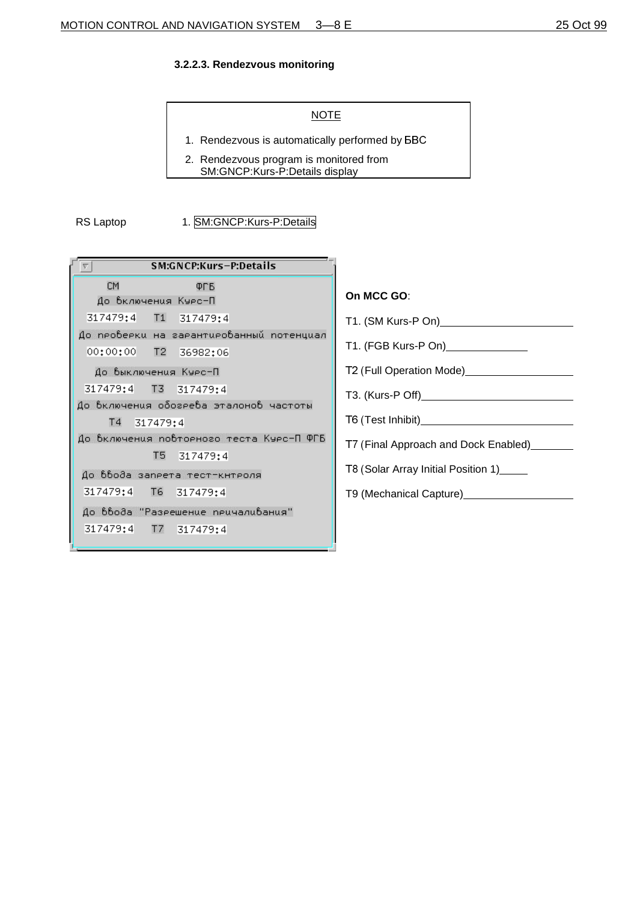### 3.2.2.3. Rendezvous monitoring

> NOTE
>
> 1. Rendezvous is automatically performed by БВС
> 2. Rendezvous program is monitored from SM:GNCP:Kurs-P:Details display

RS Laptop    1. SM:GNCP:Kurs-P:Details

**SM:GNCP:Kurs–P:Details**

СМ    ФГБ

До включения Курс–П

317479:4  T1  317479:4

До проверки на гарантированный потенциал

00:00:00  T2  36982:06

До выключения Курс–П

317479:4  T3  317479:4

До включения обогрева эталонов частоты

T4  317479:4

До включения повторного теста Курс–П ФГБ

T5  317479:4

До ввода запрета тест-кнтроля

317479:4  T6  317479:4

До ввода "Разрешение причаливания"

317479:4  T7  317479:4

**On MCC GO**:

T1. (SM Kurs-P On)\_\_\_\_\_\_\_\_\_\_\_\_\_\_\_\_\_\_\_\_

T1. (FGB Kurs-P On)\_\_\_\_\_\_\_\_\_\_\_\_\_\_

T2 (Full Operation Mode)\_\_\_\_\_\_\_\_\_\_\_\_\_\_\_\_\_

T3. (Kurs-P Off)\_\_\_\_\_\_\_\_\_\_\_\_\_\_\_\_\_\_\_\_\_\_\_

T6 (Test Inhibit)\_\_\_\_\_\_\_\_\_\_\_\_\_\_\_\_\_\_\_\_\_\_\_

T7 (Final Approach and Dock Enabled)\_\_\_\_\_\_\_

T8 (Solar Array Initial Position 1)\_\_\_\_\_

T9 (Mechanical Capture)\_\_\_\_\_\_\_\_\_\_\_\_\_\_\_\_\_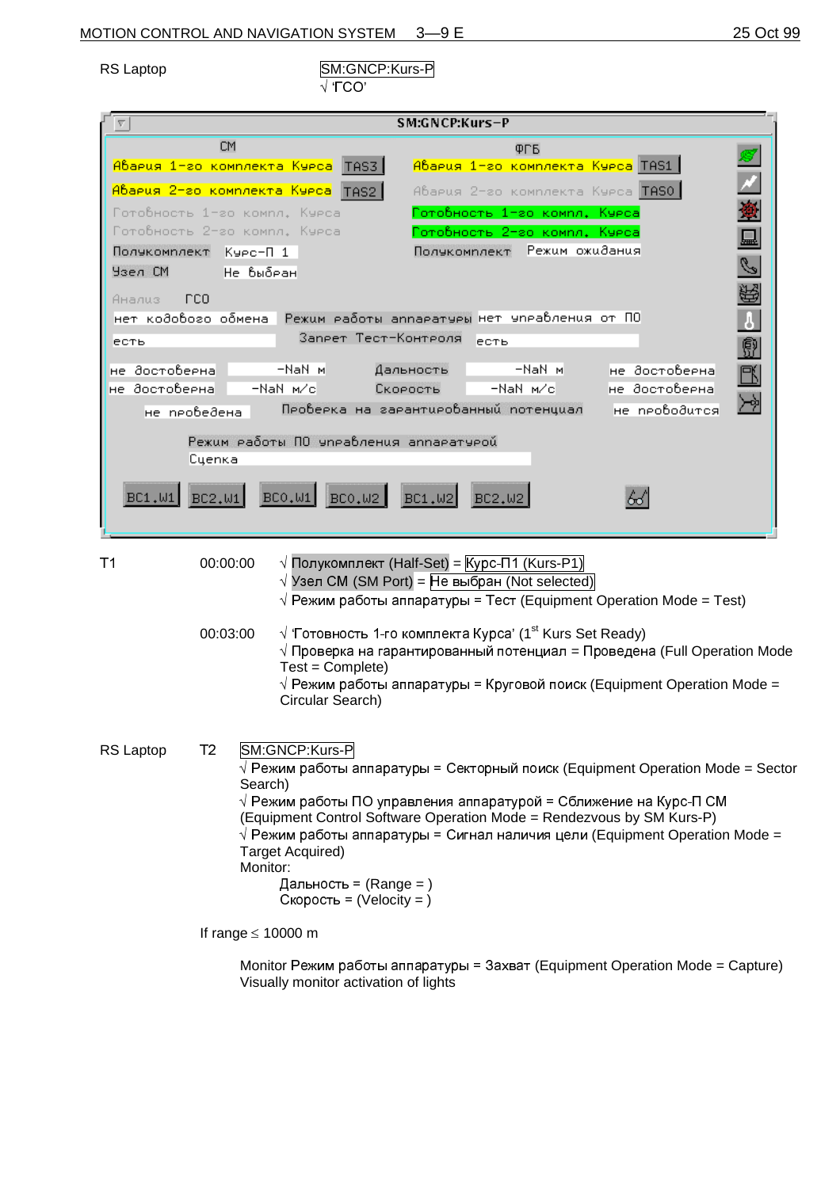RS Laptop

SM:GNCP:Kurs-P
√ 'ГСО'

SM:GNCP:Kurs-P

СМ

Авария 1-го комплекта Курса TAS3

Авария 2-го комплекта Курса TAS2

Готовность 1-го компл. Курса

Готовность 2-го компл. Курса

Полукомплект Курс-П 1

Узел СМ Не выбран

ФГБ

Авария 1-го комплекта Курса TAS1

Авария 2-го комплекта Курса TAS0

Готовность 1-го компл. Курса

Готовность 2-го компл. Курса

Полукомплект Режим ожидания

Анализ ГСО

нет кодового обмена Режим работы аппаратуры нет управления от ПО

есть Запрет Тест-Контроля есть

не достоверна -NaN м Дальность -NaN м не достоверна

не достоверна -NaN м/с Скорость -NaN м/с не достоверна

не проведена Проверка на гарантированный потенциал не проводится

Режим работы ПО управления аппаратурой

Оценка

BC1.W1 BC2.W1 BC0.W1 BC0.W2 BC1.W2 BC2.W2

T1 00:00:00
√ Полукомплект (Half-Set) = Курс-П1 (Kurs-P1)
√ Узел СМ (SM Port) = Не выбран (Not selected)
√ Режим работы аппаратуры = Тест (Equipment Operation Mode = Test)

00:03:00
√ 'Готовность 1-го комплекта Курса' (1st Kurs Set Ready)
√ Проверка на гарантированный потенциал = Проведена (Full Operation Mode Test = Complete)
√ Режим работы аппаратуры = Круговой поиск (Equipment Operation Mode = Circular Search)

RS Laptop T2 SM:GNCP:Kurs-P
√ Режим работы аппаратуры = Секторный поиск (Equipment Operation Mode = Sector Search)
√ Режим работы ПО управления аппаратурой = Сближение на Курс-П СМ (Equipment Control Software Operation Mode = Rendezvous by SM Kurs-P)
√ Режим работы аппаратуры = Сигнал наличия цели (Equipment Operation Mode = Target Acquired)
Monitor:
Дальность = (Range = )
Скорость = (Velocity = )

If range ≤ 10000 m

Monitor Режим работы аппаратуры = Захват (Equipment Operation Mode = Capture)
Visually monitor activation of lights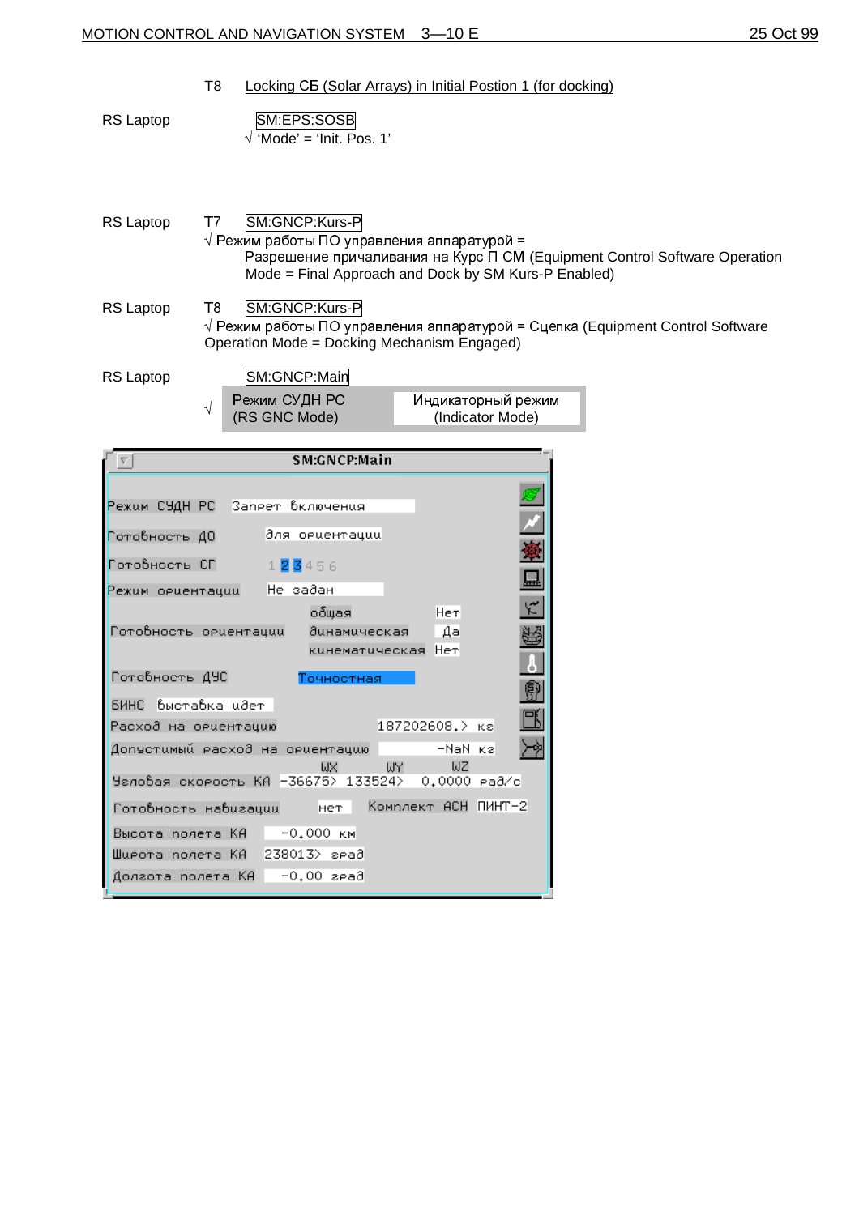T8 Locking СБ (Solar Arrays) in Initial Postion 1 (for docking)

RS Laptop SM:EPS:SOSB

√ 'Mode' = 'Init. Pos. 1'

RS Laptop T7 SM:GNCP:Kurs-P

√ Режим работы ПО управления аппаратурой = Разрешение причаливания на Курс-П СМ (Equipment Control Software Operation Mode = Final Approach and Dock by SM Kurs-P Enabled)

RS Laptop T8 SM:GNCP:Kurs-P

√ Режим работы ПО управления аппаратурой = Сцепка (Equipment Control Software Operation Mode = Docking Mechanism Engaged)

RS Laptop SM:GNCP:Main

| | | |
|---|---|---|
| √ | Режим СУДН РС (RS GNC Mode) | Индикаторный режим (Indicator Mode) |

SM:GNCP:Main

Режим СУДН РС Запрет включения

Готовность ДО для ориентации

Готовность СГ 1 2 3 4 5 6

Режим ориентации Не задан

Готовность ориентации: общая Нет; динамическая Да; кинематическая Нет

Готовность ДУС Точностная

БИНС выставка идет

Расход на ориентацию 187202608.> кг

Допустимый расход на ориентацию -NaN кг

Угловая скорость КА WX -36675> WY 133524> WZ 0.0000 рад/с

Готовность навигации нет Комплект АСН ПИНТ-2

Высота полета КА -0.000 км

Широта полета КА 238013> град

Долгота полета КА -0.00 град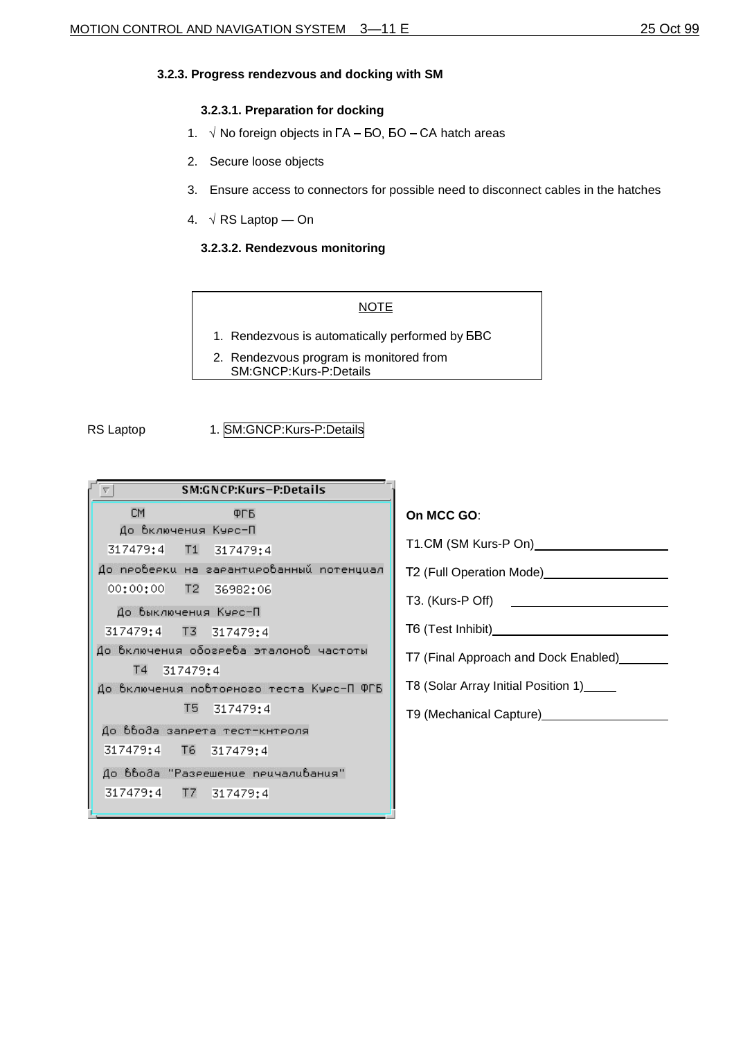### 3.2.3. Progress rendezvous and docking with SM

#### 3.2.3.1. Preparation for docking

1. √ No foreign objects in ГА – БО, БО – СА hatch areas
2. Secure loose objects
3. Ensure access to connectors for possible need to disconnect cables in the hatches
4. √ RS Laptop — On

#### 3.2.3.2. Rendezvous monitoring

> NOTE
>
> 1. Rendezvous is automatically performed by БВС
> 2. Rendezvous program is monitored from SM:GNCP:Kurs-P:Details

RS Laptop 1. SM:GNCP:Kurs-P:Details

SM:GNCP:Kurs–P:Details

СМ ФГБ

До включения Курс-П

317479:4 T1 317479:4

До проверки на гарантированный потенциал

00:00:00 T2 36982:06

До выключения Курс-П

317479:4 T3 317479:4

До включения обогрева эталонов частоты

T4 317479:4

До включения повторного теста Курс-П ФГБ

T5 317479:4

До ввода запрета тест-кнтроля

317479:4 T6 317479:4

До ввода "Разрешение причаливания"

317479:4 T7 317479:4

**On MCC GO**:

T1.СМ (SM Kurs-P On)\_\_\_\_\_\_\_\_\_\_\_\_\_\_\_\_\_\_\_\_

T2 (Full Operation Mode)\_\_\_\_\_\_\_\_\_\_\_\_\_\_\_\_\_\_\_

T3. (Kurs-P Off) \_\_\_\_\_\_\_\_\_\_\_\_\_\_\_\_\_\_\_\_\_\_\_\_

T6 (Test Inhibit)\_\_\_\_\_\_\_\_\_\_\_\_\_\_\_\_\_\_\_\_\_\_\_\_\_

T7 (Final Approach and Dock Enabled)\_\_\_\_\_\_\_

T8 (Solar Array Initial Position 1)\_\_\_\_\_

T9 (Mechanical Capture)\_\_\_\_\_\_\_\_\_\_\_\_\_\_\_\_\_\_\_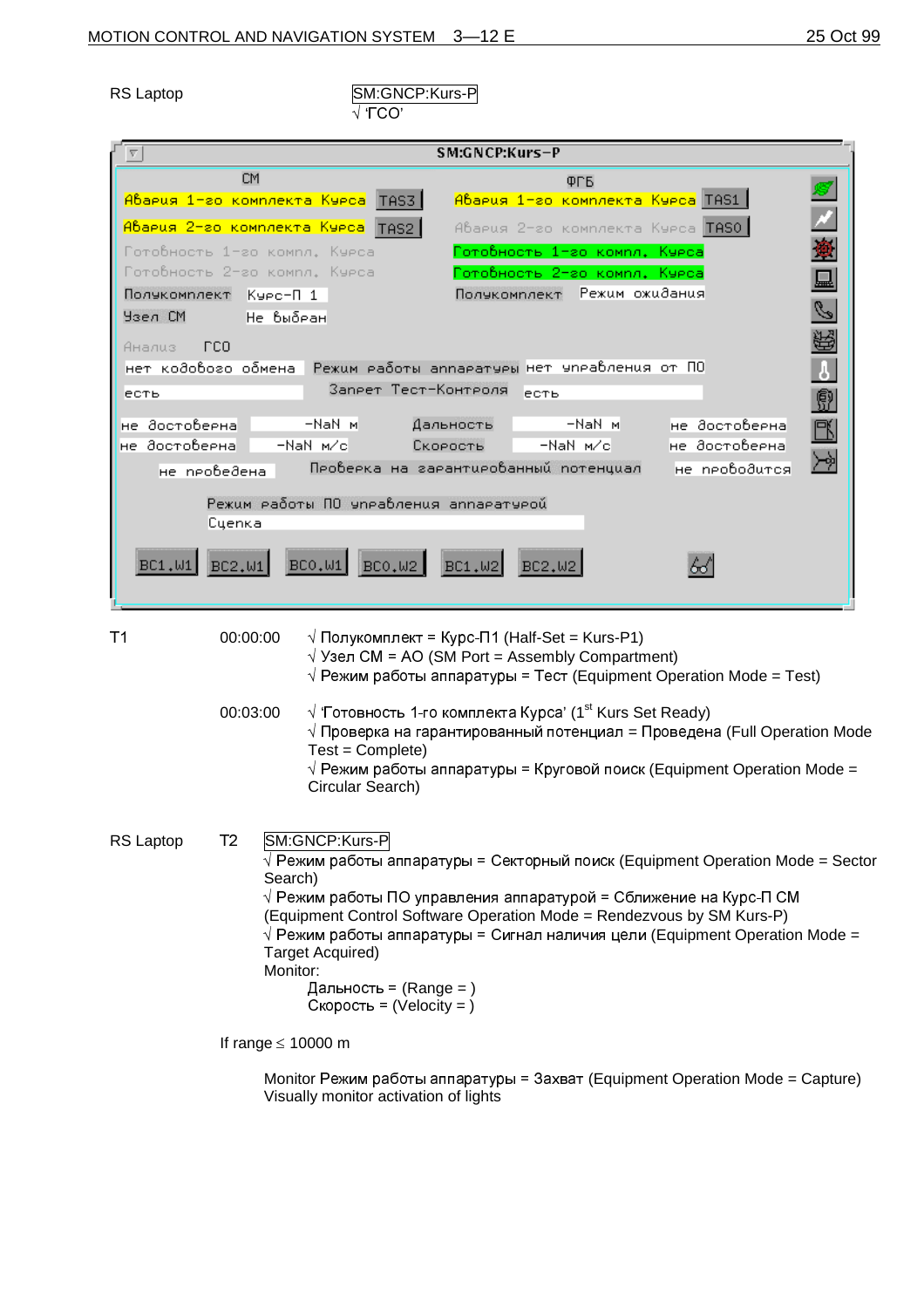RS Laptop SM:GNCP:Kurs-P

√ 'ГСО'

SM:GNCP:Kurs-P

СМ

Авария 1-го комплекта Курса TAS3

Авария 2-го комплекта Курса TAS2

Готовность 1-го компл. Курса

Готовность 2-го компл. Курса

Полукомплект Курс-П 1

Узел СМ Не выбран

ФГБ

Авария 1-го комплекта Курса TAS1

Авария 2-го комплекта Курса TAS0

Готовность 1-го компл. Курса

Готовность 2-го компл. Курса

Полукомплект Режим ожидания

Анализ ГСО

нет кодового обмена

Режим работы аппаратуры

нет управления от ПО

есть

Запрет Тест-Контроля

есть

не достоверна -NaN м Дальность -NaN м не достоверна

не достоверна -NaN м/с Скорость -NaN м/с не достоверна

не проведена Проверка на гарантированный потенциал не проводится

Режим работы ПО управления аппаратурой

Оценка

BC1.W1 BC2.W1 BC0.W1 BC0.W2 BC1.W2 BC2.W2

T1 00:00:00

√ Полукомплект = Курс-П1 (Half-Set = Kurs-P1)

√ Узел СМ = АО (SM Port = Assembly Compartment)

√ Режим работы аппаратуры = Тест (Equipment Operation Mode = Test)

00:03:00

√ 'Готовность 1-го комплекта Курса' (1st Kurs Set Ready)

√ Проверка на гарантированный потенциал = Проведена (Full Operation Mode Test = Complete)

√ Режим работы аппаратуры = Круговой поиск (Equipment Operation Mode = Circular Search)

RS Laptop T2 SM:GNCP:Kurs-P

√ Режим работы аппаратуры = Секторный поиск (Equipment Operation Mode = Sector Search)

√ Режим работы ПО управления аппаратурой = Сближение на Курс-П СМ (Equipment Control Software Operation Mode = Rendezvous by SM Kurs-P)

√ Режим работы аппаратуры = Сигнал наличия цели (Equipment Operation Mode = Target Acquired)

Monitor:

Дальность = (Range = )

Скорость = (Velocity = )

If range ≤ 10000 m

Monitor Режим работы аппаратуры = Захват (Equipment Operation Mode = Capture)

Visually monitor activation of lights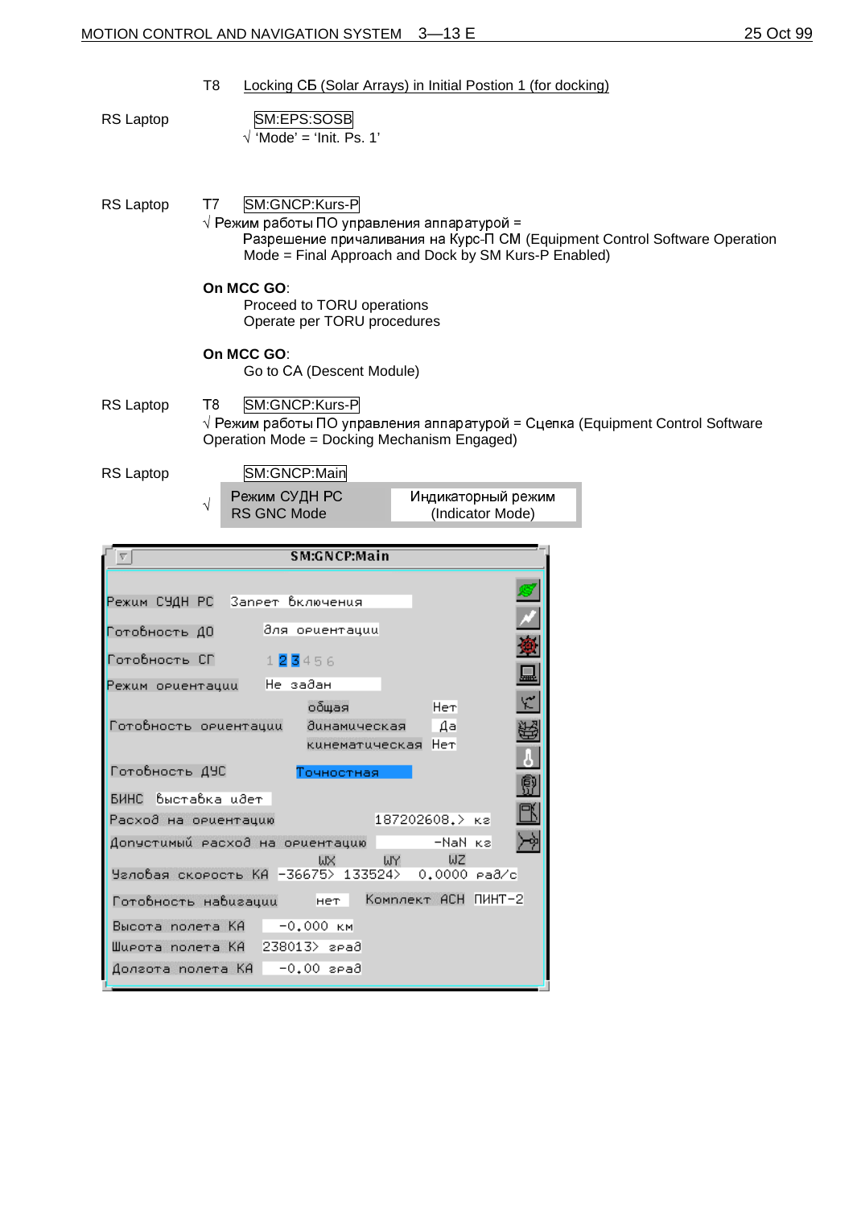T8 Locking СБ (Solar Arrays) in Initial Postion 1 (for docking)

RS Laptop

SM:EPS:SOSB

√ 'Mode' = 'Init. Ps. 1'

RS Laptop

T7 SM:GNCP:Kurs-P

√ Режим работы ПО управления аппаратурой =

Разрешение причаливания на Курс-П СМ (Equipment Control Software Operation Mode = Final Approach and Dock by SM Kurs-P Enabled)

**On MCC GO**:

Proceed to TORU operations

Operate per TORU procedures

**On MCC GO**:

Go to CA (Descent Module)

RS Laptop

T8 SM:GNCP:Kurs-P

√ Режим работы ПО управления аппаратурой = Сцепка (Equipment Control Software Operation Mode = Docking Mechanism Engaged)

RS Laptop

SM:GNCP:Main

| | | |
|---|---|---|
| √ | Режим СУДН РС<br>RS GNC Mode | Индикаторный режим<br>(Indicator Mode) |

SM:GNCP:Main

Режим СУДН РС Запрет включения

Готовность ДО для ориентации

Готовность СГ 1 2 3 4 5 6

Режим ориентации Не задан

Готовность ориентации: общая Нет; динамическая Да; кинематическая Нет

Готовность ДУС Точностная

БИНС выставка идет

Расход на ориентацию 187202608.> кг

Допустимый расход на ориентацию -NaN кг

Угловая скорость КА WX -36675> WY 133524> WZ 0.0000 рад/с

Готовность навигации нет Комплект АСН ПИНТ-2

Высота полета КА -0.000 км

Широта полета КА 238013> град

Долгота полета КА -0.00 град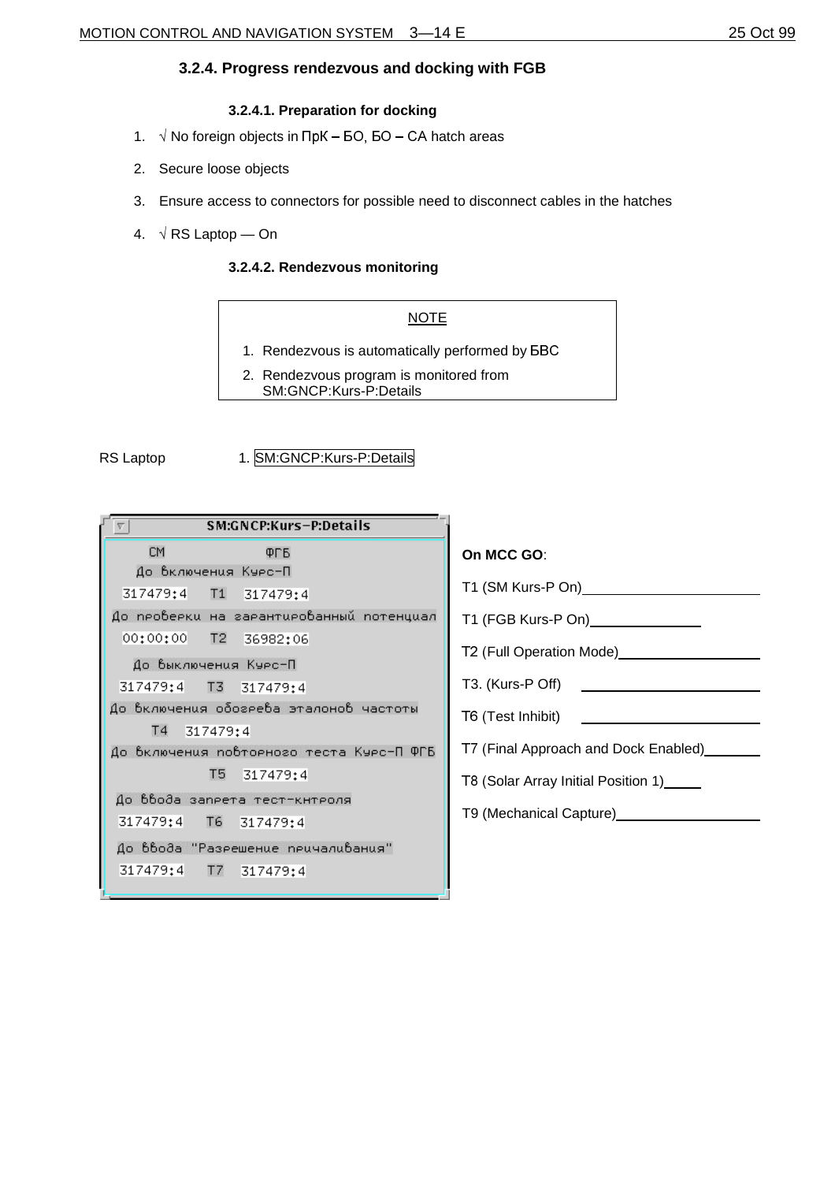### 3.2.4. Progress rendezvous and docking with FGB

#### 3.2.4.1. Preparation for docking

1. √ No foreign objects in ПрК – БО, БО – СА hatch areas
2. Secure loose objects
3. Ensure access to connectors for possible need to disconnect cables in the hatches
4. √ RS Laptop — On

#### 3.2.4.2. Rendezvous monitoring

NOTE

1. Rendezvous is automatically performed by БВС
2. Rendezvous program is monitored from SM:GNCP:Kurs-P:Details

RS Laptop 1. SM:GNCP:Kurs-P:Details

SM:GNCP:Kurs-P:Details

СМ ФГБ

До включения Курс-П

317479:4 T1 317479:4

До проверки на гарантированный потенциал

00:00:00 T2 36982:06

До выключения Курс-П

317479:4 T3 317479:4

До включения обогрева эталонов частоты

T4 317479:4

До включения повторного теста Курс-П ФГБ

T5 317479:4

До ввода запрета тест-кнтроля

317479:4 T6 317479:4

До ввода "Разрешение причаливания"

317479:4 T7 317479:4

**On MCC GO**:

T1 (SM Kurs-P On)\_\_\_\_\_\_\_\_\_\_\_\_\_\_\_\_

T1 (FGB Kurs-P On)\_\_\_\_\_\_\_\_\_\_\_\_

T2 (Full Operation Mode)\_\_\_\_\_\_\_\_\_\_\_\_\_\_

T3. (Kurs-P Off) \_\_\_\_\_\_\_\_\_\_\_\_\_\_\_\_

T6 (Test Inhibit) \_\_\_\_\_\_\_\_\_\_\_\_\_\_\_\_

T7 (Final Approach and Dock Enabled)\_\_\_\_\_\_

T8 (Solar Array Initial Position 1)\_\_\_\_

T9 (Mechanical Capture)\_\_\_\_\_\_\_\_\_\_\_\_\_\_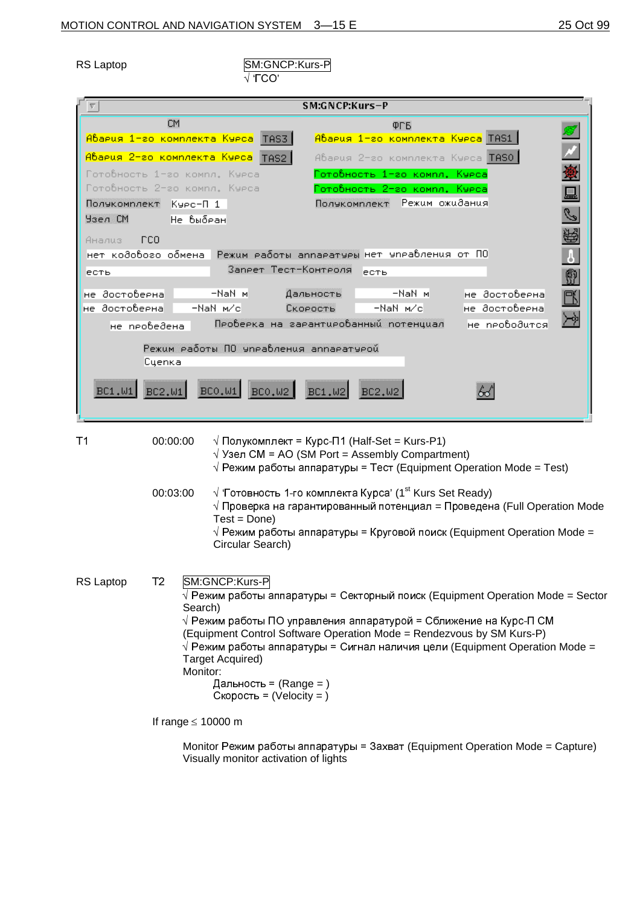RS Laptop SM:GNCP:Kurs-P
√ 'ГСО'

SM:GNCP:Kurs-P

СМ

Авария 1-го комплекта Курса TAS3
Авария 2-го комплекта Курса TAS2
Готовность 1-го компл. Курса
Готовность 2-го компл. Курса
Полукомплект Курс-П 1
Узел СМ Не выбран

ФГБ

Авария 1-го комплекта Курса TAS1
Авария 2-го комплекта Курса TAS0
Готовность 1-го компл. Курса
Готовность 2-го компл. Курса
Полукомплект Режим ожидания

Анализ ГСО

нет кодового обмена Режим работы аппаратуры нет управления от ПО
есть Запрет Тест-Контроля есть

не достоверна -NaN м Дальность -NaN м не достоверна
не достоверна -NaN м/с Скорость -NaN м/с не достоверна
не проведена Проверка на гарантированный потенциал не проводится

Режим работы ПО управления аппаратурой
Оценка

BC1.W1 BC2.W1 BC0.W1 BC0.W2 BC1.W2 BC2.W2

T1 00:00:00 √ Полукомплект = Курс-П1 (Half-Set = Kurs-P1)
√ Узел СМ = АО (SM Port = Assembly Compartment)
√ Режим работы аппаратуры = Тест (Equipment Operation Mode = Test)

00:03:00 √ 'Готовность 1-го комплекта Курса' (1st Kurs Set Ready)
√ Проверка на гарантированный потенциал = Проведена (Full Operation Mode Test = Done)
√ Режим работы аппаратуры = Круговой поиск (Equipment Operation Mode = Circular Search)

RS Laptop T2 SM:GNCP:Kurs-P
√ Режим работы аппаратуры = Секторный поиск (Equipment Operation Mode = Sector Search)
√ Режим работы ПО управления аппаратурой = Сближение на Курс-П СМ (Equipment Control Software Operation Mode = Rendezvous by SM Kurs-P)
√ Режим работы аппаратуры = Сигнал наличия цели (Equipment Operation Mode = Target Acquired)
Monitor:
Дальность = (Range = )
Скорость = (Velocity = )

If range ≤ 10000 m

Monitor Режим работы аппаратуры = Захват (Equipment Operation Mode = Capture)
Visually monitor activation of lights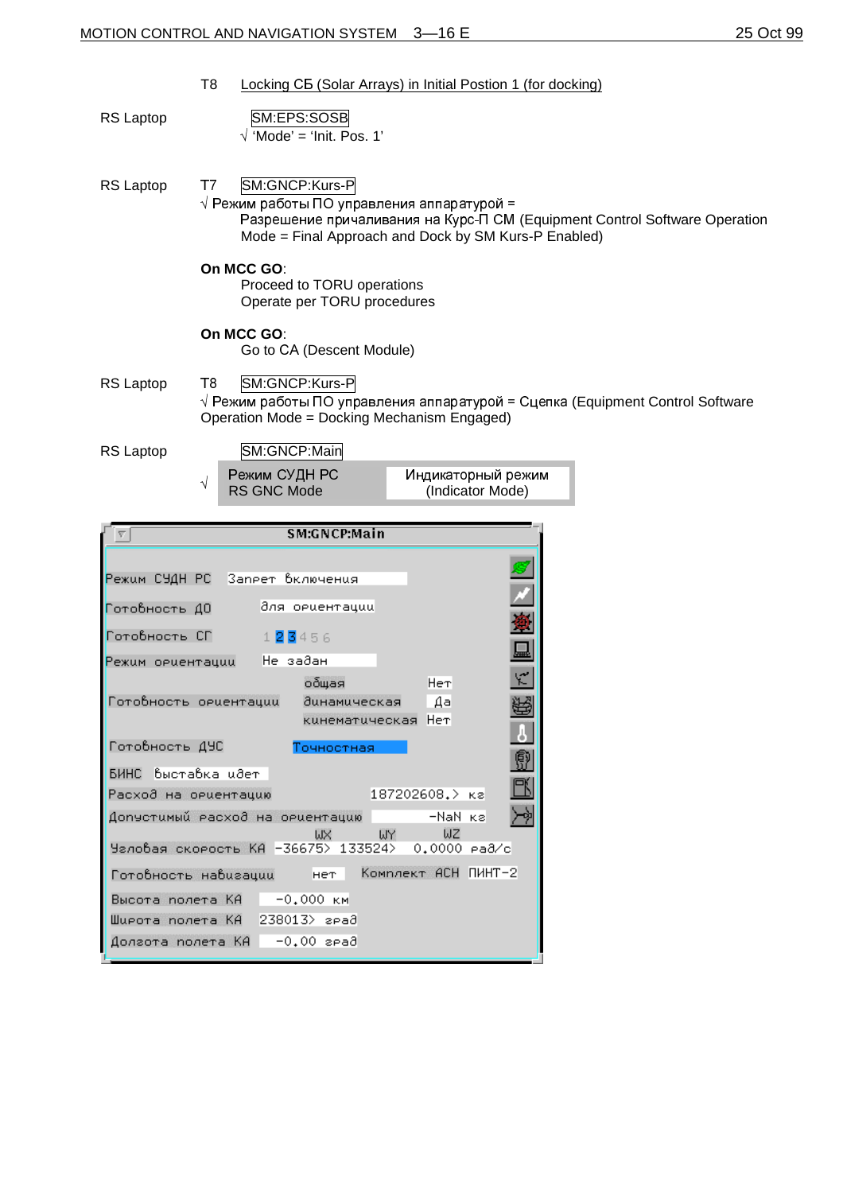T8 Locking СБ (Solar Arrays) in Initial Postion 1 (for docking)

RS Laptop — SM:EPS:SOSB
√ 'Mode' = 'Init. Pos. 1'

RS Laptop — T7 SM:GNCP:Kurs-P
√ Режим работы ПО управления аппаратурой = Разрешение причаливания на Курс-П СМ (Equipment Control Software Operation Mode = Final Approach and Dock by SM Kurs-P Enabled)

**On MCC GO**:
Proceed to TORU operations
Operate per TORU procedures

**On MCC GO**:
Go to CA (Descent Module)

RS Laptop — T8 SM:GNCP:Kurs-P
√ Режим работы ПО управления аппаратурой = Сцепка (Equipment Control Software Operation Mode = Docking Mechanism Engaged)

RS Laptop — SM:GNCP:Main

| | | |
|---|---|---|
| √ | Режим СУДН РС<br>RS GNC Mode | Индикаторный режим<br>(Indicator Mode) |

SM:GNCP:Main

Режим СУДН РС Запрет включения
Готовность ДО для ориентации
Готовность СГ 1 2 3 4 5 6
Режим ориентации Не задан
Готовность ориентации общая Нет, динамическая Да, кинематическая Нет
Готовность ДУС Точностная
БИНС выставка идет
Расход на ориентацию 187202608.> кг
Допустимый расход на ориентацию -NaN кг
Угловая скорость КА WX -36675> WY 133524> WZ 0.0000 рад/с
Готовность навигации нет Комплект АСН ПИНТ-2
Высота полета КА -0.000 км
Широта полета КА 238013> град
Долгота полета КА -0.00 град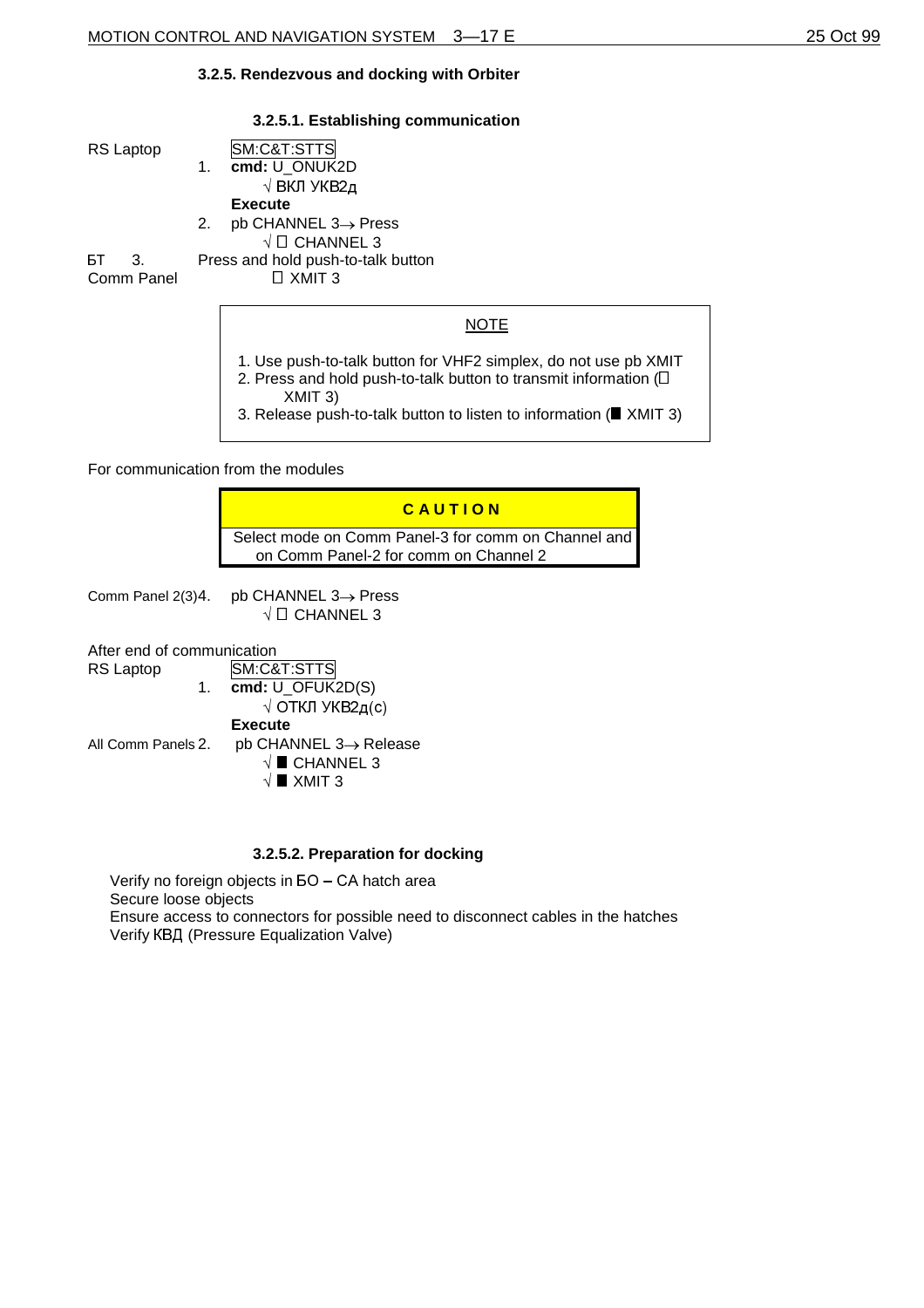### 3.2.5. Rendezvous and docking with Orbiter

#### 3.2.5.1. Establishing communication

RS Laptop

SM:C&T:STTS

1. **cmd:** U_ONUK2D
   √ ВКЛ УКВ2д
   **Execute**
2. pb CHANNEL 3→ Press
   √ □ CHANNEL 3

БТ Comm Panel 3. Press and hold push-to-talk button
   □ XMIT 3

> **NOTE**
>
> 1. Use push-to-talk button for VHF2 simplex, do not use pb XMIT
> 2. Press and hold push-to-talk button to transmit information (□ XMIT 3)
> 3. Release push-to-talk button to listen to information (■ XMIT 3)

For communication from the modules

> **C A U T I O N**
>
> Select mode on Comm Panel-3 for comm on Channel and on Comm Panel-2 for comm on Channel 2

Comm Panel 2(3) 4. pb CHANNEL 3→ Press
   √ □ CHANNEL 3

After end of communication

RS Laptop

SM:C&T:STTS

1. **cmd:** U_OFUK2D(S)
   √ ОТКЛ УКВ2д(с)
   **Execute**

All Comm Panels 2. pb CHANNEL 3→ Release
   √ ■ CHANNEL 3
   √ ■ XMIT 3

#### 3.2.5.2. Preparation for docking

Verify no foreign objects in БО – СА hatch area
Secure loose objects
Ensure access to connectors for possible need to disconnect cables in the hatches
Verify КВД (Pressure Equalization Valve)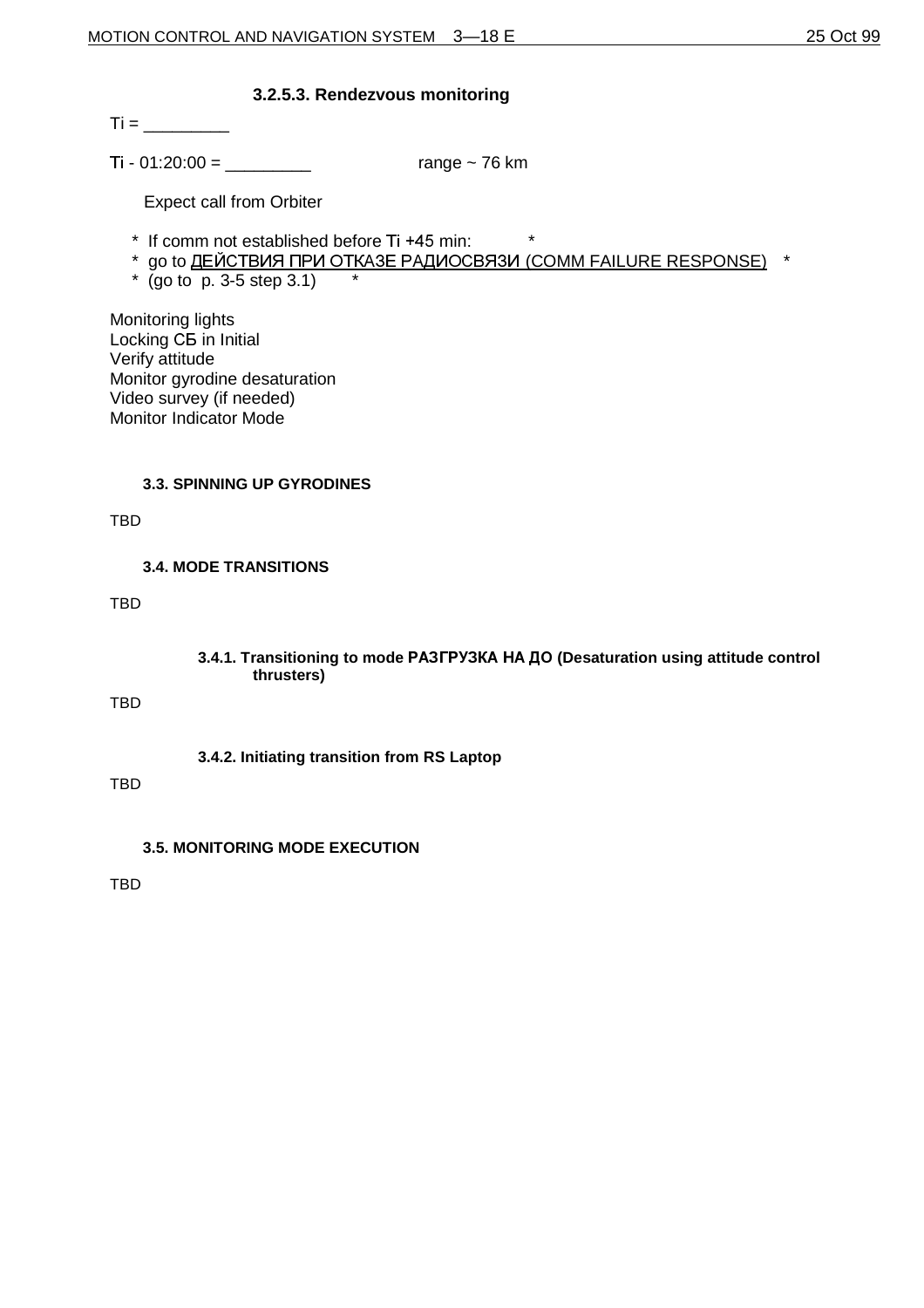### 3.2.5.3. Rendezvous monitoring

Ti = _________

Ti - 01:20:00 = _________ range ~ 76 km

Expect call from Orbiter

* If comm not established before Ti +45 min: *
* go to ДЕЙСТВИЯ ПРИ ОТКАЗЕ РАДИОСВЯЗИ (COMM FAILURE RESPONSE) *
* (go to p. 3-5 step 3.1) *

Monitoring lights
Locking СБ in Initial
Verify attitude
Monitor gyrodine desaturation
Video survey (if needed)
Monitor Indicator Mode

## 3.3. SPINNING UP GYRODINES

TBD

## 3.4. MODE TRANSITIONS

TBD

### 3.4.1. Transitioning to mode РАЗГРУЗКА НА ДО (Desaturation using attitude control thrusters)

TBD

### 3.4.2. Initiating transition from RS Laptop

TBD

## 3.5. MONITORING MODE EXECUTION

TBD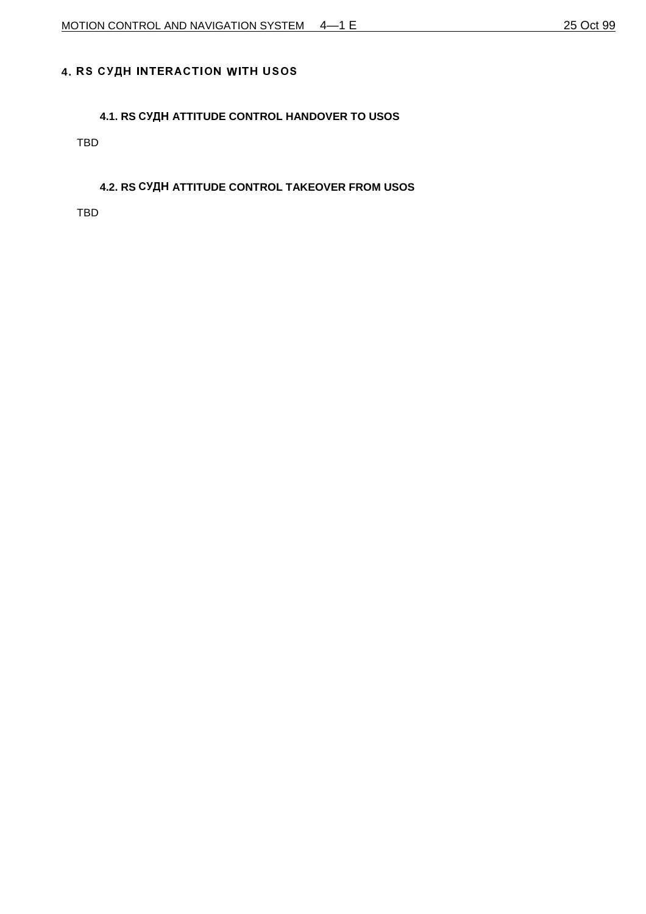# 4. RS СУДН INTERACTION WITH USOS

## 4.1. RS СУДН ATTITUDE CONTROL HANDOVER TO USOS

TBD

## 4.2. RS СУДН ATTITUDE CONTROL TAKEOVER FROM USOS

TBD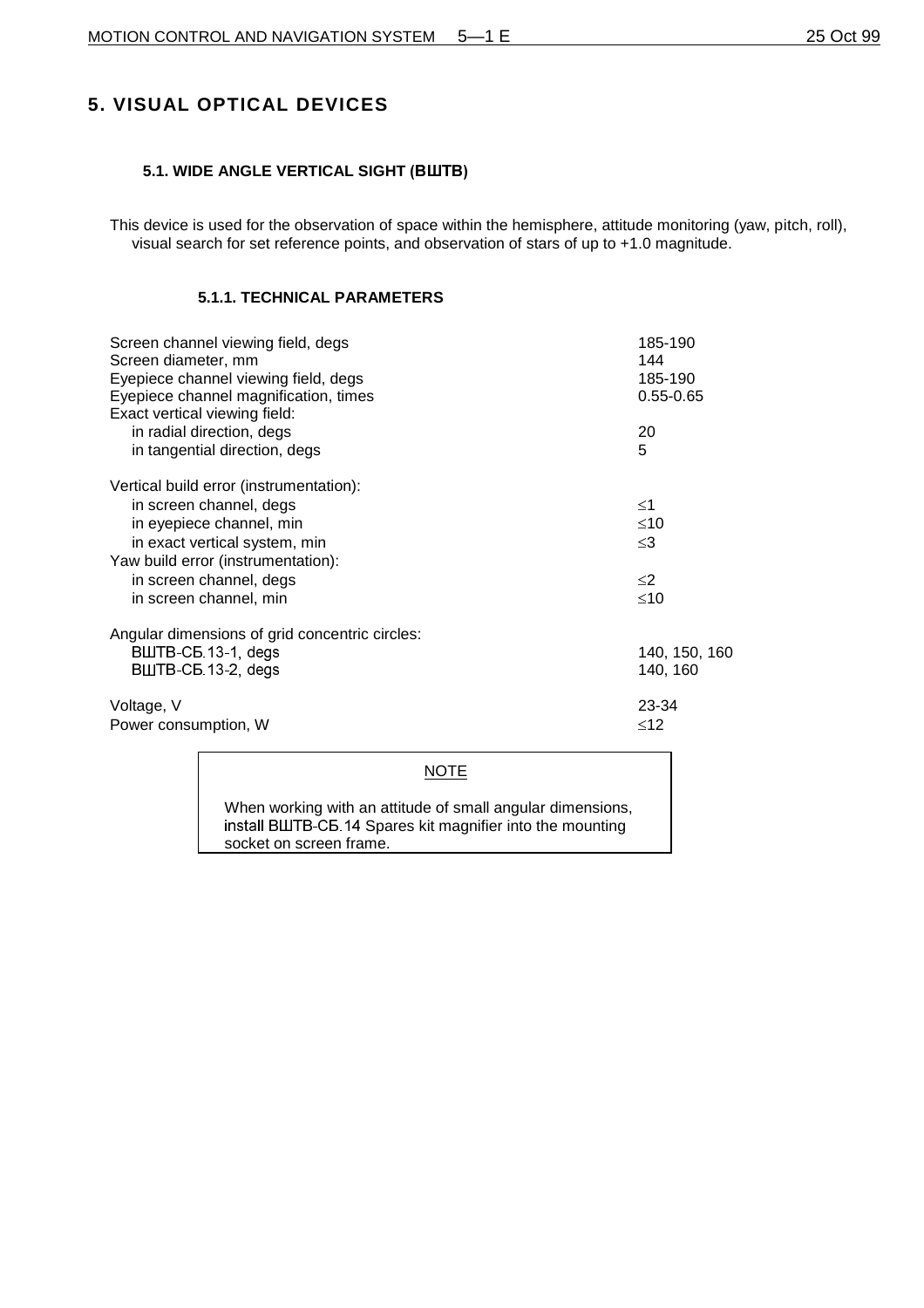# 5. VISUAL OPTICAL DEVICES

## 5.1. WIDE ANGLE VERTICAL SIGHT (ВШТВ)

This device is used for the observation of space within the hemisphere, attitude monitoring (yaw, pitch, roll), visual search for set reference points, and observation of stars of up to +1.0 magnitude.

### 5.1.1. TECHNICAL PARAMETERS

| | |
|---|---|
| Screen channel viewing field, degs | 185-190 |
| Screen diameter, mm | 144 |
| Eyepiece channel viewing field, degs | 185-190 |
| Eyepiece channel magnification, times | 0.55-0.65 |
| Exact vertical viewing field: | |
| in radial direction, degs | 20 |
| in tangential direction, degs | 5 |
| Vertical build error (instrumentation): | |
| in screen channel, degs | ≤1 |
| in eyepiece channel, min | ≤10 |
| in exact vertical system, min | ≤3 |
| Yaw build error (instrumentation): | |
| in screen channel, degs | ≤2 |
| in screen channel, min | ≤10 |
| Angular dimensions of grid concentric circles: | |
| ВШТВ-СБ.13-1, degs | 140, 150, 160 |
| ВШТВ-СБ.13-2, degs | 140, 160 |
| Voltage, V | 23-34 |
| Power consumption, W | ≤12 |

NOTE

When working with an attitude of small angular dimensions, install ВШТВ-СБ.14 Spares kit magnifier into the mounting socket on screen frame.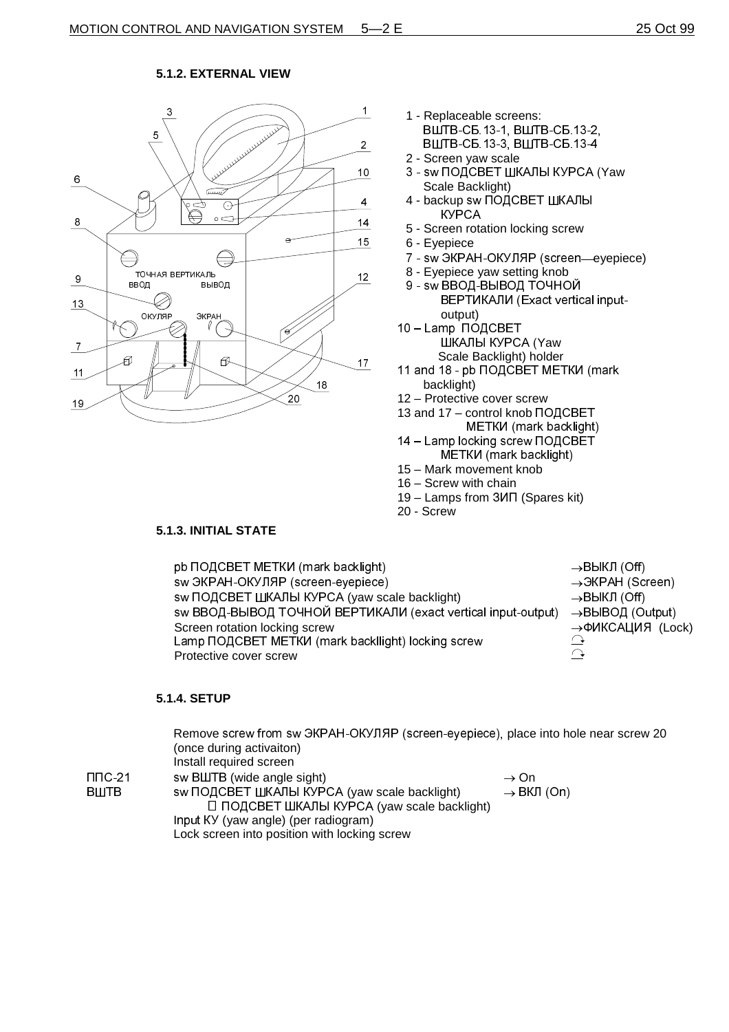### 5.1.2. EXTERNAL VIEW

1 - Replaceable screens: ВШТВ-СБ.13-1, ВШТВ-СБ.13-2, ВШТВ-СБ.13-3, ВШТВ-СБ.13-4
2 - Screen yaw scale
3 - sw ПОДСВЕТ ШКАЛЫ КУРСА (Yaw Scale Backlight)
4 - backup sw ПОДСВЕТ ШКАЛЫ КУРСА
5 - Screen rotation locking screw
6 - Eyepiece
7 - sw ЭКРАН-ОКУЛЯР (screen—eyepiece)
8 - Eyepiece yaw setting knob
9 - sw ВВОД-ВЫВОД ТОЧНОЙ ВЕРТИКАЛИ (Exact vertical input-output)
10 – Lamp ПОДСВЕТ ШКАЛЫ КУРСА (Yaw Scale Backlight) holder
11 and 18 - pb ПОДСВЕТ МЕТКИ (mark backlight)
12 – Protective cover screw
13 and 17 – control knob ПОДСВЕТ МЕТКИ (mark backlight)
14 – Lamp locking screw ПОДСВЕТ МЕТКИ (mark backlight)
15 – Mark movement knob
16 – Screw with chain
19 – Lamps from ЗИП (Spares kit)
20 - Screw

ТОЧНАЯ ВЕРТИКАЛЬ
ВВОД
ВЫВОД
ОКУЛЯР
ЭКРАН

### 5.1.3. INITIAL STATE

| | |
|---|---|
| pb ПОДСВЕТ МЕТКИ (mark backlight) | →ВЫКЛ (Off) |
| sw ЭКРАН-ОКУЛЯР (screen-eyepiece) | →ЭКРАН (Screen) |
| sw ПОДСВЕТ ШКАЛЫ КУРСА (yaw scale backlight) | →ВЫКЛ (Off) |
| sw ВВОД-ВЫВОД ТОЧНОЙ ВЕРТИКАЛИ (exact vertical input-output) | →ВЫВОД (Output) |
| Screen rotation locking screw | →ФИКСАЦИЯ (Lock) |
| Lamp ПОДСВЕТ МЕТКИ (mark backllight) locking screw | ↻ |
| Protective cover screw | ↻ |

### 5.1.4. SETUP

| | | |
|---|---|---|
| | Remove screw from sw ЭКРАН-ОКУЛЯР (screen-eyepiece), place into hole near screw 20 (once during activaiton) | |
| | Install required screen | |
| ППС-21 | sw ВШТВ (wide angle sight) | → On |
| ВШТВ | sw ПОДСВЕТ ШКАЛЫ КУРСА (yaw scale backlight) | → ВКЛ (On) |
| | ☐ ПОДСВЕТ ШКАЛЫ КУРСА (yaw scale backlight) | |
| | Input КУ (yaw angle) (per radiogram) | |
| | Lock screen into position with locking screw | |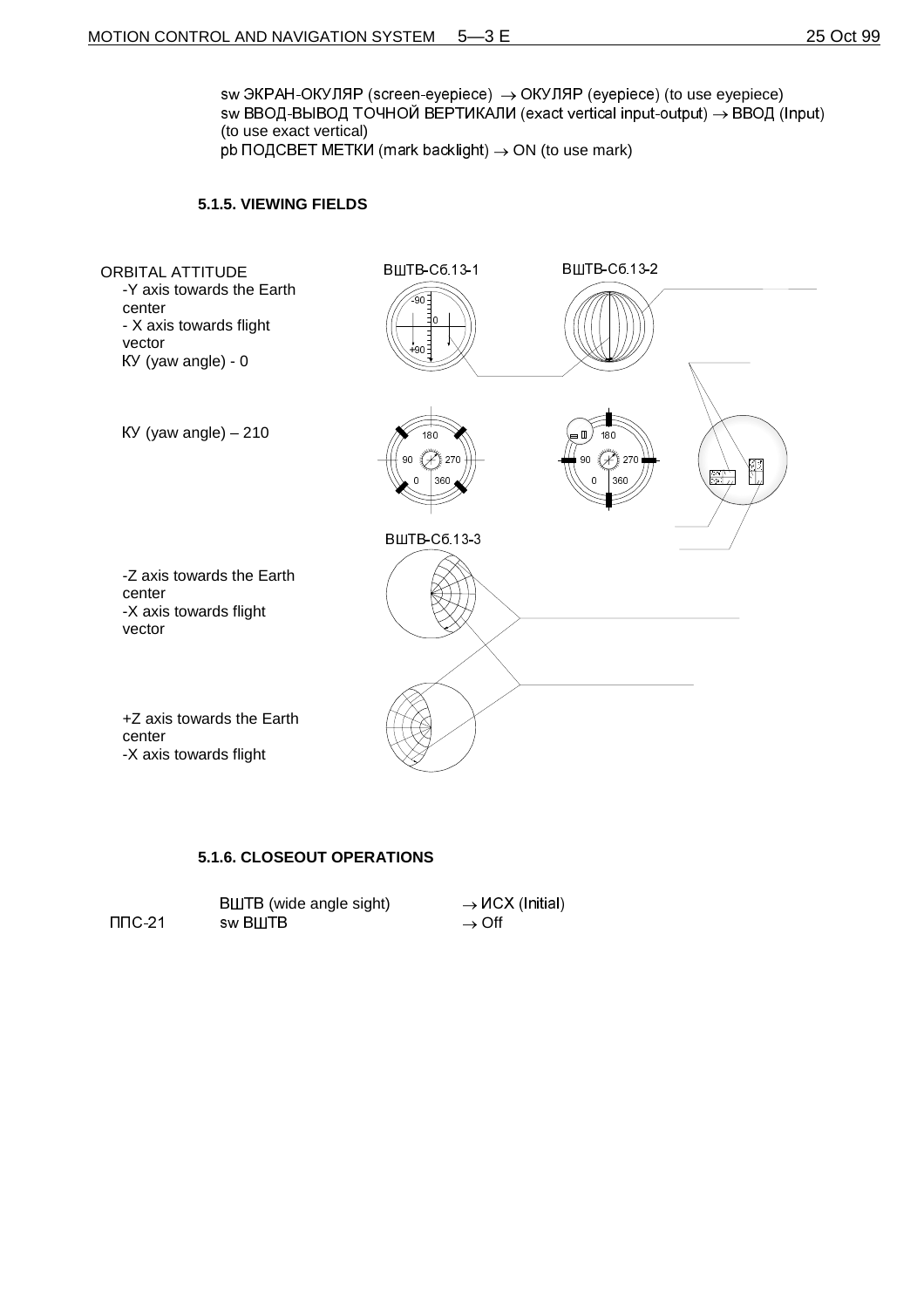sw ЭКРАН-ОКУЛЯР (screen-eyepiece) → ОКУЛЯР (eyepiece) (to use eyepiece)
sw ВВОД-ВЫВОД ТОЧНОЙ ВЕРТИКАЛИ (exact vertical input-output) → ВВОД (Input) (to use exact vertical)
pb ПОДСВЕТ МЕТКИ (mark backlight) → ON (to use mark)

#### 5.1.5. VIEWING FIELDS

ORBITAL ATTITUDE
- -Y axis towards the Earth center
- - X axis towards flight vector
- КУ (yaw angle) - 0

ВШТВ-Сб.13-1

-90
0
+90

ВШТВ-Сб.13-2

КУ (yaw angle) – 210

180
90
270
0
360

180
90
270
0
360

ВШТВ-Сб.13-3

-Z axis towards the Earth center
-X axis towards flight vector

+Z axis towards the Earth center
-X axis towards flight

#### 5.1.6. CLOSEOUT OPERATIONS

| | | |
|---|---|---|
| | ВШТВ (wide angle sight) | → ИСХ (Initial) |
| ППС-21 | sw ВШТВ | → Off |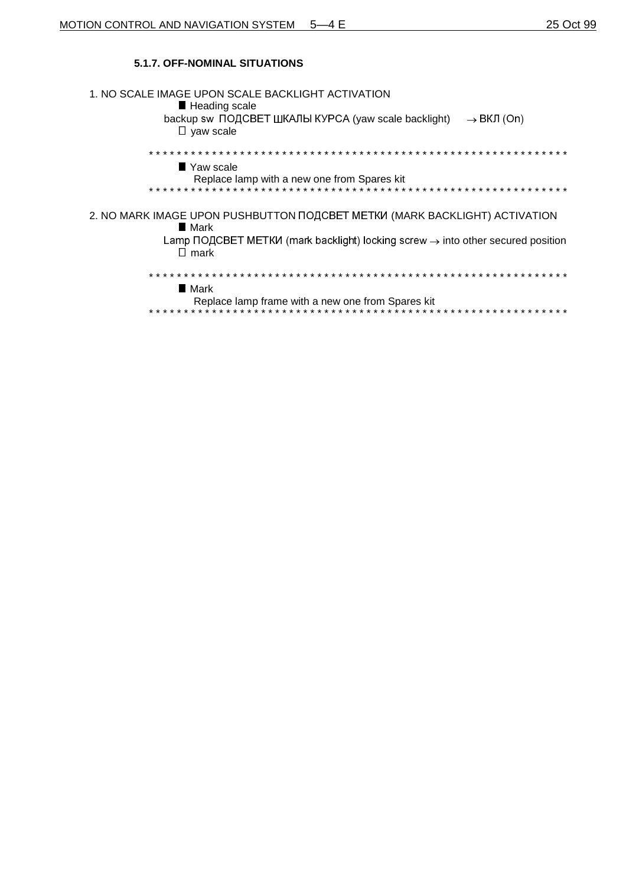### 5.1.7. OFF-NOMINAL SITUATIONS

1. NO SCALE IMAGE UPON SCALE BACKLIGHT ACTIVATION

■ Heading scale

backup sw ПОДСВЕТ ШКАЛЫ КУРСА (yaw scale backlight) → ВКЛ (On)

□ yaw scale

\* \* \* \* \* \* \* \* \* \* \* \* \* \* \* \* \* \* \* \* \* \* \* \* \* \* \* \* \* \* \* \* \* \* \* \* \* \* \* \* \* \* \* \* \* \* \* \* \* \* \* \* \* \* \* \* \* \* \* \*

■ Yaw scale

Replace lamp with a new one from Spares kit

\* \* \* \* \* \* \* \* \* \* \* \* \* \* \* \* \* \* \* \* \* \* \* \* \* \* \* \* \* \* \* \* \* \* \* \* \* \* \* \* \* \* \* \* \* \* \* \* \* \* \* \* \* \* \* \* \* \* \* \*

2. NO MARK IMAGE UPON PUSHBUTTON ПОДСВЕТ МЕТКИ (MARK BACKLIGHT) ACTIVATION

■ Mark

Lamp ПОДСВЕТ МЕТКИ (mark backlight) locking screw → into other secured position

□ mark

\* \* \* \* \* \* \* \* \* \* \* \* \* \* \* \* \* \* \* \* \* \* \* \* \* \* \* \* \* \* \* \* \* \* \* \* \* \* \* \* \* \* \* \* \* \* \* \* \* \* \* \* \* \* \* \* \* \* \* \*

■ Mark

Replace lamp frame with a new one from Spares kit

\* \* \* \* \* \* \* \* \* \* \* \* \* \* \* \* \* \* \* \* \* \* \* \* \* \* \* \* \* \* \* \* \* \* \* \* \* \* \* \* \* \* \* \* \* \* \* \* \* \* \* \* \* \* \* \* \* \* \* \*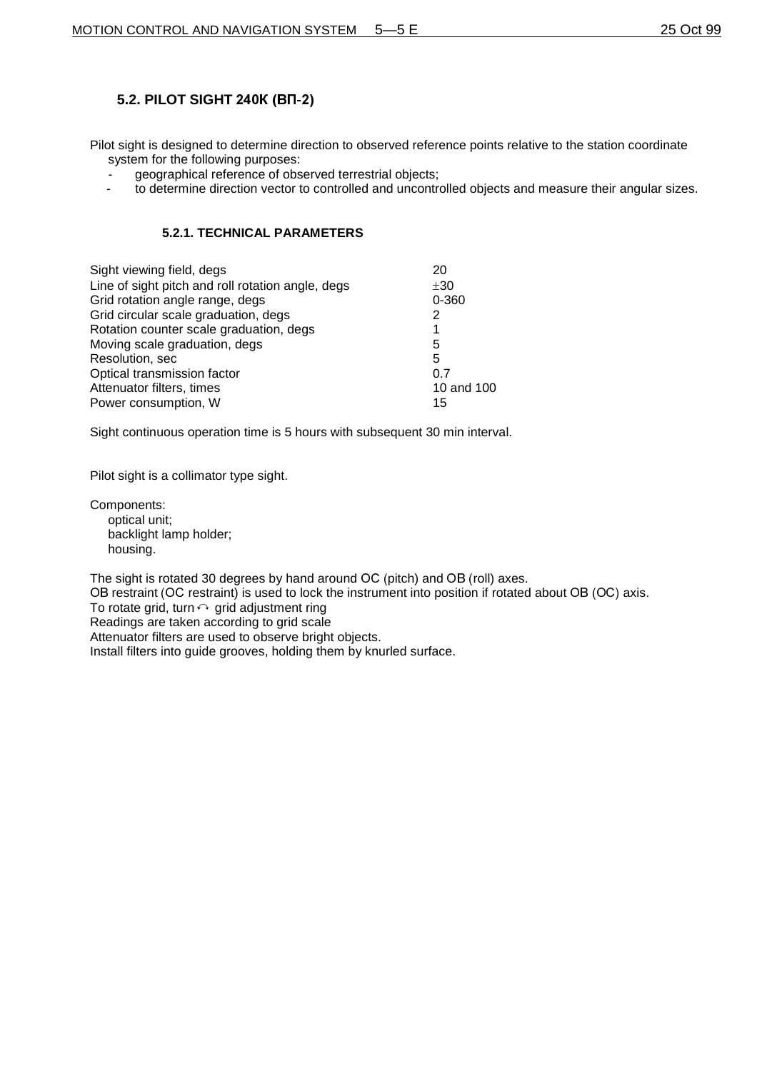## 5.2. PILOT SIGHT 240К (ВП-2)

Pilot sight is designed to determine direction to observed reference points relative to the station coordinate system for the following purposes:

- geographical reference of observed terrestrial objects;
- to determine direction vector to controlled and uncontrolled objects and measure their angular sizes.

### 5.2.1. TECHNICAL PARAMETERS

| | |
|---|---|
| Sight viewing field, degs | 20 |
| Line of sight pitch and roll rotation angle, degs | ±30 |
| Grid rotation angle range, degs | 0-360 |
| Grid circular scale graduation, degs | 2 |
| Rotation counter scale graduation, degs | 1 |
| Moving scale graduation, degs | 5 |
| Resolution, sec | 5 |
| Optical transmission factor | 0.7 |
| Attenuator filters, times | 10 and 100 |
| Power consumption, W | 15 |

Sight continuous operation time is 5 hours with subsequent 30 min interval.

Pilot sight is a collimator type sight.

Components:
optical unit;
backlight lamp holder;
housing.

The sight is rotated 30 degrees by hand around OC (pitch) and OB (roll) axes.
OB restraint (OC restraint) is used to lock the instrument into position if rotated about OB (OC) axis.
To rotate grid, turn ↶ grid adjustment ring
Readings are taken according to grid scale
Attenuator filters are used to observe bright objects.
Install filters into guide grooves, holding them by knurled surface.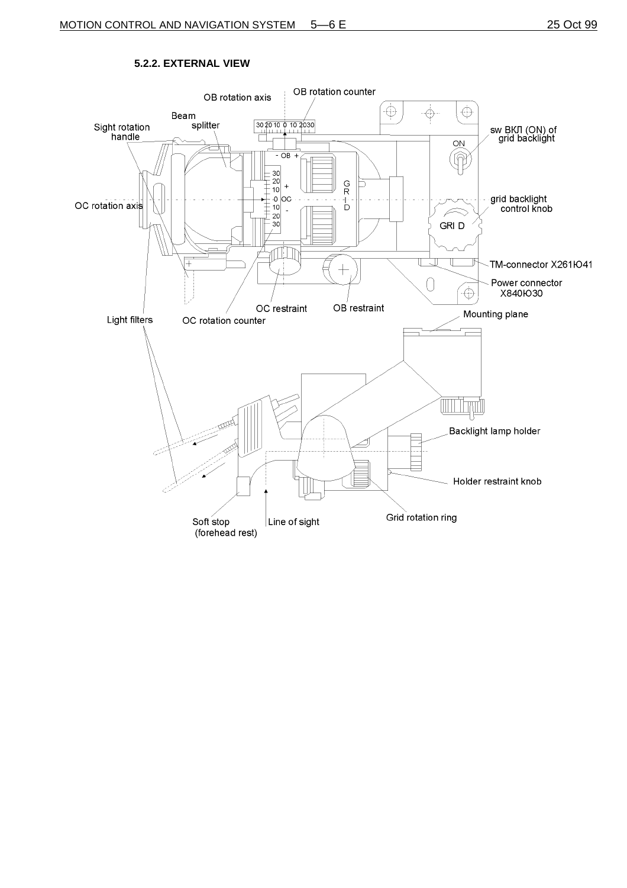### 5.2.2. EXTERNAL VIEW

OB rotation axis

OB rotation counter

30 20 10 0 10 20 30

Beam splitter

Sight rotation handle

sw ВКЛ (ON) of grid backlight

ON

- OB +

30
20
10
0 OC
10
20
30

+
-

G
R
I
D

OC rotation axis

grid backlight control knob

GRI D

TM-connector X261Ю41

Power connector X840Ю30

OC restraint

OB restraint

Light filters

OC rotation counter

Mounting plane

Backlight lamp holder

Holder restraint knob

Soft stop (forehead rest)

Line of sight

Grid rotation ring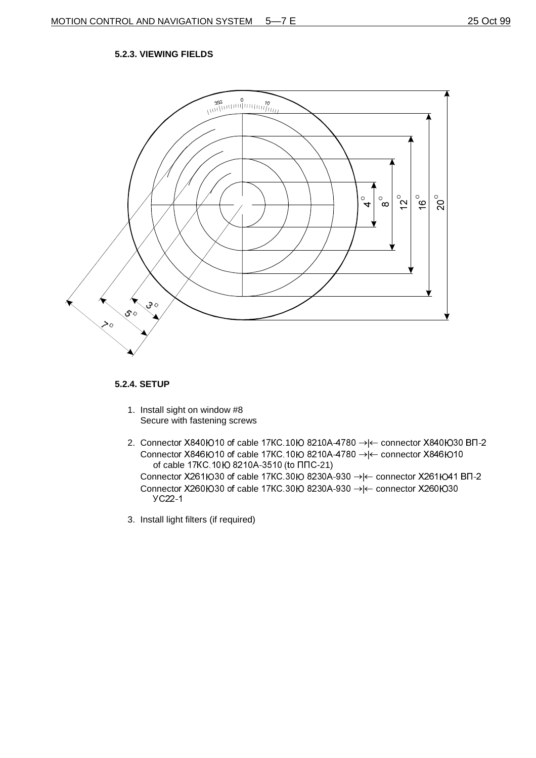### 5.2.3. VIEWING FIELDS

350
0
10

4°
8°
12°
16°
20°

3°
5°
7°

### 5.2.4. SETUP

1. Install sight on window #8
   Secure with fastening screws

2. Connector X840Ю10 of cable 17KC.10Ю 8210A-4780 →|← connector X840Ю30 ВП-2
   Connector X846Ю10 of cable 17KC.10Ю 8210A-4780 →|← connector X846Ю10
   of cable 17KC.10Ю 8210A-3510 (to ППС-21)
   Connector X261Ю30 of cable 17KC.30Ю 8230A-930 →|← connector X261Ю41 ВП-2
   Connector X260Ю30 of cable 17KC.30Ю 8230A-930 →|← connector X260Ю30
   УС22-1

3. Install light filters (if required)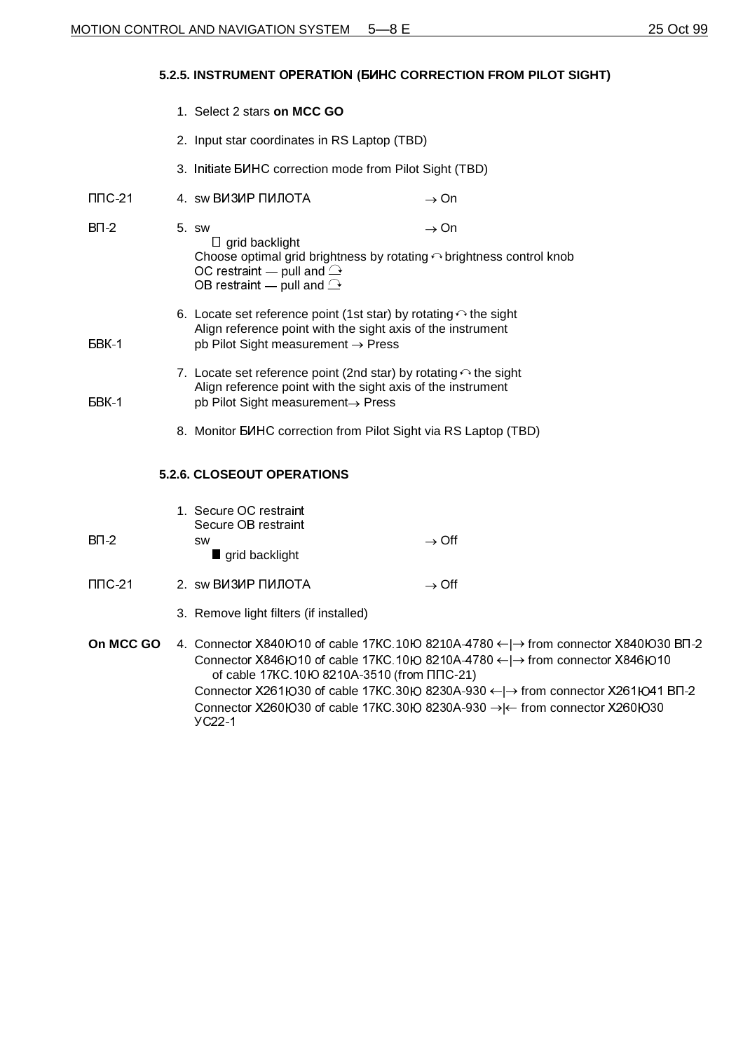### 5.2.5. INSTRUMENT OPERATION (БИНС CORRECTION FROM PILOT SIGHT)

1. Select 2 stars **on MCC GO**

2. Input star coordinates in RS Laptop (TBD)

3. Initiate БИНС correction mode from Pilot Sight (TBD)

ППС-21 — 4. sw ВИЗИР ПИЛОТА → On

ВП-2 — 5. sw → On
   - □ grid backlight
   - Choose optimal grid brightness by rotating ↶ brightness control knob
   - OC restraint — pull and ⤵
   - OB restraint — pull and ⤵

6. Locate set reference point (1st star) by rotating ↶ the sight
   Align reference point with the sight axis of the instrument
   БВК-1 — pb Pilot Sight measurement → Press

7. Locate set reference point (2nd star) by rotating ↶ the sight
   Align reference point with the sight axis of the instrument
   БВК-1 — pb Pilot Sight measurement → Press

8. Monitor БИНС correction from Pilot Sight via RS Laptop (TBD)

### 5.2.6. CLOSEOUT OPERATIONS

1. Secure OC restraint
   Secure OB restraint
   ВП-2 — sw → Off
   - ■ grid backlight

ППС-21 — 2. sw ВИЗИР ПИЛОТА → Off

3. Remove light filters (if installed)

**On MCC GO** — 4. Connector X840Ю10 of cable 17КС.10Ю 8210А-4780 ←|→ from connector X840Ю30 ВП-2
   Connector X846Ю10 of cable 17КС.10Ю 8210А-4780 ←|→ from connector X846Ю10 of cable 17КС.10Ю 8210А-3510 (from ППС-21)
   Connector X261Ю30 of cable 17КС.30Ю 8230А-930 ←|→ from connector X261Ю41 ВП-2
   Connector X260Ю30 of cable 17КС.30Ю 8230А-930 →|← from connector X260Ю30 УС22-1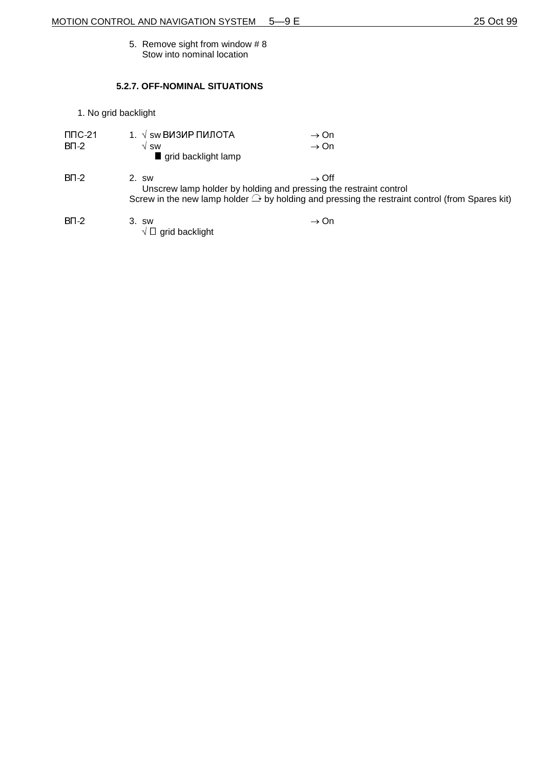5. Remove sight from window # 8
   Stow into nominal location

### 5.2.7. OFF-NOMINAL SITUATIONS

1. No grid backlight

| | | |
|---|---|---|
| ППС-21<br>ВП-2 | 1. √ sw ВИЗИР ПИЛОТА<br>√ sw<br>■ grid backlight lamp | → On<br>→ On |
| ВП-2 | 2. sw<br>Unscrew lamp holder by holding and pressing the restraint control<br>Screw in the new lamp holder ⤵ by holding and pressing the restraint control (from Spares kit) | → Off |
| ВП-2 | 3. sw<br>√ □ grid backlight | → On |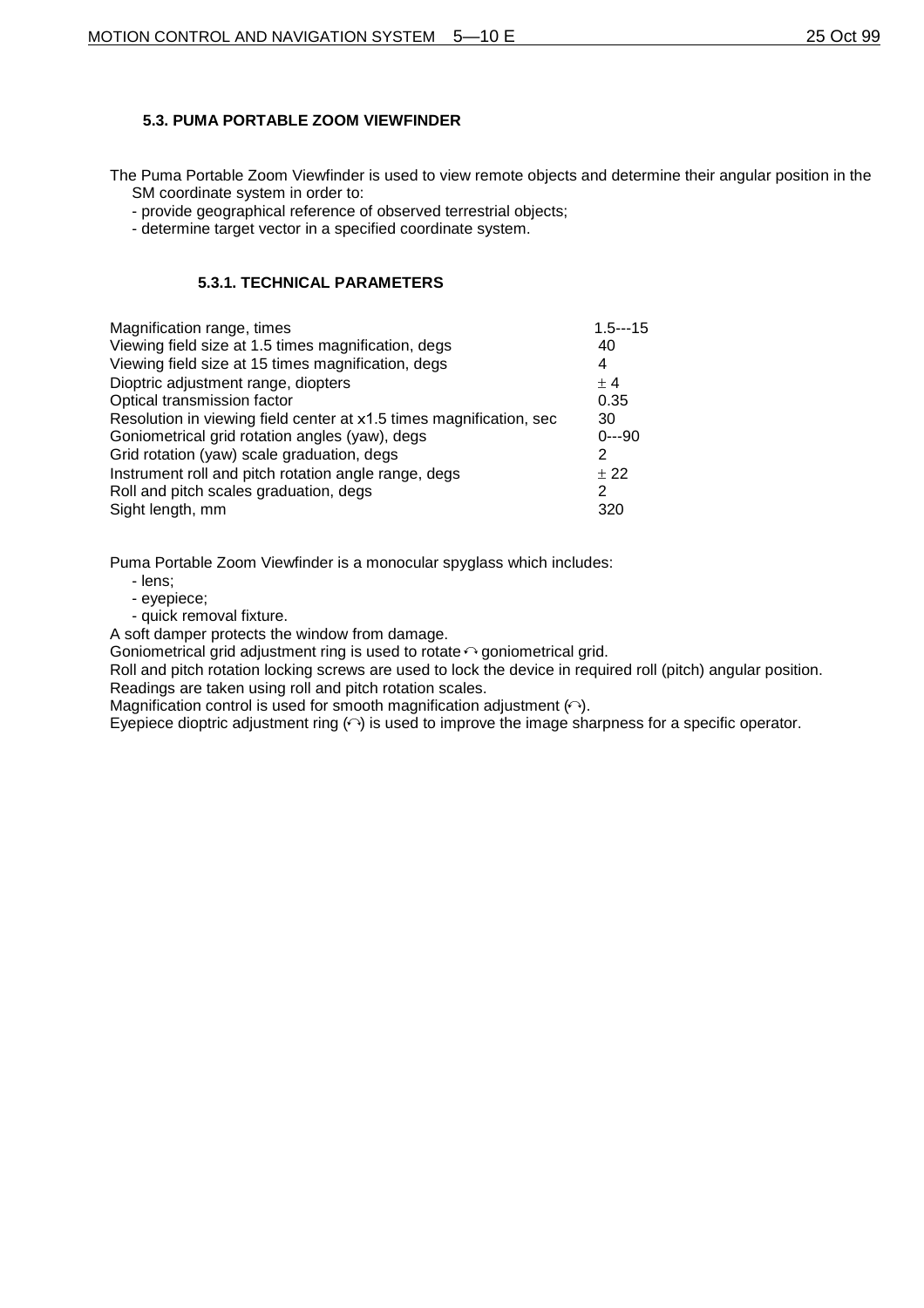### 5.3. PUMA PORTABLE ZOOM VIEWFINDER

The Puma Portable Zoom Viewfinder is used to view remote objects and determine their angular position in the SM coordinate system in order to:

- provide geographical reference of observed terrestrial objects;
- determine target vector in a specified coordinate system.

#### 5.3.1. TECHNICAL PARAMETERS

| | |
|---|---|
| Magnification range, times | 1.5---15 |
| Viewing field size at 1.5 times magnification, degs | 40 |
| Viewing field size at 15 times magnification, degs | 4 |
| Dioptric adjustment range, diopters | ± 4 |
| Optical transmission factor | 0.35 |
| Resolution in viewing field center at x1.5 times magnification, sec | 30 |
| Goniometrical grid rotation angle (yaw), degs | 0---90 |
| Grid rotation (yaw) scale graduation, degs | 2 |
| Instrument roll and pitch rotation angle range, degs | ± 22 |
| Roll and pitch scales graduation, degs | 2 |
| Sight length, mm | 320 |

Puma Portable Zoom Viewfinder is a monocular spyglass which includes:

- lens;
- eyepiece;
- quick removal fixture.

A soft damper protects the window from damage.

Goniometrical grid adjustment ring is used to rotate ↶ goniometrical grid.

Roll and pitch rotation locking screws are used to lock the device in required roll (pitch) angular position. Readings are taken using roll and pitch rotation scales.

Magnification control is used for smooth magnification adjustment (↶).

Eyepiece dioptric adjustment ring (↶) is used to improve the image sharpness for a specific operator.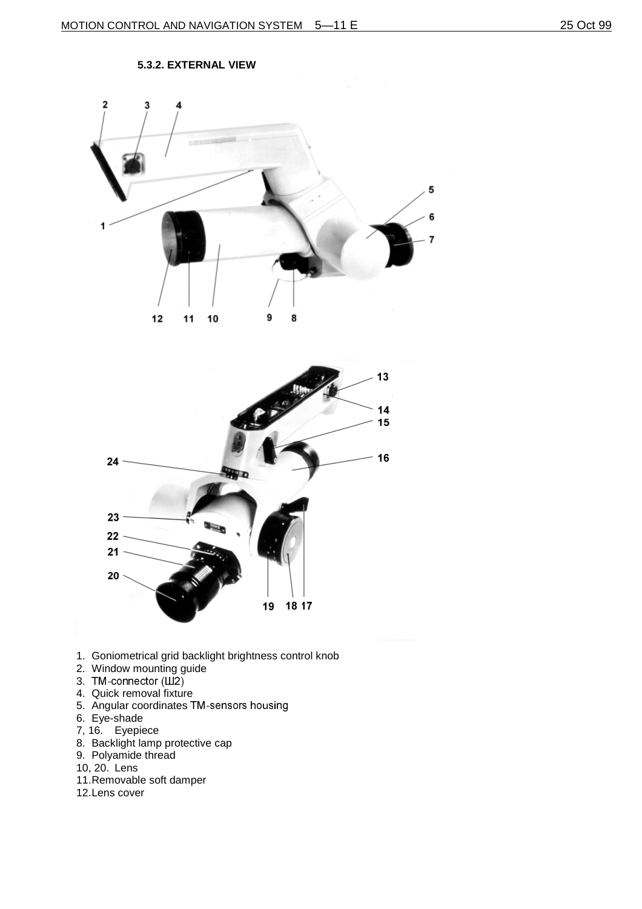### 5.3.2. EXTERNAL VIEW

1. Goniometrical grid backlight brightness control knob
2. Window mounting guide
3. TM-connector (Ш2)
4. Quick removal fixture
5. Angular coordinates TM-sensors housing
6. Eye-shade

7, 16. Eyepiece

8. Backlight lamp protective cap
9. Polyamide thread

10, 20. Lens

11. Removable soft damper
12. Lens cover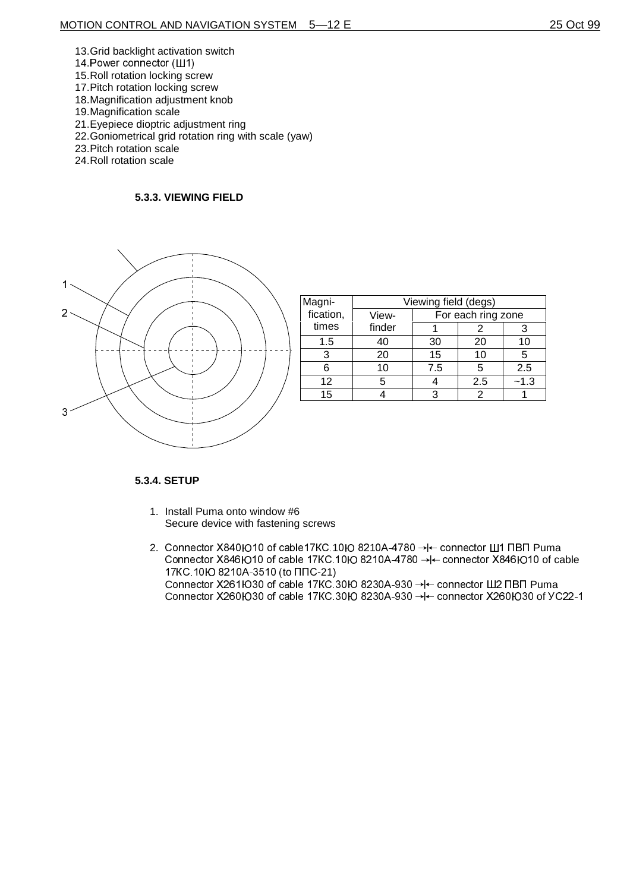13. Grid backlight activation switch
14. Power connector (Ш1)
15. Roll rotation locking screw
17. Pitch rotation locking screw
18. Magnification adjustment knob
19. Magnification scale
21. Eyepiece dioptric adjustment ring
22. Goniometrical grid rotation ring with scale (yaw)
23. Pitch rotation scale
24. Roll rotation scale

### 5.3.3. VIEWING FIELD

1

2

3

| Magni-fication, times | Viewing field (degs) | | | |
|---|---|---|---|---|
| | View-finder | For each ring zone | | |
| | | 1 | 2 | 3 |
| 1.5 | 40 | 30 | 20 | 10 |
| 3 | 20 | 15 | 10 | 5 |
| 6 | 10 | 7.5 | 5 | 2.5 |
| 12 | 5 | 4 | 2.5 | ~1.3 |
| 15 | 4 | 3 | 2 | 1 |

### 5.3.4. SETUP

1. Install Puma onto window #6
   Secure device with fastening screws

2. Connector Х840Ю10 of cable17КС.10Ю 8210А-4780 →|← connector Ш1 ПВП Puma
   Connector Х846Ю10 of cable 17КС.10Ю 8210А-4780 →|← connector Х846Ю10 of cable 17КС.10Ю 8210А-3510 (to ППС-21)
   Connector Х261Ю30 of cable 17КС.30Ю 8230А-930 →|← connector Ш2 ПВП Puma
   Connector Х260Ю30 of cable 17КС.30Ю 8230А-930 →|← connector Х260Ю30 of УС22-1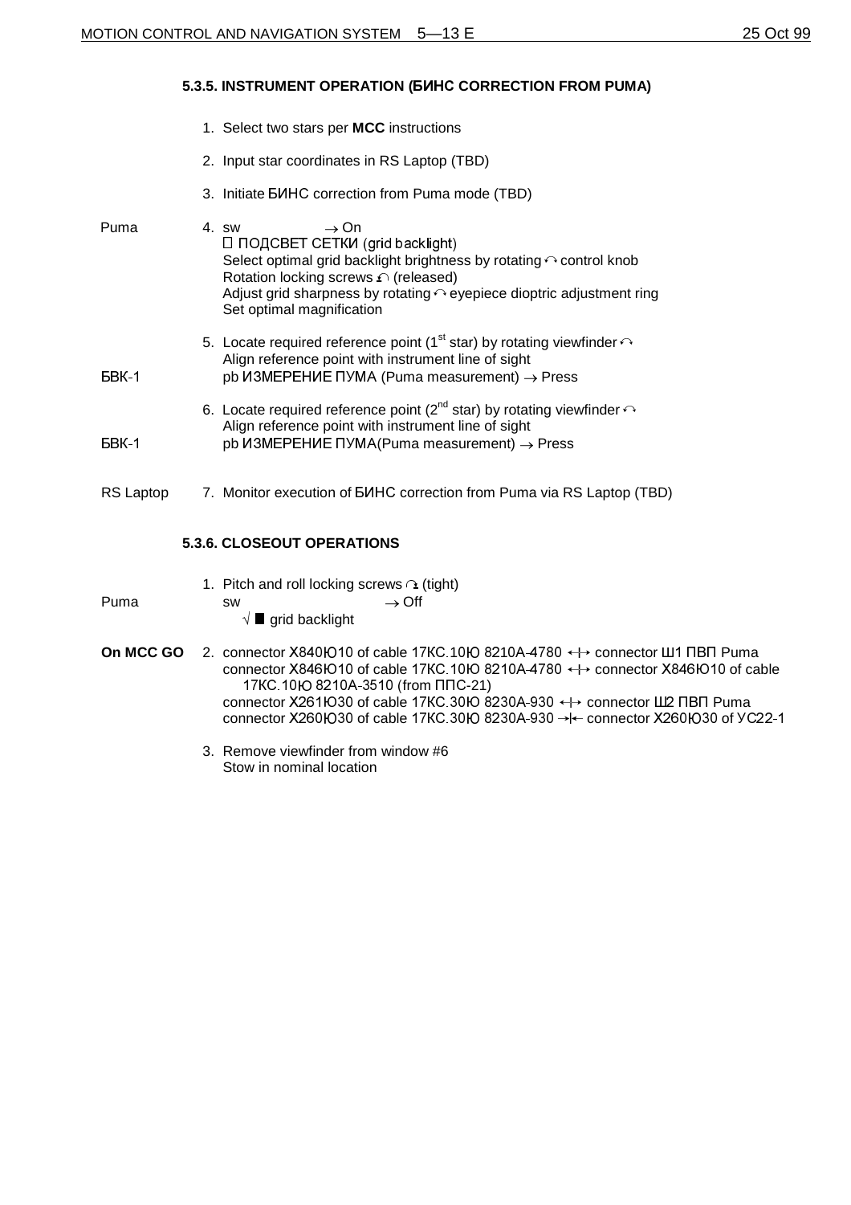### 5.3.5. INSTRUCTIONS OPERATION (БИНС CORRECTION FROM PUMA)

1. Select two stars per **MCC** instructions

2. Input star coordinates in RS Laptop (TBD)

3. Initiate БИНС correction from Puma mode (TBD)

Puma

4. sw → On
   ПОДСВЕТ СЕТКИ (grid backlight)
   Select optimal grid backlight brightness by rotating ↷ control knob
   Rotation locking screws ↶ (released)
   Adjust grid sharpness by rotating ↷ eyepiece dioptric adjustment ring
   Set optimal magnification

5. Locate required reference point (1st star) by rotating viewfinder ↶
   Align reference point with instrument line of sight

БВК-1

   pb ИЗМЕРЕНИЕ ПУМА (Puma measurement) → Press

6. Locate required reference point (2nd star) by rotating viewfinder ↶
   Align reference point with instrument line of sight

БВК-1

   pb ИЗМЕРЕНИЕ ПУМА(Puma measurement) → Press

RS Laptop

7. Monitor execution of БИНС correction from Puma via RS Laptop (TBD)

### 5.3.6. CLOSEOUT OPERATIONS

1. Pitch and roll locking screws ↷ (tight)

Puma

   sw → Off
   √ ■ grid backlight

**On MCC GO**

2. connector Х840Ю10 of cable 17КС.10Ю 8210А-4780 ←|→ connector Ш1 ПВП Puma
   connector Х846Ю10 of cable 17КС.10Ю 8210А-4780 ←|→ connector Х846Ю10 of cable 17КС.10Ю 8210А-3510 (from ППС-21)
   connector Х261Ю30 of cable 17КС.30Ю 8230А-930 ←|→ connector Ш2 ПВП Puma
   connector Х260Ю30 of cable 17КС.30Ю 8230А-930 →|← connector Х260Ю30 of УС22-1

3. Remove viewfinder from window #6
   Stow in nominal location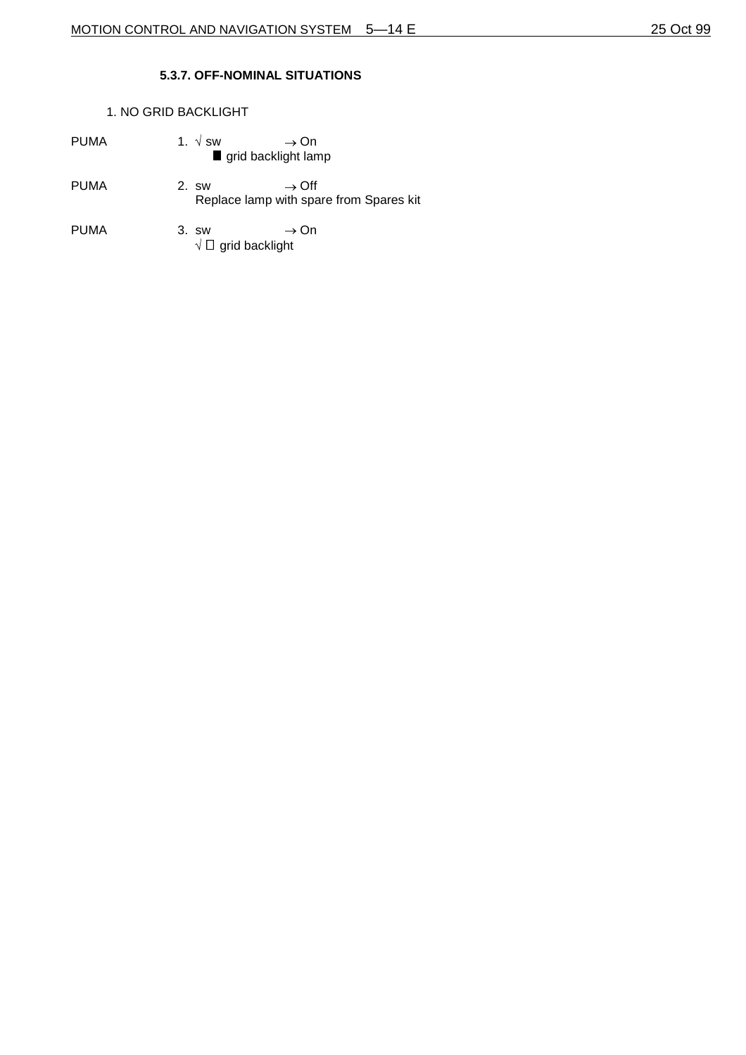### 5.3.7. OFF-NOMINAL SITUATIONS

1. NO GRID BACKLIGHT

| | |
|---|---|
| PUMA | 1. √ sw → On<br>■ grid backlight lamp |
| PUMA | 2. sw → Off<br>Replace lamp with spare from Spares kit |
| PUMA | 3. sw → On<br>√ □ grid backlight |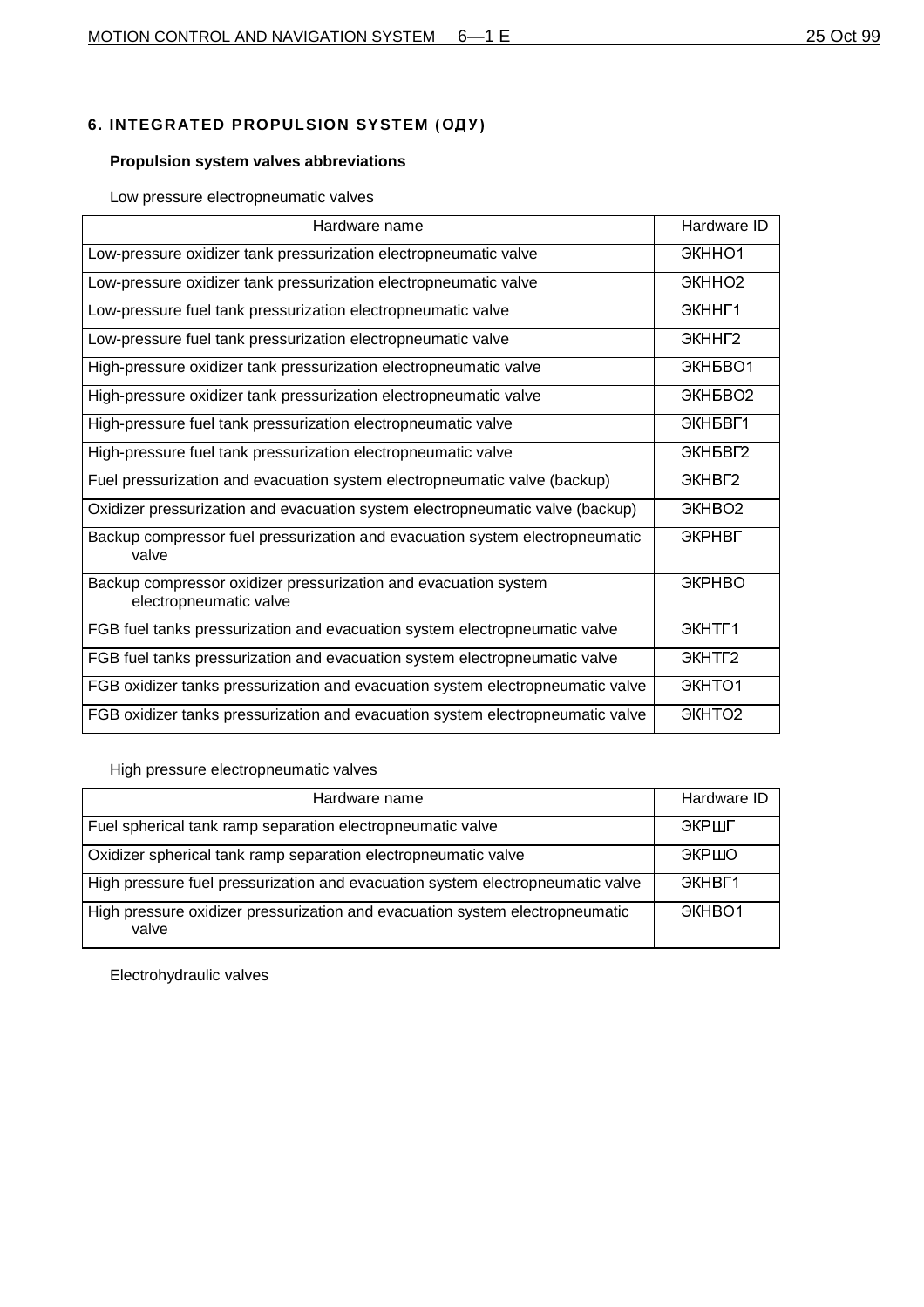## 6. INTEGRATED PROPULSION SYSTEM (ОДУ)

### Propulsion system valves abbreviations

Low pressure electropneumatic valves

| Hardware name | Hardware ID |
|---|---|
| Low-pressure oxidizer tank pressurization electropneumatic valve | ЭКННО1 |
| Low-pressure oxidizer tank pressurization electropneumatic valve | ЭКННО2 |
| Low-pressure fuel tank pressurization electropneumatic valve | ЭКННГ1 |
| Low-pressure fuel tank pressurization electropneumatic valve | ЭКННГ2 |
| High-pressure oxidizer tank pressurization electropneumatic valve | ЭКНБВО1 |
| High-pressure oxidizer tank pressurization electropneumatic valve | ЭКНБВО2 |
| High-pressure fuel tank pressurization electropneumatic valve | ЭКНБВГ1 |
| High-pressure fuel tank pressurization electropneumatic valve | ЭКНБВГ2 |
| Fuel pressurization and evacuation system electropneumatic valve (backup) | ЭКНВГ2 |
| Oxidizer pressurization and evacuation system electropneumatic valve (backup) | ЭКНВО2 |
| Backup compressor fuel pressurization and evacuation system electropneumatic valve | ЭКРНВГ |
| Backup compressor oxidizer pressurization and evacuation system electropneumatic valve | ЭКРНВО |
| FGB fuel tanks pressurization and evacuation system electropneumatic valve | ЭКНТГ1 |
| FGB fuel tanks pressurization and evacuation system electropneumatic valve | ЭКНТГ2 |
| FGB oxidizer tanks pressurization and evacuation system electropneumatic valve | ЭКНТО1 |
| FGB oxidizer tanks pressurization and evacuation system electropneumatic valve | ЭКНТО2 |

High pressure electropneumatic valves

| Hardware name | Hardware ID |
|---|---|
| Fuel spherical tank ramp separation electropneumatic valve | ЭКРШГ |
| Oxidizer spherical tank ramp separation electropneumatic valve | ЭКРШО |
| High pressure fuel pressurization and evacuation system electropneumatic valve | ЭКНВГ1 |
| High pressure oxidizer pressurization and evacuation system electropneumatic valve | ЭКНВО1 |

Electrohydraulic valves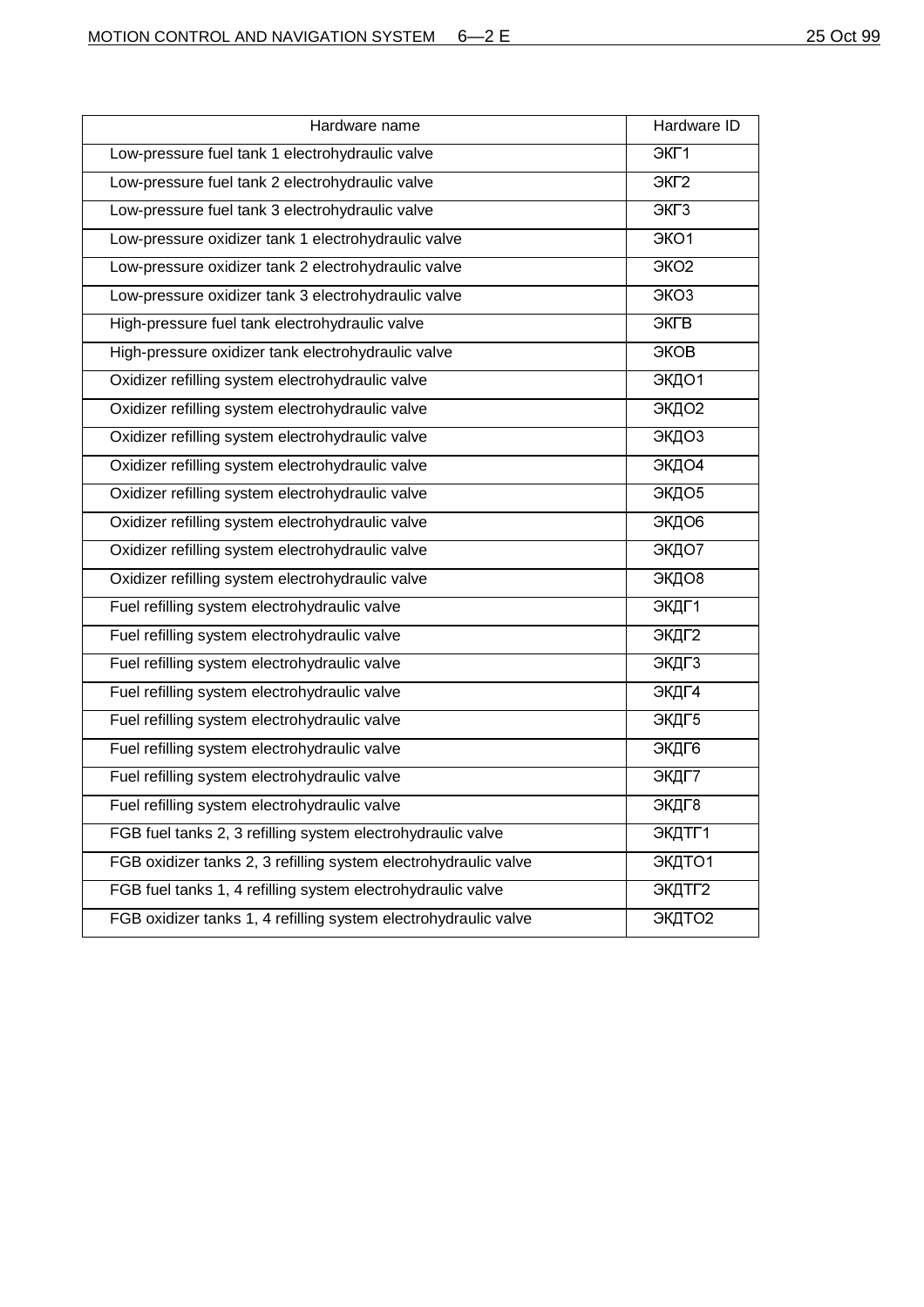| Hardware name | Hardware ID |
|---|---|
| Low-pressure fuel tank 1 electrohydraulic valve | ЭКГ1 |
| Low-pressure fuel tank 2 electrohydraulic valve | ЭКГ2 |
| Low-pressure fuel tank 3 electrohydraulic valve | ЭКГ3 |
| Low-pressure oxidizer tank 1 electrohydraulic valve | ЭКО1 |
| Low-pressure oxidizer tank 2 electrohydraulic valve | ЭКО2 |
| Low-pressure oxidizer tank 3 electrohydraulic valve | ЭКО3 |
| High-pressure fuel tank electrohydraulic valve | ЭКГВ |
| High-pressure oxidizer tank electrohydraulic valve | ЭКОВ |
| Oxidizer refilling system electrohydraulic valve | ЭКДО1 |
| Oxidizer refilling system electrohydraulic valve | ЭКДО2 |
| Oxidizer refilling system electrohydraulic valve | ЭКДО3 |
| Oxidizer refilling system electrohydraulic valve | ЭКДО4 |
| Oxidizer refilling system electrohydraulic valve | ЭКДО5 |
| Oxidizer refilling system electrohydraulic valve | ЭКДО6 |
| Oxidizer refilling system electrohydraulic valve | ЭКДО7 |
| Oxidizer refilling system electrohydraulic valve | ЭКДО8 |
| Fuel refilling system electrohydraulic valve | ЭКДГ1 |
| Fuel refilling system electrohydraulic valve | ЭКДГ2 |
| Fuel refilling system electrohydraulic valve | ЭКДГ3 |
| Fuel refilling system electrohydraulic valve | ЭКДГ4 |
| Fuel refilling system electrohydraulic valve | ЭКДГ5 |
| Fuel refilling system electrohydraulic valve | ЭКДГ6 |
| Fuel refilling system electrohydraulic valve | ЭКДГ7 |
| Fuel refilling system electrohydraulic valve | ЭКДГ8 |
| FGB fuel tanks 2, 3 refilling system electrohydraulic valve | ЭКДТГ1 |
| FGB oxidizer tanks 2, 3 refilling system electrohydraulic valve | ЭКДТО1 |
| FGB fuel tanks 1, 4 refilling system electrohydraulic valve | ЭКДТГ2 |
| FGB oxidizer tanks 1, 4 refilling system electrohydraulic valve | ЭКДТО2 |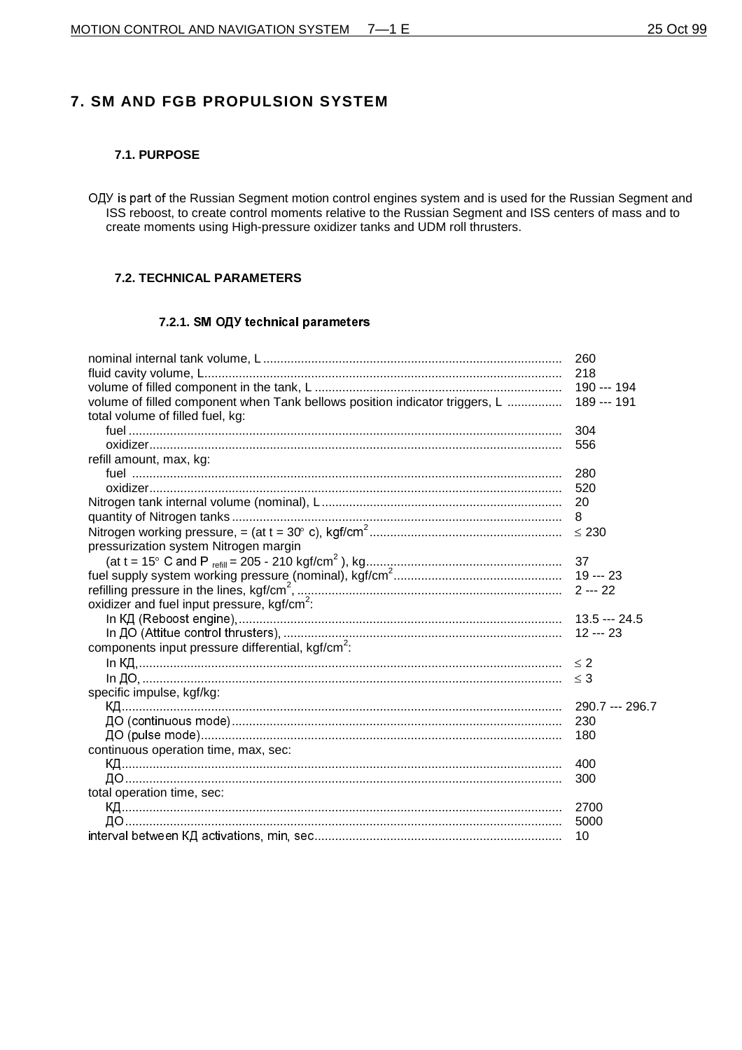# 7. SM AND FGB PROPULSION SYSTEM

## 7.1. PURPOSE

ОДУ is part of the Russian Segment motion control engines system and is used for the Russian Segment and ISS reboost, to create control moments relative to the Russian Segment and ISS centers of mass and to create moments using High-pressure oxidizer tanks and UDM roll thrusters.

## 7.2. TECHNICAL PARAMETERS

### 7.2.1. SM ОДУ technical parameters

| | |
|---|---|
| nominal internal tank volume, L | 260 |
| fluid cavity volume, L | 218 |
| volume of filled component in the tank, L | 190 --- 194 |
| volume of filled component when Tank bellows position indicator triggers, L | 189 --- 191 |
| total volume of filled fuel, kg: | |
| fuel | 304 |
| oxidizer | 556 |
| refill amount, max, kg: | |
| fuel | 280 |
| oxidizer | 520 |
| Nitrogen tank internal volume (nominal), L | 20 |
| quantity of Nitrogen tanks | 8 |
| Nitrogen working pressure, = (at t = 30° c), kgf/cm$^2$ | ≤ 230 |
| pressurization system Nitrogen margin (at t = 15° C and $P_{refill}$ = 205 - 210 kgf/cm$^2$ ), kg | 37 |
| fuel supply system working pressure (nominal), kgf/cm$^2$ | 19 --- 23 |
| refilling pressure in the lines, kgf/cm$^2$, | 2 --- 22 |
| oxidizer and fuel input pressure, kgf/cm$^2$: | |
| In КД (Reboost engine), | 13.5 --- 24.5 |
| In ДО (Attitue control thrusters), | 12 --- 23 |
| components input pressure differential, kgf/cm$^2$: | |
| In КД, | ≤ 2 |
| In ДО, | ≤ 3 |
| specific impulse, kgf/kg: | |
| КД | 290.7 --- 296.7 |
| ДО (continuous mode) | 230 |
| ДО (pulse mode) | 180 |
| continuous operation time, max, sec: | |
| КД | 400 |
| ДО | 300 |
| total operation time, sec: | |
| КД | 2700 |
| ДО | 5000 |
| interval between КД activations, min, sec | 10 |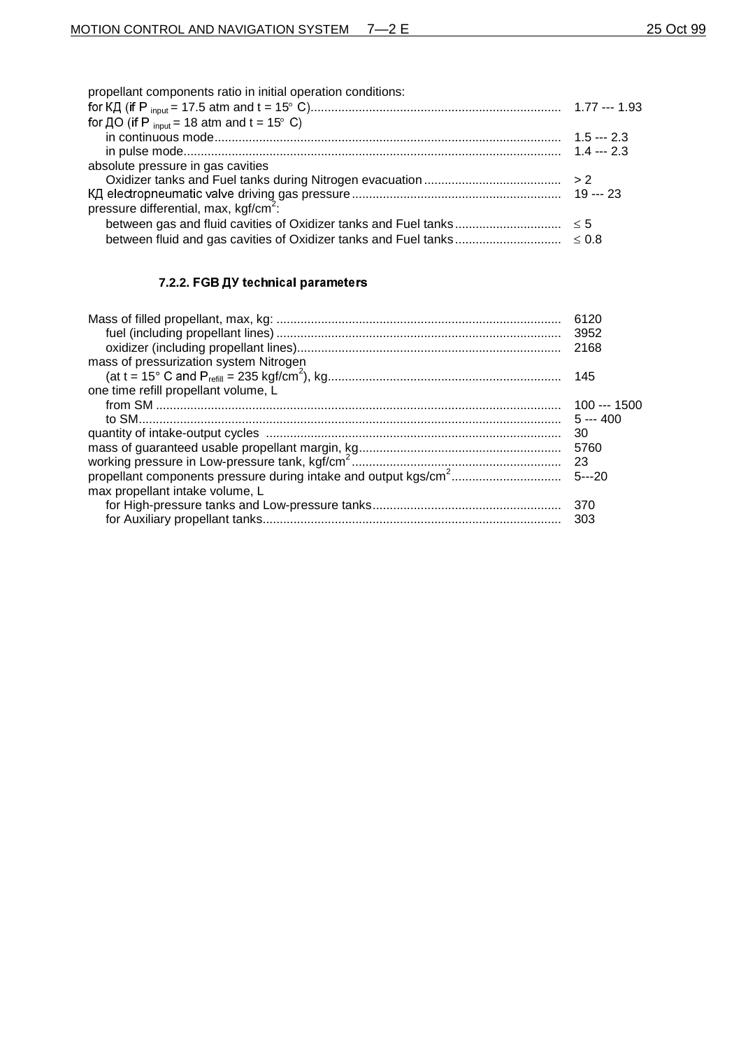| | |
|---|---|
| propellant components ratio in initial operation conditions: | |
| for КД (if $P_{input}$ = 17.5 atm and t = 15° C) | 1.77 --- 1.93 |
| for ДО (if $P_{input}$ = 18 atm and t = 15° C) | |
| in continuous mode | 1.5 --- 2.3 |
| in pulse mode | 1.4 --- 2.3 |
| absolute pressure in gas cavities | |
| Oxidizer tanks and Fuel tanks during Nitrogen evacuation | > 2 |
| КД electropneumatic valve driving gas pressure | 19 --- 23 |
| pressure differential, max, kgf/cm$^2$: | |
| between gas and fluid cavities of Oxidizer tanks and Fuel tanks | ≤ 5 |
| between fluid and gas cavities of Oxidizer tanks and Fuel tanks | ≤ 0.8 |

### 7.2.2. FGB ДУ technical parameters

| | |
|---|---|
| Mass of filled propellant, max, kg: | 6120 |
| fuel (including propellant lines) | 3952 |
| oxidizer (including propellant lines) | 2168 |
| mass of pressurization system Nitrogen (at t = 15° C and $P_{refill}$ = 235 kgf/cm$^2$), kg | 145 |
| one time refill propellant volume, L | |
| from SM | 100 --- 1500 |
| to SM | 5 --- 400 |
| quantity of intake-output cycles | 30 |
| mass of guaranteed usable propellant margin, kg | 5760 |
| working pressure in Low-pressure tank, kgf/cm$^2$ | 23 |
| propellant components pressure during intake and output kgs/cm$^2$ | 5---20 |
| max propellant intake volume, L | |
| for High-pressure tanks and Low-pressure tanks | 370 |
| for Auxiliary propellant tanks | 303 |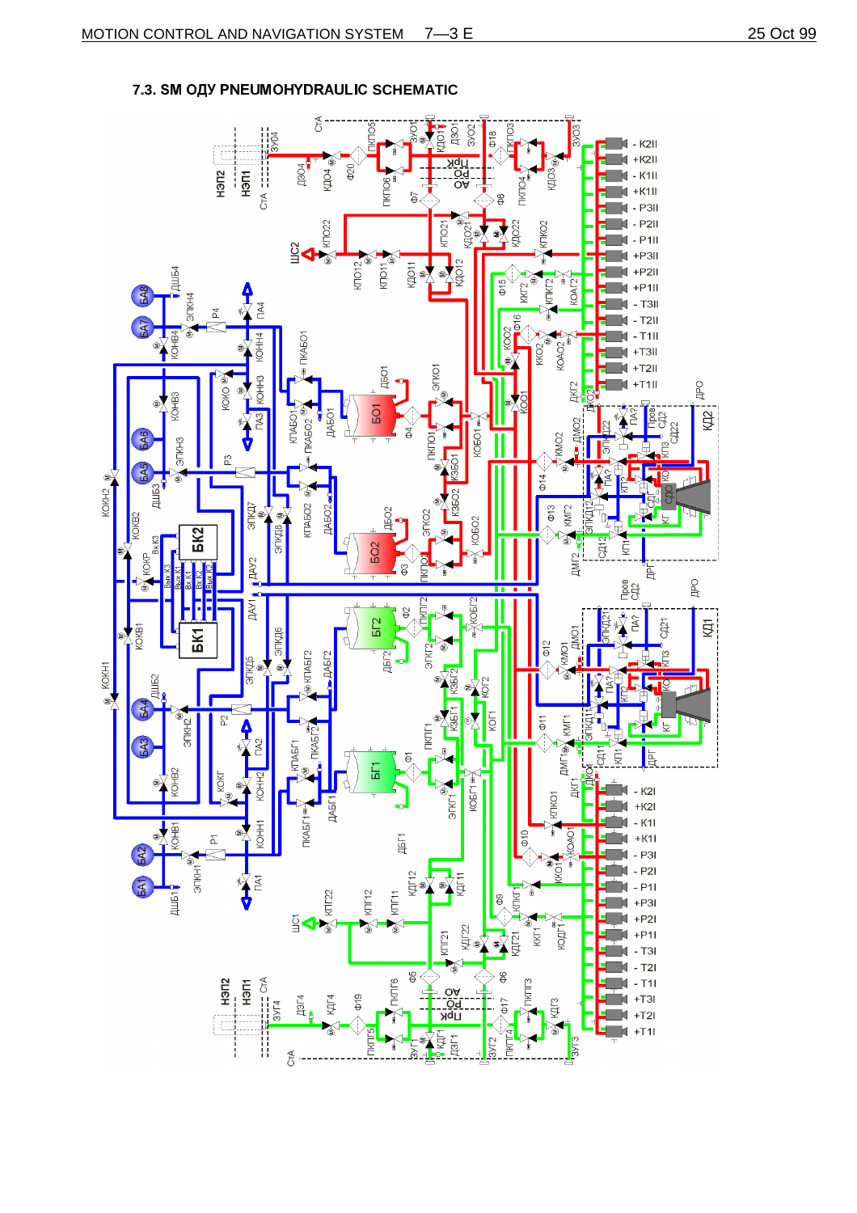### 7.3. SM ОДУ PNEUMOHYDRAULIC SCHEMATIC

СтА
НЭП2
НЭП1
СтА
ЗУО4
ДЗО4
КДО4
Ф20
ПКПО5
ПКПО6
ЗУО1
КДО1
ДЗО1
ЗУО2
Ф18
ПКПО3
ПКПО4
КДО3
ЗУО3
ПрК
РО
ОА
Ф7
Ф8
ШС2
КПО22
КПО12
КПО11
КПО21
КДО11
КДО12
КДО21
КДО22
КПКО2
Ф15
ККГ2
КПКГ2
КОАГ2
Ф16
КОО2
ККО2
КОАО2
ДКГ2
ДКО2
КОО1
ДБО1
БО1
ПКАБО1
КПАБО1
ПКАБО2
ДАБО1
Ф4
ЭГКО1
ПКПО1
КЗБО1
КОБО1
КЗБО2
ЭГКО2
ДБО2
БО2
Ф3
ПКПО2
КОБО2
КПАБО2
ДАБО2
Ф14
КМО2
ДМО2
Ф13
КМГ2
ДМГ2
ДРГ
ЭПКД22
ЭПКД12
СД22
СД12
Пров СД2
ПА?
КП3
КП2
КП1
КГ
КО
СД0
ДРО
КД2
БА8
БА7
ДШ54
ЭПКН4
Р4
ПА4
КОНВ4
КОНН4
КОКО
КОНН3
ПА3
КОНВ3
БА6
БА5
ЭПКН3
Р3
ДШ53
ЭПКД7
ЭПКД8
КОКН2
КОКВ2
КОКР
Вх К3
Вых К3
Вх К1
Вх К2
Вых К1
Вых К2
БК2
БК1
ДАУ2
ДАУ1
КОКВ1
КОКН1
ЭПКД6
ЭПКД5
ДШ52
БА4
ЭПКН2
Р2
ПА2
БА3
КОКГ
КОНВ2
КОНН2
БА2
БА1
КОНВ1
Р1
ЭПКН1
ДШ51
ПА1
КОНН1
КПАБГ2
ДАБГ2
ПКАБГ2
КПАБГ1
ПКАБГ1
ДАБГ1
ДБГ2
БГ2
Ф2
ПКПГ2
ЭГКГ2
КОБГ2
КЗБГ2
КОГ2
КОГ1
ПКПГ1
КЗБГ1
БГ1
Ф1
ЭГКГ1
КОБГ1
ДБГ1
Ф12
КМО1
ДМО1
Ф11
КМГ1
ДМГ1
ДКГ1
ДКО1
КПКО1
КОАО1
Ф10
ККО1
Пров СД2
ДРО
ЭПКД21
ЭПКД11
СД21
СД11
КД1
ДРГ
ШС1
КПГ22
КПГ12
КПГ11
КДГ12
КДГ11
КПГ21
КДГ22
КДГ21
Ф9
КПКГ1
ККГ1
КОАГ1
Ф5
Ф6
ОА
РО
ПрК
НЭП2
НЭП1
СтА
ЗУГ4
ДЗГ4
КДГ4
Ф19
ПКПГ6
ПКПГ5
ЗУГ1
КДГ1
ДЗГ1
ЗУГ2
Ф17
ПКПГ3
ПКПГ4
КДГ3
ЗУГ3
СтА

- К2II
+К2II
- К1II
+К1II
- Р3II
- Р2II
- Р1II
+Р3II
+Р2II
+Р1II
- Т3II
- Т2II
- Т1II
+Т3II
+Т2II
+Т1II

- К2I
+К2I
- К1I
+К1I
- Р3I
- Р2I
- Р1I
+Р3I
+Р2I
+Р1I
- Т3I
- Т2I
- Т1I
+Т3I
+Т2I
+Т1I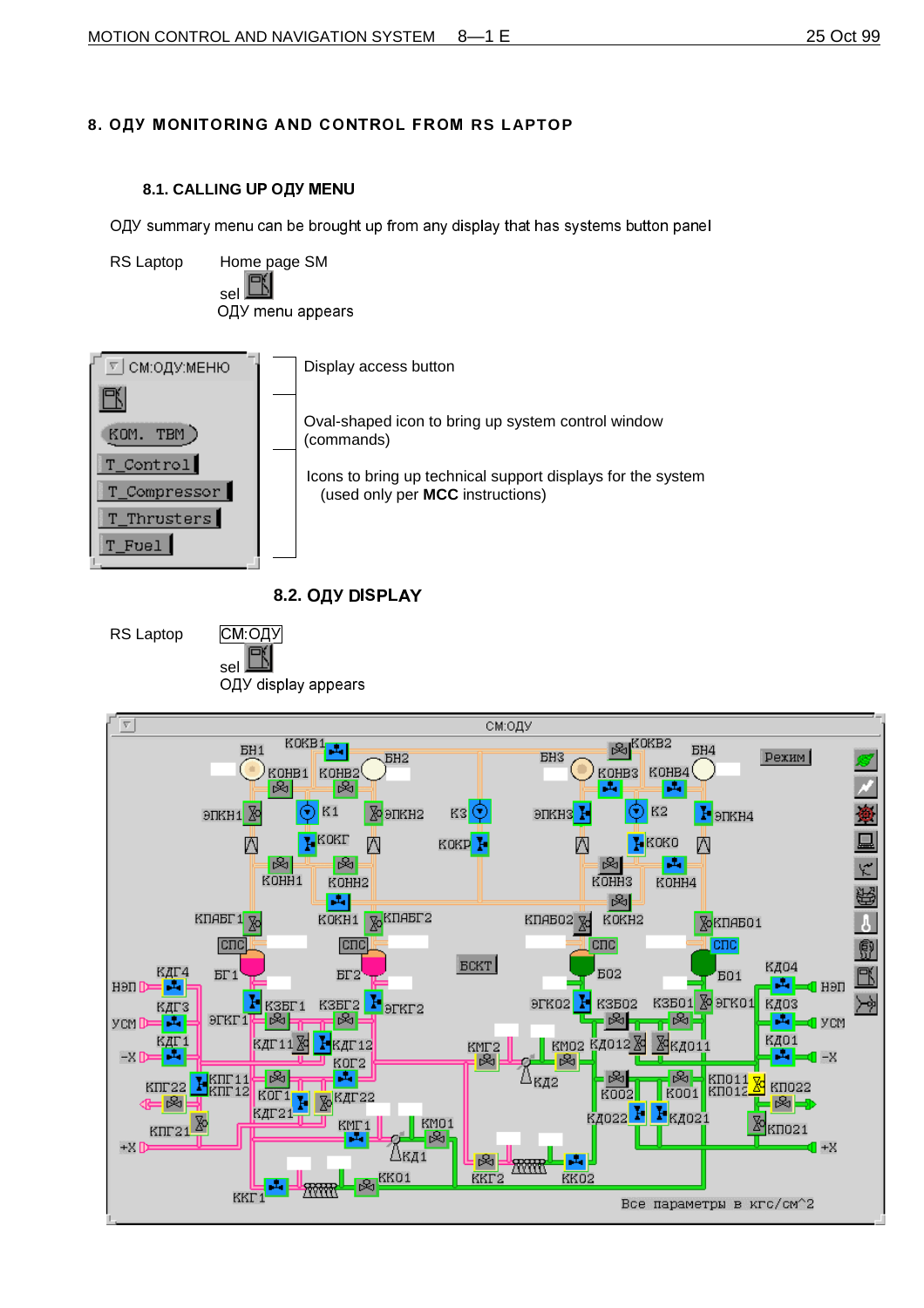# 8. ОДУ MONITORING AND CONTROL FROM RS LAPTOP

## 8.1. CALLING UP ОДУ MENU

ОДУ summary menu can be brought up from any display that has systems button panel

RS Laptop　　Home page SM

sel

ОДУ menu appears

СМ:ОДУ:МЕНЮ

КОМ. ТВМ

T_Control

T_Compressor

T_Thrusters

T_Fuel

Display access button

Oval-shaped icon to bring up system control window (commands)

Icons to bring up technical support displays for the system (used only per **MCC** instructions)

## 8.2. ОДУ DISPLAY

RS Laptop　　СМ:ОДУ

sel

ОДУ display appears

СМ:ОДУ

Режим

БН1 КОКВ1 БН2 КОНВ1 КОНВ2 БН3 КОКВ2 БН4 КОНВ3 КОНВ4

ЭПКН1 К1 ЭПКН2 К3 ЭПКН3 К2 ЭПКН4

КОКГ КОКР КОКО

КОНН1 КОНН2 КОНН3 КОНН4

КПАБГ1 КОКН1 КПАБГ2 КПАБО2 КОКН2 КПАБО1

СПС СПС СПС СПС

БГ1 БГ2 БСКТ БО2 БО1

КДГ4 НЭП КДГ3 УСМ КДГ1 -X

КЗБГ1 ЭГКГ1 КЗБГ2 ЭГКГ2 ЭГКО2 КЗБО2 КЗБО1 ЭГКО1

КДО4 НЭП КДО3 УСМ КДО1 -X

КДГ11 КДГ12 КОГ2 КМГ2 КМО2 КДО12 КДО11

КПГ22 КПГ11 КПГ12 КОГ1 КДГ22 КД2 КОО2 КОО1 КПО11 КПО12 КПО22

КПГ21 КДГ21 КМГ1 КМО1 КДО22 КДО21 КПО21

+X КД1 +X

ККГ1 КК01 ККГ2 ККО2

Все параметры в кгс/см^2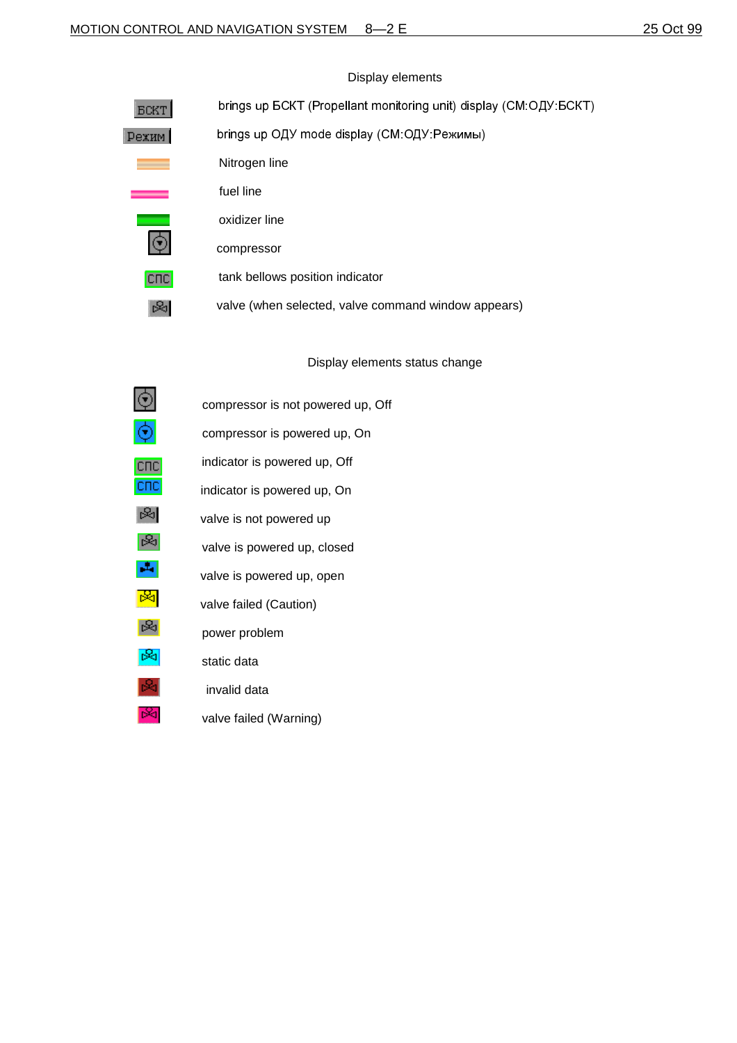### Display elements

| | |
|---|---|
| БСКТ | brings up БСКТ (Propellant monitoring unit) display (СМ:ОДУ:БСКТ) |
| Режим | brings up ОДУ mode display (СМ:ОДУ:Режимы) |
| | Nitrogen line |
| | fuel line |
| | oxidizer line |
| | compressor |
| СПС | tank bellows position indicator |
| | valve (when selected, valve command window appears) |

### Display elements status change

| | |
|---|---|
| | compressor is not powered up, Off |
| | compressor is powered up, On |
| СПС | indicator is powered up, Off |
| СПС | indicator is powered up, On |
| | valve is not powered up |
| | valve is powered up, closed |
| | valve is powered up, open |
| | valve failed (Caution) |
| | power problem |
| | static data |
| | invalid data |
| | valve failed (Warning) |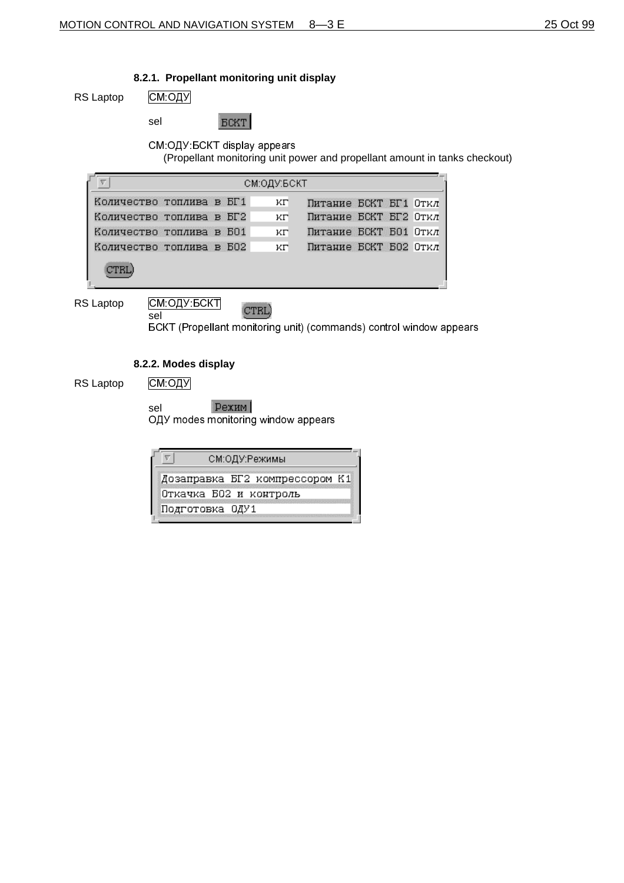### 8.2.1. Propellant monitoring unit display

RS Laptop СМ:ОДУ

sel БСКТ

СМ:ОДУ:БСКТ display appears
(Propellant monitoring unit power and propellant amount in tanks checkout)

СМ:ОДУ:БСКТ

| | | | |
|---|---|---|---|
| Количество топлива в БГ1 | кг | Питание БСКТ БГ1 | Откл |
| Количество топлива в БГ2 | кг | Питание БСКТ БГ2 | Откл |
| Количество топлива в БО1 | кг | Питание БСКТ БО1 | Откл |
| Количество топлива в БО2 | кг | Питание БСКТ БО2 | Откл |

CTRL

RS Laptop СМ:ОДУ:БСКТ
sel CTRL
БСКТ (Propellant monitoring unit) (commands) control window appears

### 8.2.2. Modes display

RS Laptop СМ:ОДУ

sel Режим
ОДУ modes monitoring window appears

СМ:ОДУ:Режимы

Дозаправка БГ2 компрессором К1
Откачка БО2 и контроль
Подготовка ОДУ1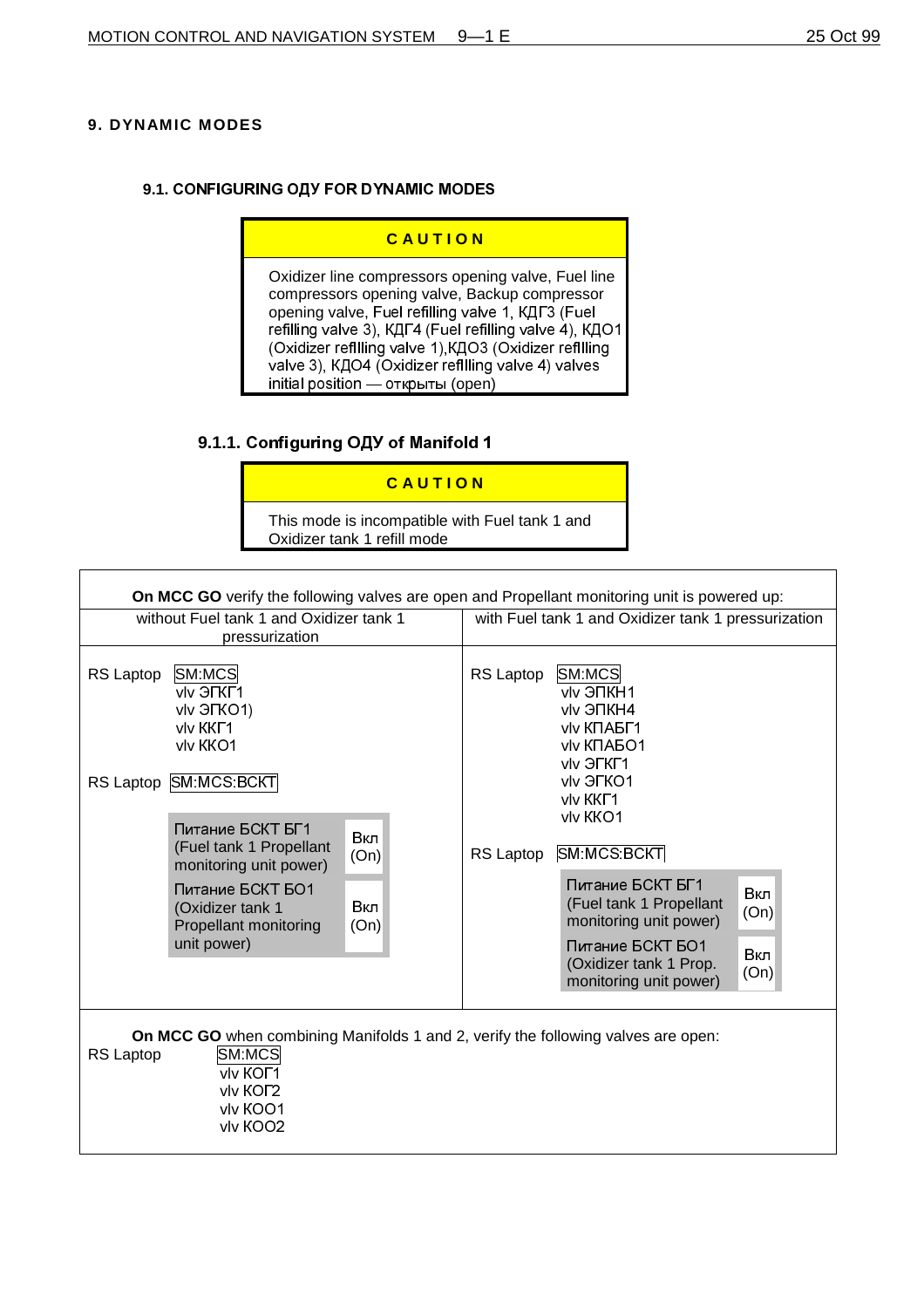## 9. DYNAMIC MODES

### 9.1. CONFIGURING ОДУ FOR DYNAMIC MODES

| CAUTION |
|---|
| Oxidizer line compressors opening valve, Fuel line compressors opening valve, Backup compressor opening valve, Fuel refilling valve 1, КДГ3 (Fuel refilling valve 3), КДГ4 (Fuel refilling valve 4), КДО1 (Oxidizer reflling valve 1),КДО3 (Oxidizer reflling valve 3), КДО4 (Oxidizer reflling valve 4) valves initial position — открыты (open) |

#### 9.1.1. Configuring ОДУ of Manifold 1

| CAUTION |
|---|
| This mode is incompatible with Fuel tank 1 and Oxidizer tank 1 refill mode |

**On MCC GO** verify the following valves are open and Propellant monitoring unit is powered up:

| without Fuel tank 1 and Oxidizer tank 1 pressurization | with Fuel tank 1 and Oxidizer tank 1 pressurization |
|---|---|
| RS Laptop SM:MCS<br>vlv ЭПКГ1<br>vlv ЭПКО1)<br>vlv ККГ1<br>vlv ККО1<br><br>RS Laptop SM:MCS:БСКТ<br>Питание БСКТ БГ1 (Fuel tank 1 Propellant monitoring unit power) — Вкл (On)<br>Питание БСКТ БО1 (Oxidizer tank 1 Propellant monitoring unit power) — Вкл (On) | RS Laptop SM:MCS<br>vlv ЭПКН1<br>vlv ЭПКН4<br>vlv КПАБГ1<br>vlv КПАБО1<br>vlv ЭПКГ1<br>vlv ЭПКО1<br>vlv ККГ1<br>vlv ККО1<br><br>RS Laptop SM:MCS:БСКТ<br>Питание БСКТ БГ1 (Fuel tank 1 Propellant monitoring unit power) — Вкл (On)<br>Питание БСКТ БО1 (Oxidizer tank 1 Prop. monitoring unit power) — Вкл (On) |

**On MCC GO** when combining Manifolds 1 and 2, verify the following valves are open:

RS Laptop SM:MCS
- vlv КОГ1
- vlv КОГ2
- vlv КОО1
- vlv КОО2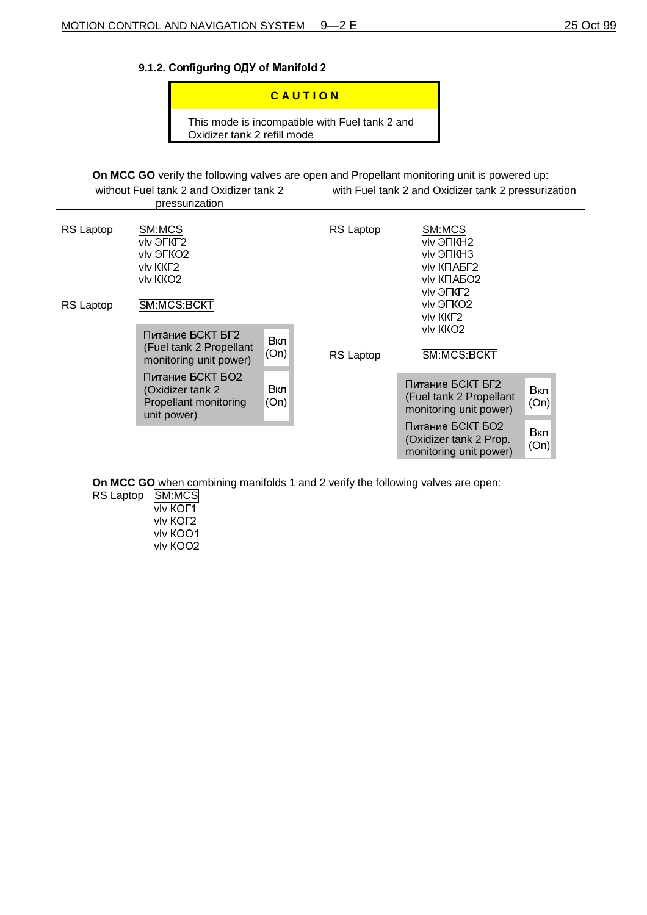### 9.1.2. Configuring ОДУ of Manifold 2

| CAUTION |
|---|
| This mode is incompatible with Fuel tank 2 and Oxidizer tank 2 refill mode |

**On MCC GO** verify the following valves are open and Propellant monitoring unit is powered up:

| without Fuel tank 2 and Oxidizer tank 2 pressurization | with Fuel tank 2 and Oxidizer tank 2 pressurization |
|---|---|
| RS Laptop SM:MCS<br>vlv ЭГКГ2<br>vlv ЭГКО2<br>vlv ККГ2<br>vlv ККО2<br><br>RS Laptop SM:MCS:ВСКТ<br>Питание БСКТ БГ2 (Fuel tank 2 Propellant monitoring unit power) — Вкл (On)<br>Питание БСКТ БО2 (Oxidizer tank 2 Propellant monitoring unit power) — Вкл (On) | RS Laptop SM:MCS<br>vlv ЭПКН2<br>vlv ЭПКН3<br>vlv КПАБГ2<br>vlv КПАБО2<br>vlv ЭГКГ2<br>vlv ЭГКО2<br>vlv ККГ2<br>vlv ККО2<br><br>RS Laptop SM:MCS:ВСКТ<br>Питание БСКТ БГ2 (Fuel tank 2 Propellant monitoring unit power) — Вкл (On)<br>Питание БСКТ БО2 (Oxidizer tank 2 Prop. monitoring unit power) — Вкл (On) |

**On MCC GO** when combining manifolds 1 and 2 verify the following valves are open:

RS Laptop SM:MCS
- vlv КОГ1
- vlv КОГ2
- vlv КОО1
- vlv КОО2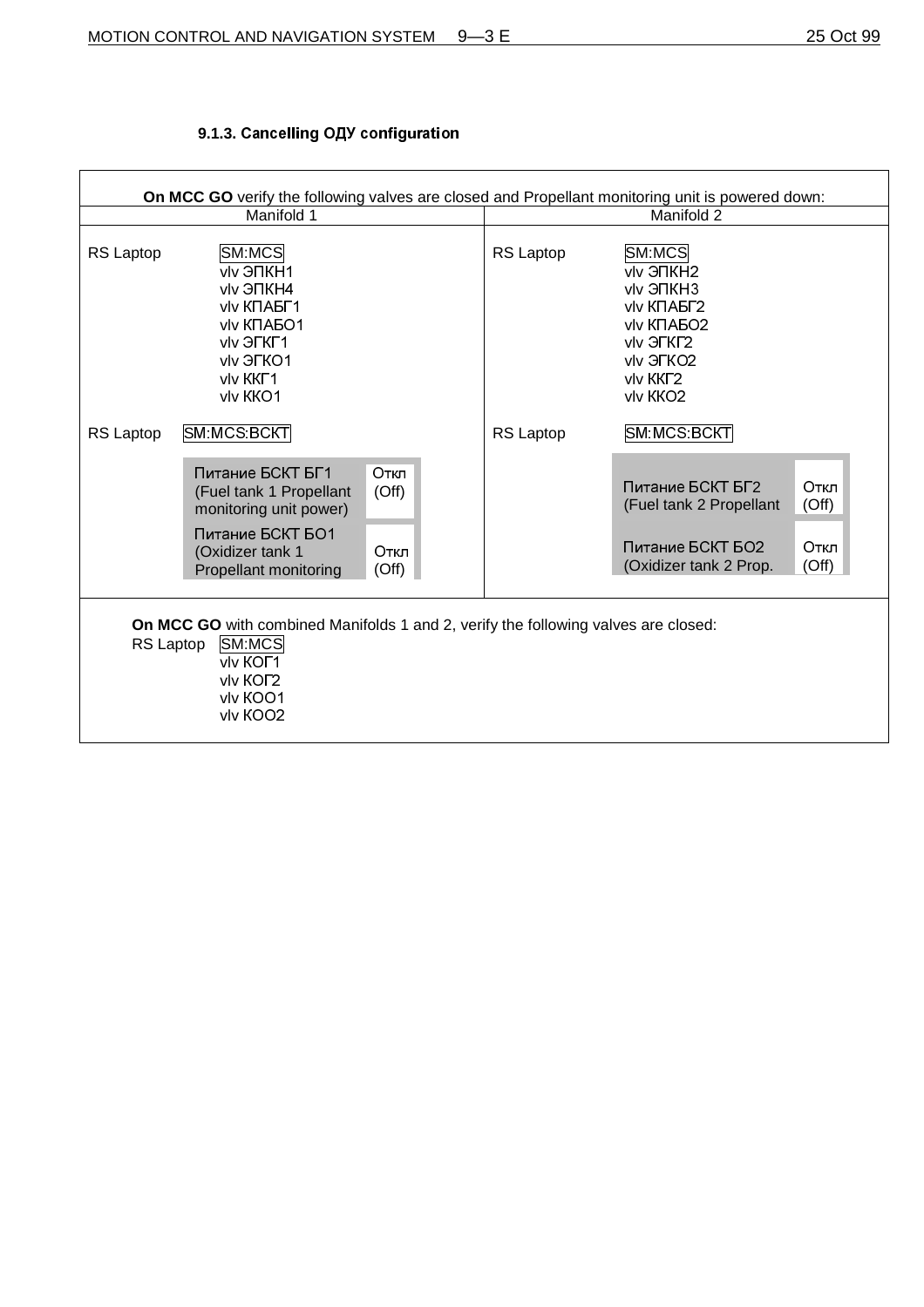### 9.1.3. Cancelling ОДУ configuration

**On MCC GO** verify the following valves are closed and Propellant monitoring unit is powered down:

| Manifold 1 | Manifold 2 |
|---|---|
| RS Laptop SM:MCS<br>vlv ЭПКН1<br>vlv ЭПКН4<br>vlv КПАБГ1<br>vlv КПАБО1<br>vlv ЭГКГ1<br>vlv ЭГКО1<br>vlv ККГ1<br>vlv ККО1 | RS Laptop SM:MCS<br>vlv ЭПКН2<br>vlv ЭПКН3<br>vlv КПАБГ2<br>vlv КПАБО2<br>vlv ЭГКГ2<br>vlv ЭГКО2<br>vlv ККГ2<br>vlv ККО2 |
| RS Laptop SM:MCS:БСКТ<br>Питание БСКТ БГ1 (Fuel tank 1 Propellant monitoring unit power) — Откл (Off)<br>Питание БСКТ БО1 (Oxidizer tank 1 Propellant monitoring — Откл (Off) | RS Laptop SM:MCS:БСКТ<br>Питание БСКТ БГ2 (Fuel tank 2 Propellant — Откл (Off)<br>Питание БСКТ БО2 (Oxidizer tank 2 Prop. — Откл (Off) |

**On MCC GO** with combined Manifolds 1 and 2, verify the following valves are closed:

RS Laptop SM:MCS
- vlv КОГ1
- vlv КОГ2
- vlv КОО1
- vlv КОО2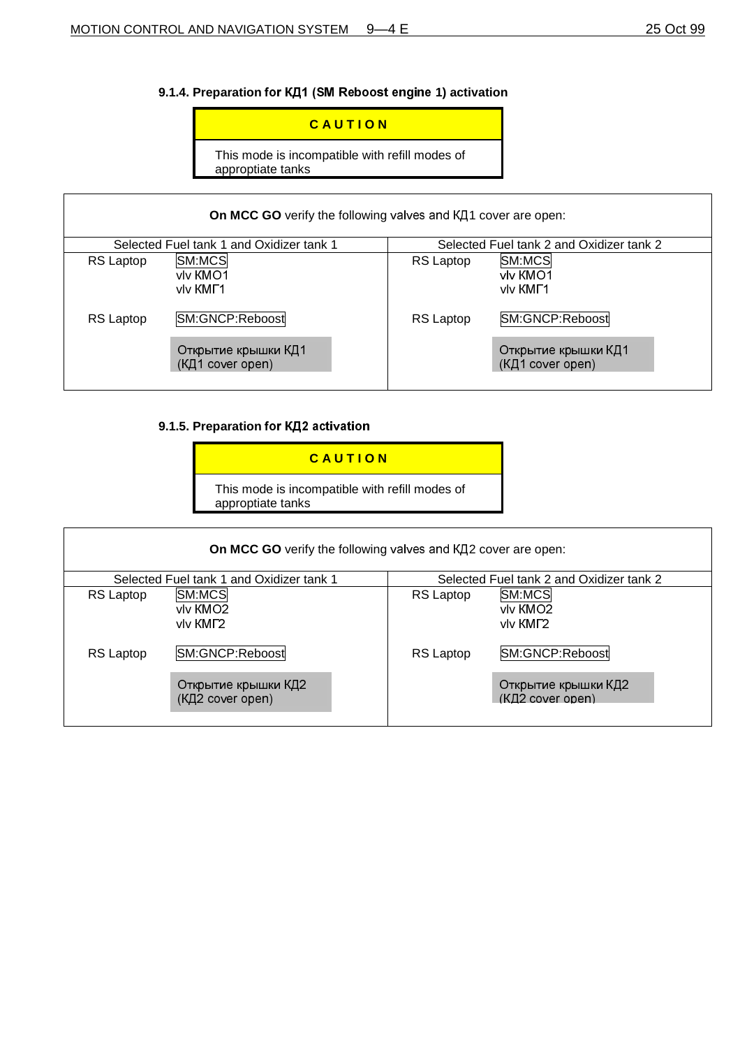### 9.1.4. Preparation for КД1 (SM Reboost engine 1) activation

**CAUTION**

This mode is incompatible with refill modes of approptiate tanks

**On MCC GO** verify the following valves and КД1 cover are open:

| Selected Fuel tank 1 and Oxidizer tank 1 | | Selected Fuel tank 2 and Oxidizer tank 2 | |
|---|---|---|---|
| RS Laptop | SM:MCS<br>vlv КМО1<br>vlv КМГ1 | RS Laptop | SM:MCS<br>vlv КМО1<br>vlv КМГ1 |
| RS Laptop | SM:GNCP:Reboost | RS Laptop | SM:GNCP:Reboost |
| | Открытие крышки КД1<br>(КД1 cover open) | | Открытие крышки КД1<br>(КД1 cover open) |

### 9.1.5. Preparation for КД2 activation

**CAUTION**

This mode is incompatible with refill modes of approptiate tanks

**On MCC GO** verify the following valves and КД2 cover are open:

| Selected Fuel tank 1 and Oxidizer tank 1 | | Selected Fuel tank 2 and Oxidizer tank 2 | |
|---|---|---|---|
| RS Laptop | SM:MCS<br>vlv КМО2<br>vlv КМГ2 | RS Laptop | SM:MCS<br>vlv КМО2<br>vlv КМГ2 |
| RS Laptop | SM:GNCP:Reboost | RS Laptop | SM:GNCP:Reboost |
| | Открытие крышки КД2<br>(КД2 cover open) | | Открытие крышки КД2<br>(КД2 cover open) |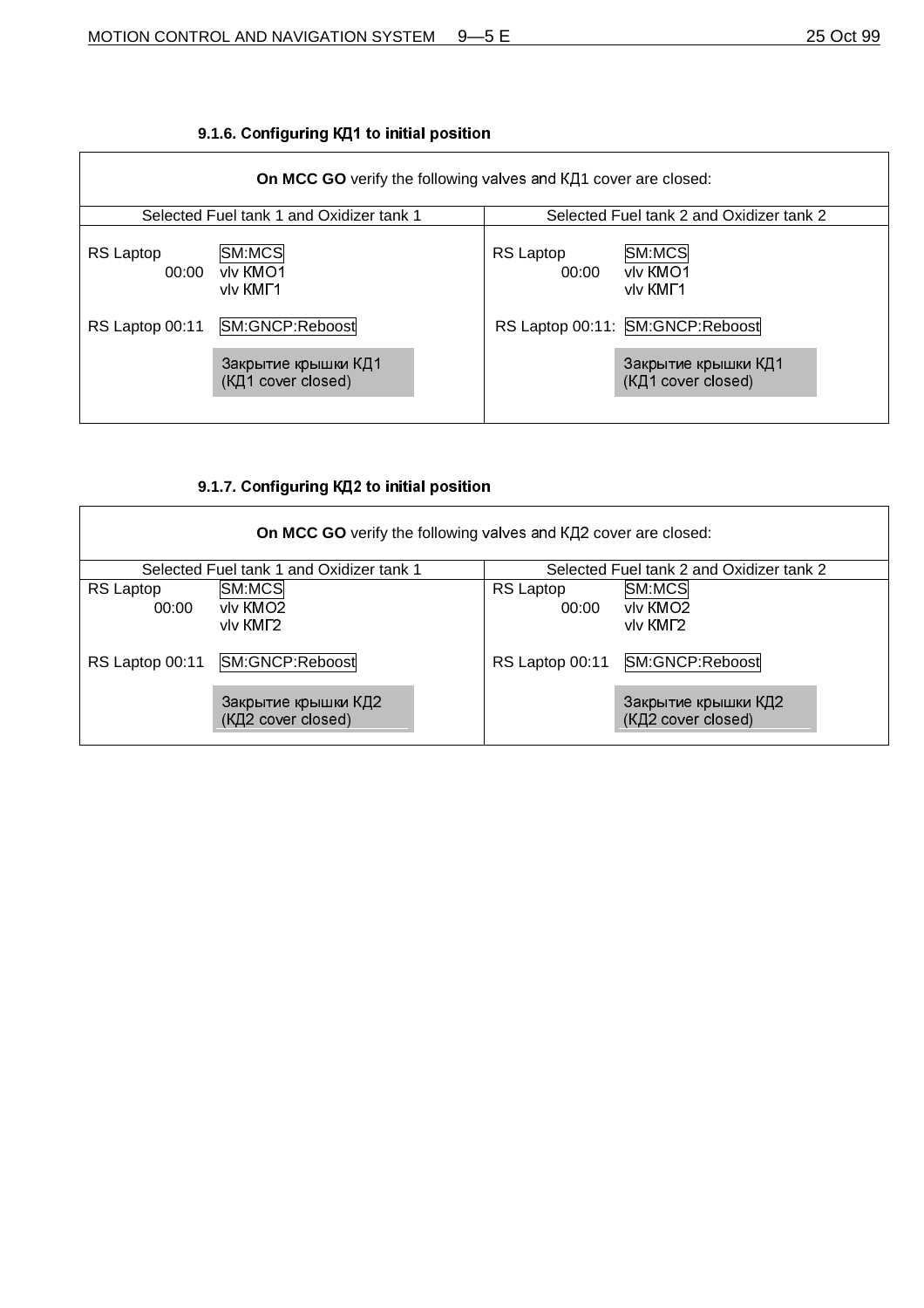### 9.1.6. Configuring КД1 to initial position

| **On MCC GO** verify the following valves and КД1 cover are closed: | | | |
|---|---|---|---|
| Selected Fuel tank 1 and Oxidizer tank 1 | | Selected Fuel tank 2 and Oxidizer tank 2 | |
| RS Laptop 00:00 | SM:MCS<br>vlv КМО1<br>vlv КМГ1 | RS Laptop 00:00 | SM:MCS<br>vlv КМО1<br>vlv КМГ1 |
| RS Laptop 00:11 | SM:GNCP:Reboost<br><br>Закрытие крышки КД1<br>(КД1 cover closed) | RS Laptop 00:11: | SM:GNCP:Reboost<br><br>Закрытие крышки КД1<br>(КД1 cover closed) |

### 9.1.7. Configuring КД2 to initial position

| **On MCC GO** verify the following valves and КД2 cover are closed: | | | |
|---|---|---|---|
| Selected Fuel tank 1 and Oxidizer tank 1 | | Selected Fuel tank 2 and Oxidizer tank 2 | |
| RS Laptop 00:00 | SM:MCS<br>vlv КМО2<br>vlv КМГ2 | RS Laptop 00:00 | SM:MCS<br>vlv КМО2<br>vlv КМГ2 |
| RS Laptop 00:11 | SM:GNCP:Reboost<br><br>Закрытие крышки КД2<br>(КД2 cover closed) | RS Laptop 00:11 | SM:GNCP:Reboost<br><br>Закрытие крышки КД2<br>(КД2 cover closed) |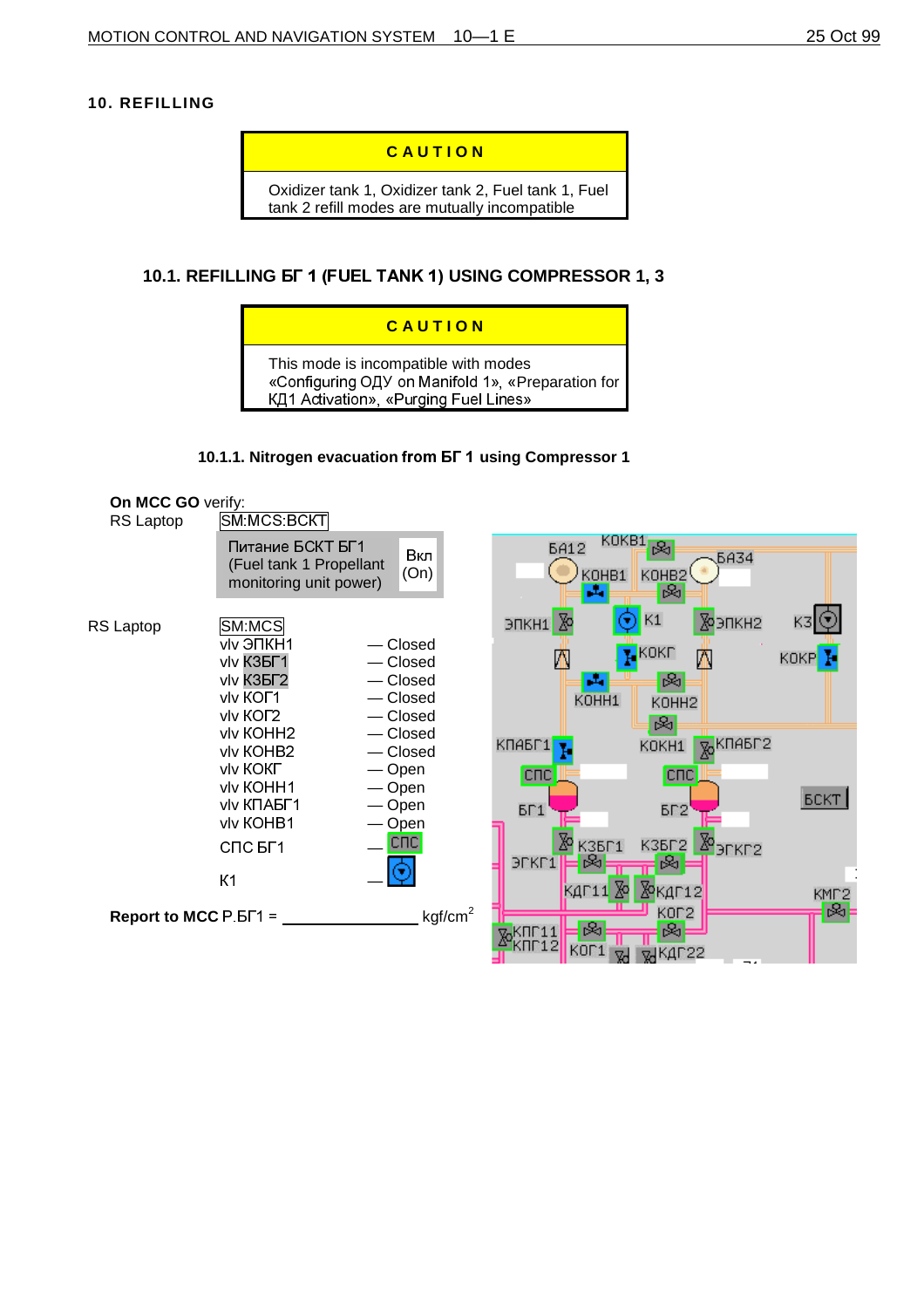## 10. REFILLING

| CAUTION |
| --- |
| Oxidizer tank 1, Oxidizer tank 2, Fuel tank 1, Fuel tank 2 refill modes are mutually incompatible |

### 10.1. REFILLING БГ 1 (FUEL TANK 1) USING COMPRESSOR 1, 3

| CAUTION |
| --- |
| This mode is incompatible with modes «Configuring ОДУ on Manifold 1», «Preparation for КД1 Activation», «Purging Fuel Lines» |

#### 10.1.1. Nitrogen evacuation from БГ 1 using Compressor 1

**On MCC GO** verify:

RS Laptop — SM:MCS:БСКТ

| | |
| --- | --- |
| Питание БСКТ БГ1 (Fuel tank 1 Propellant monitoring unit power) | Вкл (On) |

RS Laptop — SM:MCS

| | |
| --- | --- |
| vlv ЭПКН1 | — Closed |
| vlv КЗБГ1 | — Closed |
| vlv КЗБГ2 | — Closed |
| vlv КОГ1 | — Closed |
| vlv КОГ2 | — Closed |
| vlv КОНН2 | — Closed |
| vlv КОНВ2 | — Closed |
| vlv КОКГ | — Open |
| vlv КОНН1 | — Open |
| vlv КПАБГ1 | — Open |
| vlv КОНВ1 | — Open |
| СПС БГ1 | — СПС |
| К1 | — |

**Report to MCC** Р.БГ1 = _______________ kgf/cm$^2$

БА12 КОКВ1 БА34 КОНВ1 КОНВ2 ЭПКН1 К1 ЭПКН2 К3 КОКГ КОКР КОНН1 КОНН2 КОКН1 КПАБГ1 КПАБГ2 СПС СПС БСКТ БГ1 БГ2 КЗБГ1 КЗБГ2 ЭГКГ1 ЭГКГ2 КДГ11 КДГ12 КМГ2 КОГ2 КПГ11 КПГ12 КОГ1 КДГ22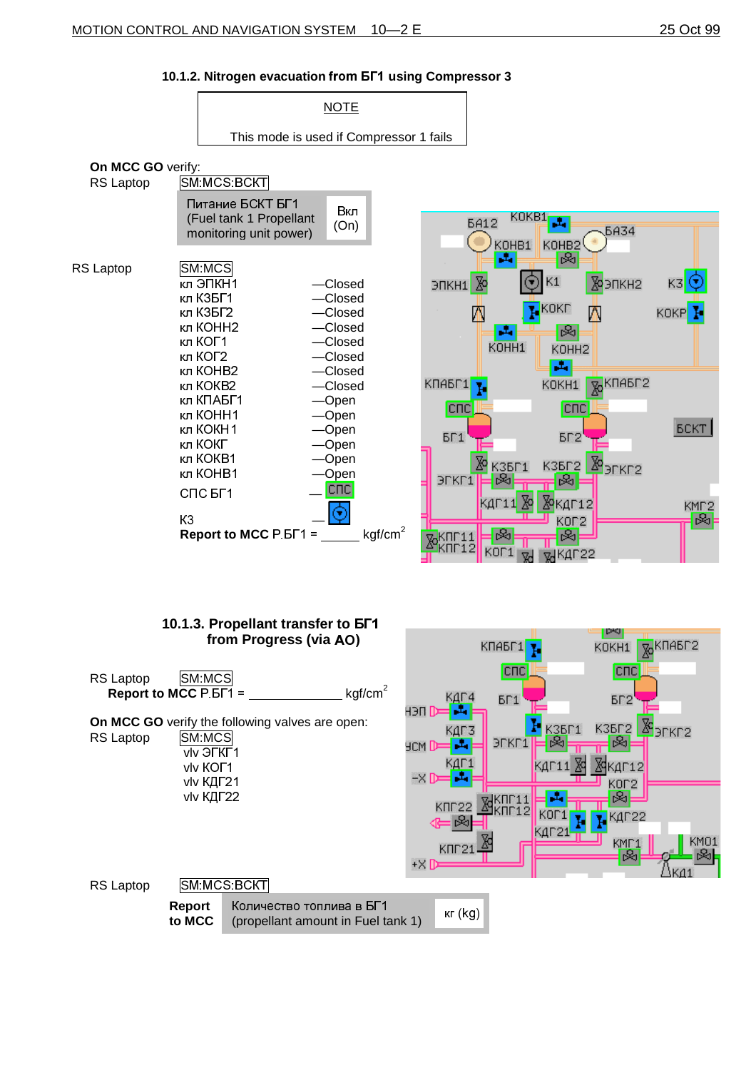### 10.1.2. Nitrogen evacuation from БГ1 using Compressor 3

| NOTE |
|---|
| This mode is used if Compressor 1 fails |

**On MCC GO** verify:

RS Laptop SM:MCS:БСКТ

| Питание БСКТ БГ1 (Fuel tank 1 Propellant monitoring unit power) | Вкл (On) |
|---|---|

RS Laptop SM:MCS

| | |
|---|---|
| кл ЭПКН1 | —Closed |
| кл КЗБГ1 | —Closed |
| кл КЗБГ2 | —Closed |
| кл КОНН2 | —Closed |
| кл КОГ1 | —Closed |
| кл КОГ2 | —Closed |
| кл КОНВ2 | —Closed |
| кл КОКВ2 | —Closed |
| кл КПАБГ1 | —Open |
| кл КОНН1 | —Open |
| кл КОКН1 | —Open |
| кл КОКГ | —Open |
| кл КОКВ1 | —Open |
| кл КОНВ1 | —Open |
| СПС БГ1 | — СПС |
| К3 | — |

**Report to MCC** P.БГ1 = ______ kgf/cm$^2$

БА12 КОКВ1 БА34
КОНВ1 КОНВ2
ЭПКН1 К1 ЭПКН2 К3
КОКГ КОКР
КОНН1 КОНН2
КПАБГ1 КОКН1 КПАБГ2
СПС СПС
БГ1 БГ2 БСКТ
КЗБГ1 КЗБГ2
ЭГКГ1 ЭГКГ2
КДГ11 КДГ12 КМГ2
КОГ2
КПГ11 КПГ12 КОГ1 КДГ22

### 10.1.3. Propellant transfer to БГ1 from Progress (via АО)

RS Laptop SM:MCS

**Report to MCC** P.БГ1 = ____________ kgf/cm$^2$

**On MCC GO** verify the following valves are open:

RS Laptop SM:MCS

vlv ЭГКГ1
vlv КОГ1
vlv КДГ21
vlv КДГ22

КПАБГ1 КОКН1 КПАБГ2
СПС СПС
КДГ4 БГ1 БГ2
НЭП
КДГ3 КЗБГ1 КЗБГ2 ЭГКГ2
ЧСМ ЭГКГ1
КДГ1 КДГ11 КДГ12
-X КОГ2
КПГ22 КПГ11 КПГ12 КОГ1 КДГ22
КДГ21
КПГ21 КМГ1 КМ01
+X КД1

RS Laptop SM:MCS:БСКТ

| Report to MCC | Количество топлива в БГ1 (propellant amount in Fuel tank 1) | кг (kg) |
|---|---|---|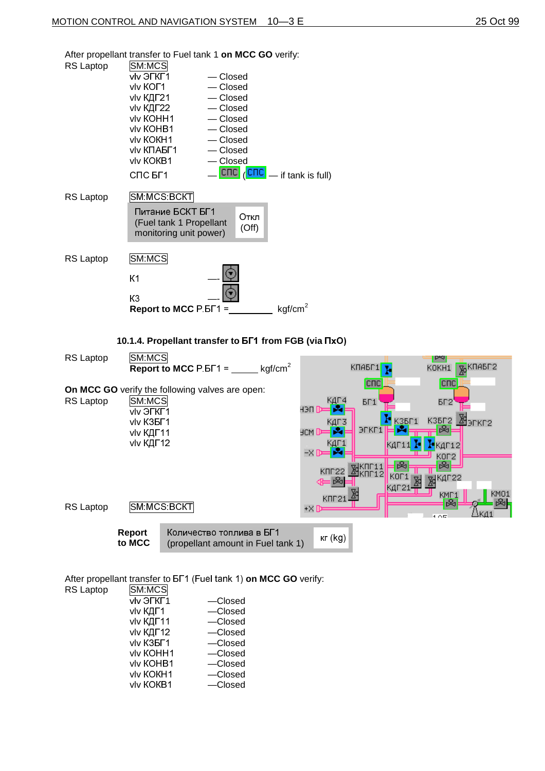After propellant transfer to Fuel tank 1 **on MCC GO** verify:

RS Laptop SM:MCS

| | |
|---|---|
| vlv ЭГКГ1 | — Closed |
| vlv КОГ1 | — Closed |
| vlv КДГ21 | — Closed |
| vlv КДГ22 | — Closed |
| vlv КОНН1 | — Closed |
| vlv КОНВ1 | — Closed |
| vlv КОКН1 | — Closed |
| vlv КПАБГ1 | — Closed |
| vlv КОКВ1 | — Closed |
| СПС БГ1 | — СПС (СПС — if tank is full) |

RS Laptop SM:MCS:БСКТ

| | |
|---|---|
| Питание БСКТ БГ1 (Fuel tank 1 Propellant monitoring unit power) | Откл (Off) |

RS Laptop SM:MCS

К1 —

К3 —

**Report to MCC** Р.БГ1 =_________ kgf/cm$^2$

### 10.1.4. Propellant transfer to БГ1 from FGB (via ПхО)

RS Laptop SM:MCS

**Report to MCC** Р.БГ1 = _____ kgf/cm$^2$

**On MCC GO** verify the following valves are open:

RS Laptop SM:MCS

vlv ЭГКГ1
vlv КЗБГ1
vlv КДГ11
vlv КДГ12

RS Laptop SM:MCS:БСКТ

| | |
|---|---|
| **Report to MCC** Количество топлива в БГ1 (propellant amount in Fuel tank 1) | кг (kg) |

After propellant transfer to БГ1 (Fuel tank 1) **on MCC GO** verify:

RS Laptop SM:MCS

| | |
|---|---|
| vlv ЭГКГ1 | —Closed |
| vlv КДГ1 | —Closed |
| vlv КДГ11 | —Closed |
| vlv КДГ12 | —Closed |
| vlv КЗБГ1 | —Closed |
| vlv КОНН1 | —Closed |
| vlv КОНВ1 | —Closed |
| vlv КОКН1 | —Closed |
| vlv КОКВ1 | —Closed |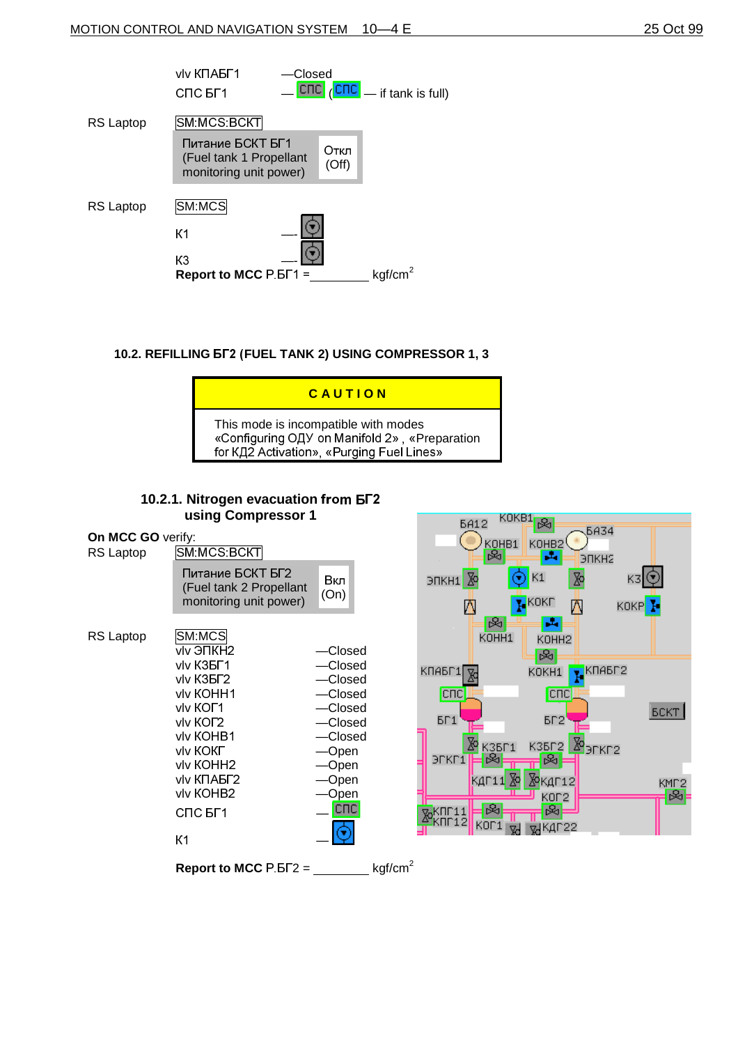vlv КПАБГ1 —Closed

СПС БГ1 — СПС (СПС — if tank is full)

RS Laptop SM:MCS:БСКТ

| | |
|---|---|
| Питание БСКТ БГ1 (Fuel tank 1 Propellant monitoring unit power) | Откл (Off) |

RS Laptop SM:MCS

К1 —

К3 —

**Report to MCC** Р.БГ1 = ________ kgf/cm$^2$

### 10.2. REFILLING БГ2 (FUEL TANK 2) USING COMPRESSOR 1, 3

| CAUTION |
|---|
| This mode is incompatible with modes «Configuring ОДУ on Manifold 2» , «Preparation for КД2 Activation», «Purging Fuel Lines» |

#### 10.2.1. Nitrogen evacuation from БГ2 using Compressor 1

**On MCC GO** verify:

RS Laptop SM:MCS:БСКТ

| | |
|---|---|
| Питание БСКТ БГ2 (Fuel tank 2 Propellant monitoring unit power) | Вкл (On) |

RS Laptop SM:MCS

vlv ЭПКН2 —Closed
vlv КЗБГ1 —Closed
vlv КЗБГ2 —Closed
vlv КОНН1 —Closed
vlv КОГ1 —Closed
vlv КОГ2 —Closed
vlv КОНВ1 —Closed
vlv КОКГ —Open
vlv КОНН2 —Open
vlv КПАБГ2 —Open
vlv КОНВ2 —Open

СПС БГ1 — СПС

К1 —

**Report to MCC** Р.БГ2 = ________ kgf/cm$^2$

БА12 КОКВ1 БА34 КОНВ1 КОНВ2 ЭПКН2 ЭПКН1 К1 К3 КОКГ КОКР КОНН1 КОНН2 КПАБГ1 КОКН1 КПАБГ2 СПС СПС БСКТ БГ1 БГ2 КЗБГ1 КЗБГ2 ЭГКГ1 ЭГКГ2 КДГ11 КДГ12 КМГ2 КОГ2 КПГ11 КПГ12 КОГ1 КДГ22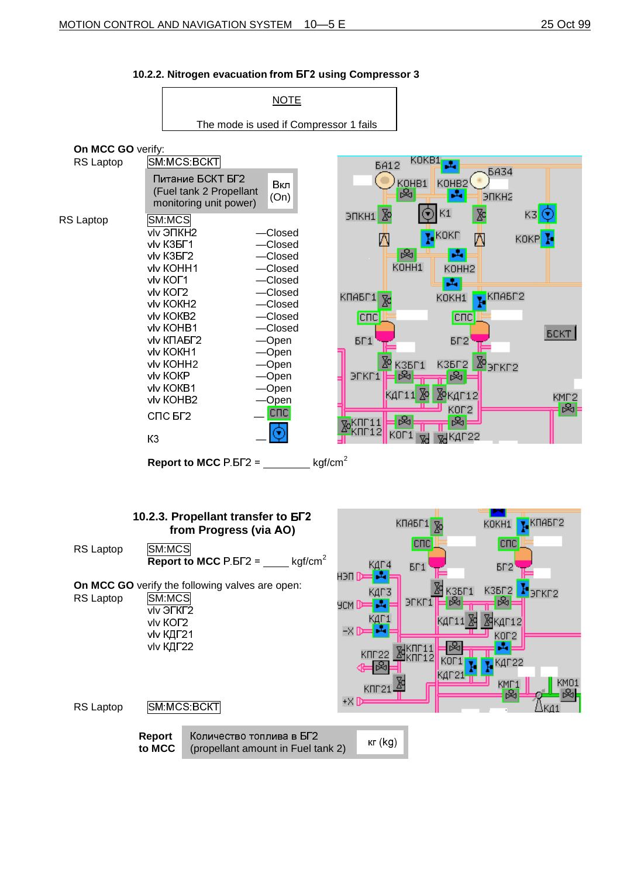## 10.2.2. Nitrogen evacuation from БГ2 using Compressor 3

> NOTE
>
> The mode is used if Compressor 1 fails

**On MCC GO** verify:

RS Laptop SM:MCS:ВСКТ

| | |
|---|---|
| Питание БСКТ БГ2 (Fuel tank 2 Propellant monitoring unit power) | Вкл (On) |

RS Laptop SM:MCS

| | |
|---|---|
| vlv ЭПКН2 | —Closed |
| vlv КЗБГ1 | —Closed |
| vlv КЗБГ2 | —Closed |
| vlv КОНН1 | —Closed |
| vlv КОГ1 | —Closed |
| vlv КОГ2 | —Closed |
| vlv КОКН2 | —Closed |
| vlv КОКВ2 | —Closed |
| vlv КОНВ1 | —Closed |
| vlv КПАБГ2 | —Open |
| vlv КОКН1 | —Open |
| vlv КОНН2 | —Open |
| vlv КОКР | —Open |
| vlv КОКВ1 | —Open |
| vlv КОНВ2 | —Open |
| СПС БГ2 | — СПС |
| К3 | — |

БА12 КОКВ1 БА34 КОНВ1 КОНВ2 ЭПКН2 ЭПКН1 К1 К3 КОКГ КОКР КОНН1 КОНН2 КПАБГ1 КОКН1 КПАБГ2 СПС СПС БСКТ БГ1 БГ2 К3БГ1 К3БГ2 ЭГКГ1 ЭГКГ2 КДГ11 КДГ12 КМГ2 КОГ2 КПГ11 КПГ12 КОГ1 КДГ22

**Report to MCC** Р.БГ2 = ________ kgf/cm$^2$

## 10.2.3. Propellant transfer to БГ2 from Progress (via AO)

RS Laptop SM:MCS

**Report to MCC** Р.БГ2 = ____ kgf/cm$^2$

**On MCC GO** verify the following valves are open:

RS Laptop SM:MCS

- vlv ЭГКГ2
- vlv КОГ2
- vlv КДГ21
- vlv КДГ22

КПАБГ1 КОКН1 КПАБГ2 СПС СПС КДГ4 БГ1 БГ2 НЭП КДГ3 К3БГ1 К3БГ2 ЭГКГ2 УСМ ЭГКГ1 КДГ1 КДГ11 КДГ12 -X КОГ2 КПГ22 КПГ11 КПГ12 КОГ1 КДГ22 КДГ21 КМГ1 КМ01 КПГ21 +X КД1

RS Laptop SM:MCS:ВСКТ

| **Report to MCC** | Количество топлива в БГ2 (propellant amount in Fuel tank 2) | кг (kg) |
|---|---|---|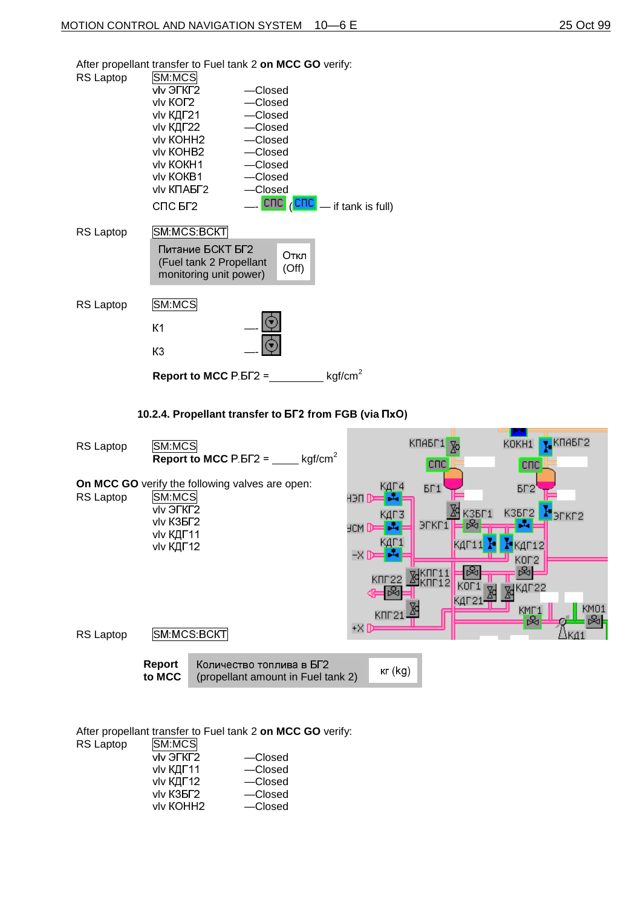After propellant transfer to Fuel tank 2 **on MCC GO** verify:

RS Laptop SM:MCS

| | |
|---|---|
| vlv ЭГКГ2 | —Closed |
| vlv КОГ2 | —Closed |
| vlv КДГ21 | —Closed |
| vlv КДГ22 | —Closed |
| vlv КОНН2 | —Closed |
| vlv КОНВ2 | —Closed |
| vlv КОКН1 | —Closed |
| vlv КОКВ1 | —Closed |
| vlv КПАБГ2 | —Closed |
| СПС БГ2 | — СПС (СПС — if tank is full) |

RS Laptop SM:MCS:БСКТ

| | |
|---|---|
| Питание БСКТ БГ2 (Fuel tank 2 Propellant monitoring unit power) | Откл (Off) |

RS Laptop SM:MCS

К1 —

К3 —

**Report to MCC** Р.БГ2 =_________ kgf/cm$^2$

**10.2.4. Propellant transfer to БГ2 from FGB (via ПхО)**

RS Laptop SM:MCS

**Report to MCC** Р.БГ2 = ____ kgf/cm$^2$

**On MCC GO** verify the following valves are open:

RS Laptop SM:MCS

vlv ЭГКГ2

vlv КЗБГ2

vlv КДГ11

vlv КДГ12

КПАБГ1 СПС КОКН1 КПАБГ2 СПС КДГ4 БГ1 БГ2 НЭП КДГ3 КЗБГ1 КЗБГ2 ЭГКГ2 УСМ ЭГКГ1 КДГ1 КДГ11 КДГ12 -X КОГ2 КПГ22 КПГ11 КПГ12 КОГ1 КДГ22 КДГ21 КМГ1 КМ01 КПГ21 +X КД1

RS Laptop SM:MCS:БСКТ

| | |
|---|---|
| **Report to MCC** | Количество топлива в БГ2 (propellant amount in Fuel tank 2) — кг (kg) |

After propellant transfer to Fuel tank 2 **on MCC GO** verify:

RS Laptop SM:MCS

| | |
|---|---|
| vlv ЭГКГ2 | —Closed |
| vlv КДГ11 | —Closed |
| vlv КДГ12 | —Closed |
| vlv КЗБГ2 | —Closed |
| vlv КОНН2 | —Closed |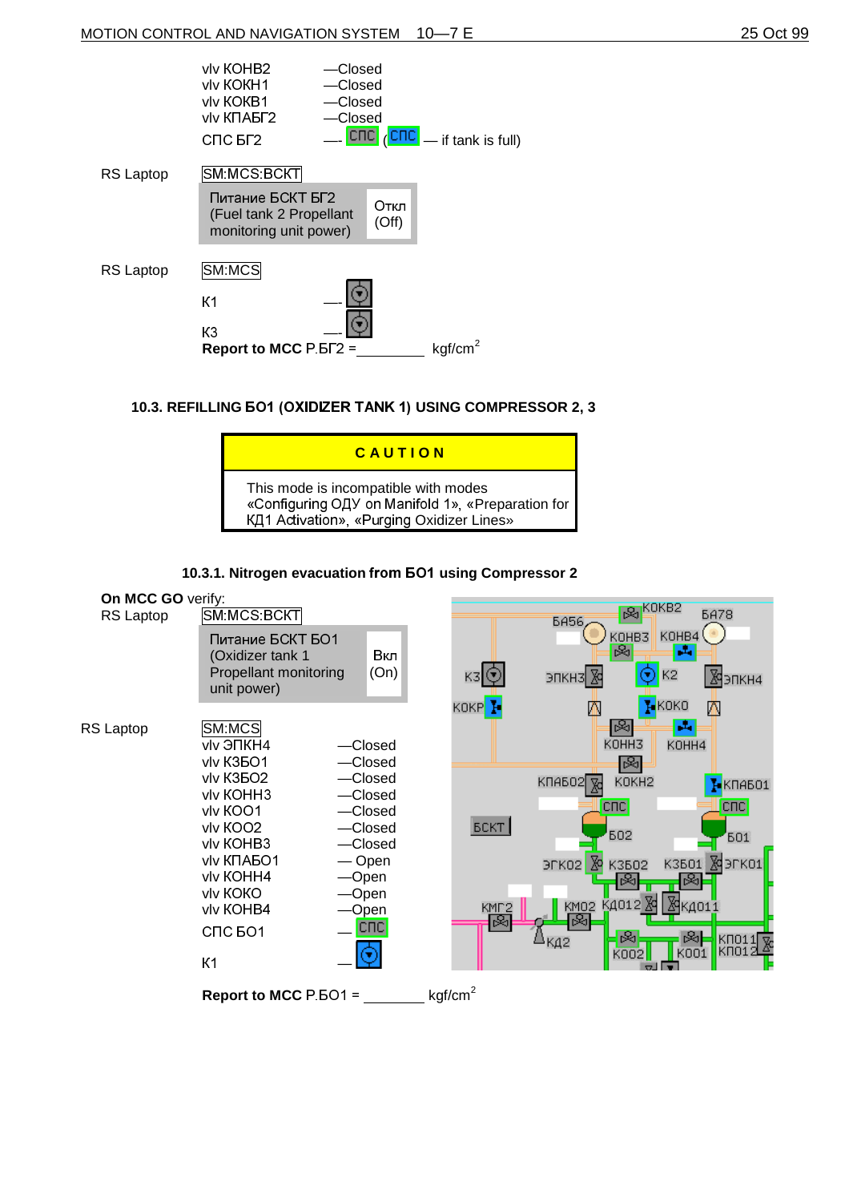vlv КОНВ2 —Closed
vlv КОКН1 —Closed
vlv КОКВ1 —Closed
vlv КПАБГ2 —Closed
СПС БГ2 — СПС (СПС — if tank is full)

RS Laptop SM:MCS:БСКТ

| | |
|---|---|
| Питание БСКТ БГ2 (Fuel tank 2 Propellant monitoring unit power) | Откл (Off) |

RS Laptop SM:MCS

К1 —

К3 —

**Report to MCC** Р.БГ2 =________ kgf/cm$^2$

### 10.3. REFILLING БО1 (OXIDIZER TANK 1) USING COMPRESSOR 2, 3

**CAUTION**

This mode is incompatible with modes «Configuring ОДУ on Manifold 1», «Preparation for КД1 Activation», «Purging Oxidizer Lines»

#### 10.3.1. Nitrogen evacuation from БО1 using Compressor 2

**On MCC GO** verify:

RS Laptop SM:MCS:БСКТ

| | |
|---|---|
| Питание БСКТ БО1 (Oxidizer tank 1 Propellant monitoring unit power) | Вкл (On) |

RS Laptop SM:MCS

vlv ЭПКН4 —Closed
vlv К3БО1 —Closed
vlv К3БО2 —Closed
vlv КОНН3 —Closed
vlv КОО1 —Closed
vlv КОО2 —Closed
vlv КОНВ3 —Closed
vlv КПАБО1 — Open
vlv КОНН4 —Open
vlv КОКО —Open
vlv КОНВ4 —Open
СПС БО1 — СПС

К1 —

КОКВ2
БА56
БА78
КОНВ3
КОНВ4
К3
ЭПКН3
К2
ЭПКН4
КОКР
КОКО
КОНН3
КОНН4
КПАБО2
КОКН2
КПАБО1
СПС
СПС
БСКТ
БО2
БО1
ЭГКО2
К3БО2
К3БО1
ЭГКО1
КМГ2
КМО2
КД012
КД011
КД2
КО02
КО01
КПО11
КПО12

**Report to MCC** Р.БО1 = ________ kgf/cm$^2$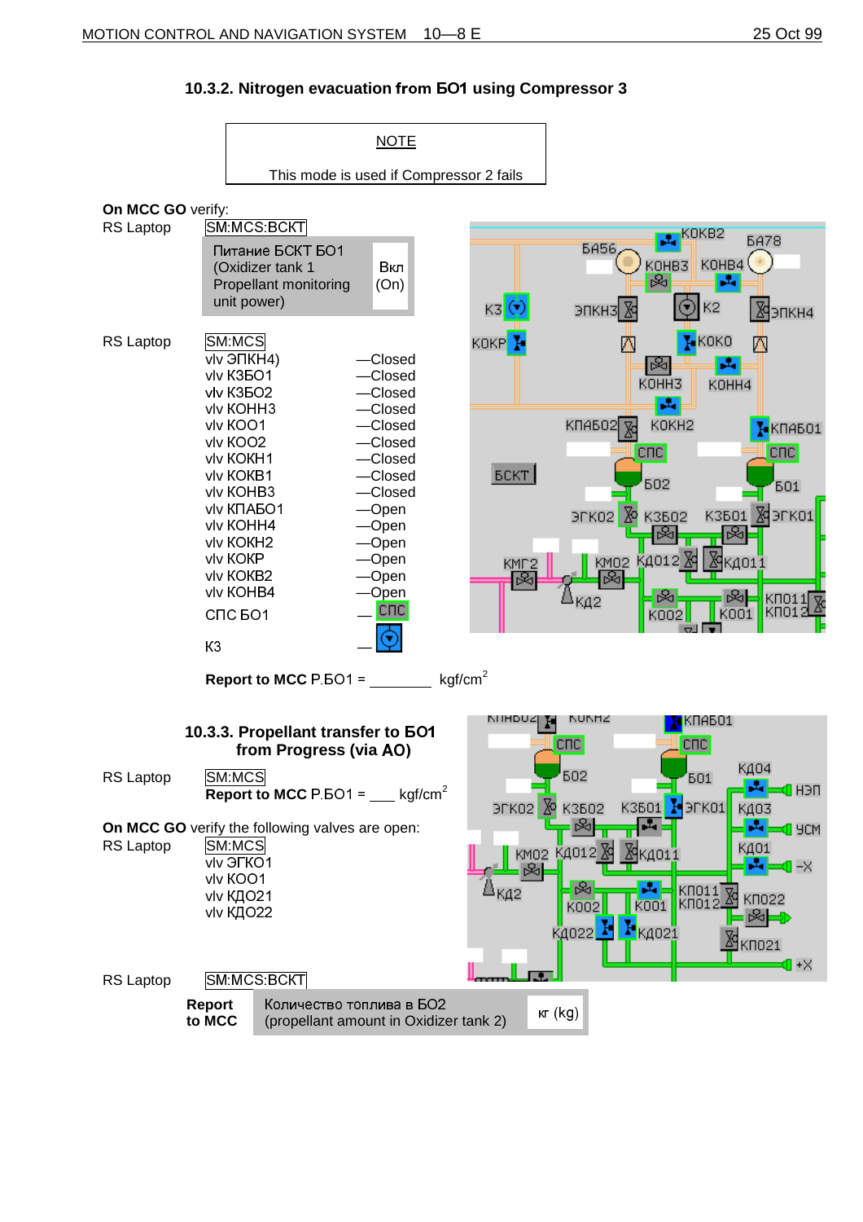### 10.3.2. Nitrogen evacuation from БО1 using Compressor 3

| NOTE |
|---|
| This mode is used if Compressor 2 fails |

**On MCC GO** verify:

RS Laptop SM:MCS:ВСКТ

| Питание БСКТ БО1 (Oxidizer tank 1 Propellant monitoring unit power) | Вкл (On) |
|---|---|

RS Laptop SM:MCS

| | |
|---|---|
| vlv ЭПКН4) | —Closed |
| vlv КЗБО1 | —Closed |
| vlv КЗБО2 | —Closed |
| vlv КОНН3 | —Closed |
| vlv КОО1 | —Closed |
| vlv КОО2 | —Closed |
| vlv КОКН1 | —Closed |
| vlv КОКВ1 | —Closed |
| vlv КОНВ3 | —Closed |
| vlv КПАБО1 | —Open |
| vlv КОНН4 | —Open |
| vlv КОКН2 | —Open |
| vlv КОКР | —Open |
| vlv КОКВ2 | —Open |
| vlv КОНВ4 | —Open |
| СПС БО1 | — СПС |
| К3 | — |

**Report to MCC** Р.БО1 = ________ kgf/cm²

### 10.3.3. Propellant transfer to БО1 from Progress (via AO)

RS Laptop SM:MCS

**Report to MCC** Р.БО1 = ___ kgf/cm²

**On MCC GO** verify the following valves are open:

RS Laptop SM:MCS

- vlv ЭГКО1
- vlv КОО1
- vlv КДО21
- vlv КДО22

RS Laptop SM:MCS:ВСКТ

| Report to MCC | Количество топлива в БО2 (propellant amount in Oxidizer tank 2) | кг (kg) |
|---|---|---|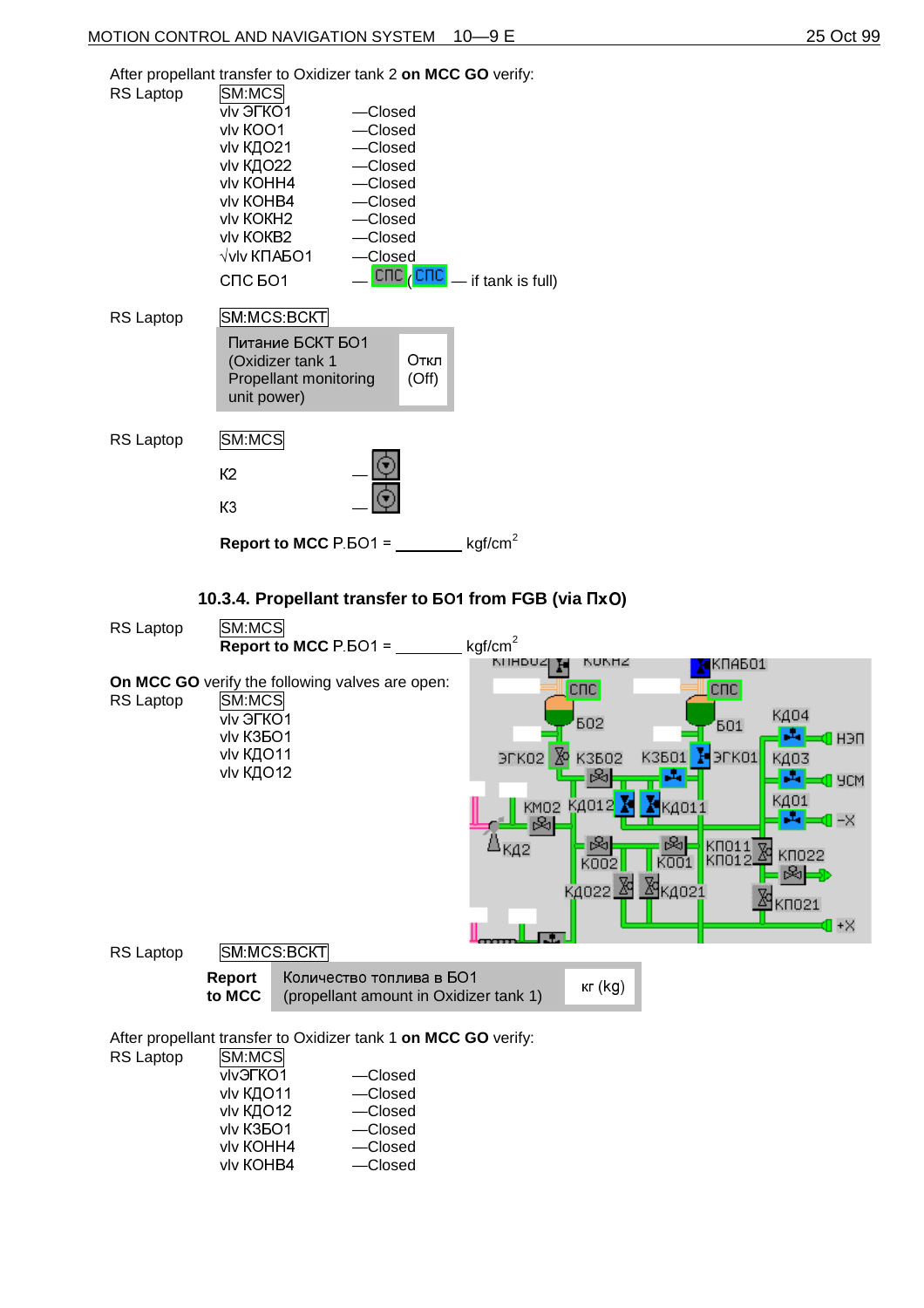After propellant transfer to Oxidizer tank 2 **on MCC GO** verify:

| | | |
|---|---|---|
| RS Laptop | SM:MCS | |
| | vlv ЭГКО1 | —Closed |
| | vlv КОО1 | —Closed |
| | vlv КДО21 | —Closed |
| | vlv КДО22 | —Closed |
| | vlv КОНН4 | —Closed |
| | vlv КОНВ4 | —Closed |
| | vlv КОКН2 | —Closed |
| | vlv КОКВ2 | —Closed |
| | √vlv КПАБО1 | —Closed |
| | СПС БО1 | — СПС (СПС — if tank is full) |

RS Laptop SM:MCS:ВСКТ

| Питание БСКТ БО1 (Oxidizer tank 1 Propellant monitoring unit power) | Откл (Off) |
|---|---|

RS Laptop SM:MCS

К2 —

К3 —

**Report to MCC** Р.БО1 = ________ kgf/cm$^2$

### 10.3.4. Propellant transfer to БО1 from FGB (via ПхО)

RS Laptop SM:MCS

**Report to MCC** Р.БО1 = ________ kgf/cm$^2$

**On MCC GO** verify the following valves are open:

RS Laptop SM:MCS

- vlv ЭГКО1
- vlv КЗБО1
- vlv КДО11
- vlv КДО12

КПАБО2 КОКН2 КПАБО1 СПС СПС БО2 БО1 КДО4 НЭП ЭГКО2 КЗБО2 КЗБО1 ЭГКО1 КДО3 УСМ КМО2 КДО12 КДО11 КДО1 -Х КД2 КОО2 КОО1 КПО11 КПО12 КПО22 КДО22 КДО21 КПО21 +Х

RS Laptop SM:MCS:ВСКТ

| **Report to MCC** | Количество топлива в БО1 (propellant amount in Oxidizer tank 1) | кг (kg) |
|---|---|---|

After propellant transfer to Oxidizer tank 1 **on MCC GO** verify:

| | | |
|---|---|---|
| RS Laptop | SM:MCS | |
| | vlvЭГКО1 | —Closed |
| | vlv КДО11 | —Closed |
| | vlv КДО12 | —Closed |
| | vlv КЗБО1 | —Closed |
| | vlv КОНН4 | —Closed |
| | vlv КОНВ4 | —Closed |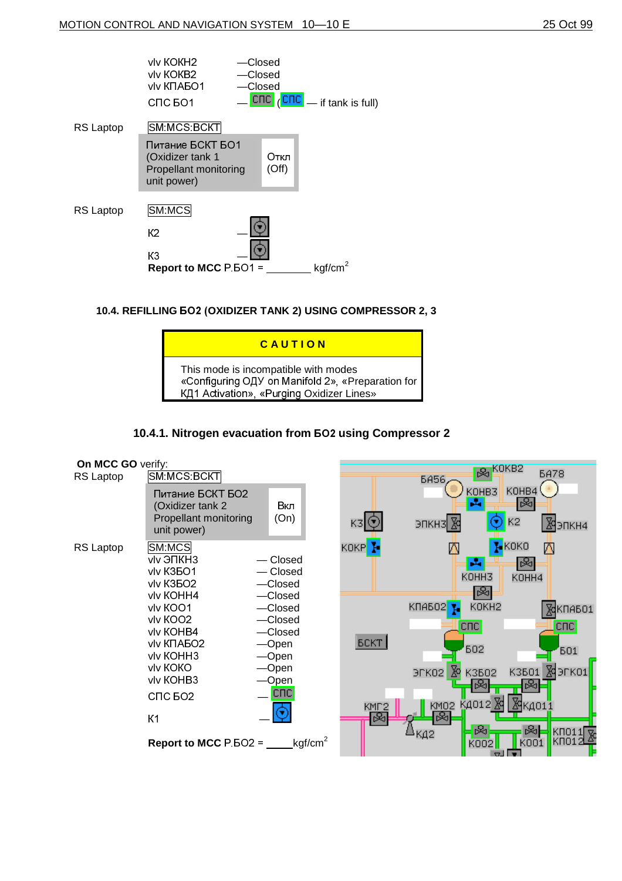vlv КОКН2 —Closed
vlv КОКВ2 —Closed
vlv КПАБО1 —Closed
СПС БО1 — СПС (СПС — if tank is full)

RS Laptop SM:MCS:БСКТ

| Питание БСКТ БО1 (Oxidizer tank 1 Propellant monitoring unit power) | Откл (Off) |
|---|---|

RS Laptop SM:MCS

К2 —

К3 —

**Report to MCC** Р.БО1 = ________ kgf/cm$^2$

### 10.4. REFILLING БО2 (OXIDIZER TANK 2) USING COMPRESSOR 2, 3

| CAUTION |
|---|
| This mode is incompatible with modes «Configuring ОДУ on Manifold 2», «Preparation for КД1 Activation», «Purging Oxidizer Lines» |

#### 10.4.1. Nitrogen evacuation from БО2 using Compressor 2

**On MCC GO** verify:

RS Laptop SM:MCS:БСКТ

| Питание БСКТ БО2 (Oxidizer tank 2 Propellant monitoring unit power) | Вкл (On) |
|---|---|

RS Laptop SM:MCS

vlv ЭПКН3 — Closed
vlv К3БО1 — Closed
vlv К3БО2 —Closed
vlv КОНН4 —Closed
vlv КОО1 —Closed
vlv КОО2 —Closed
vlv КОНВ4 —Closed
vlv КПАБО2 —Open
vlv КОНН3 —Open
vlv КОКО —Open
vlv КОНВ3 —Open
СПС БО2 — СПС

К1 —

**Report to MCC** Р.БО2 = ____kgf/cm$^2$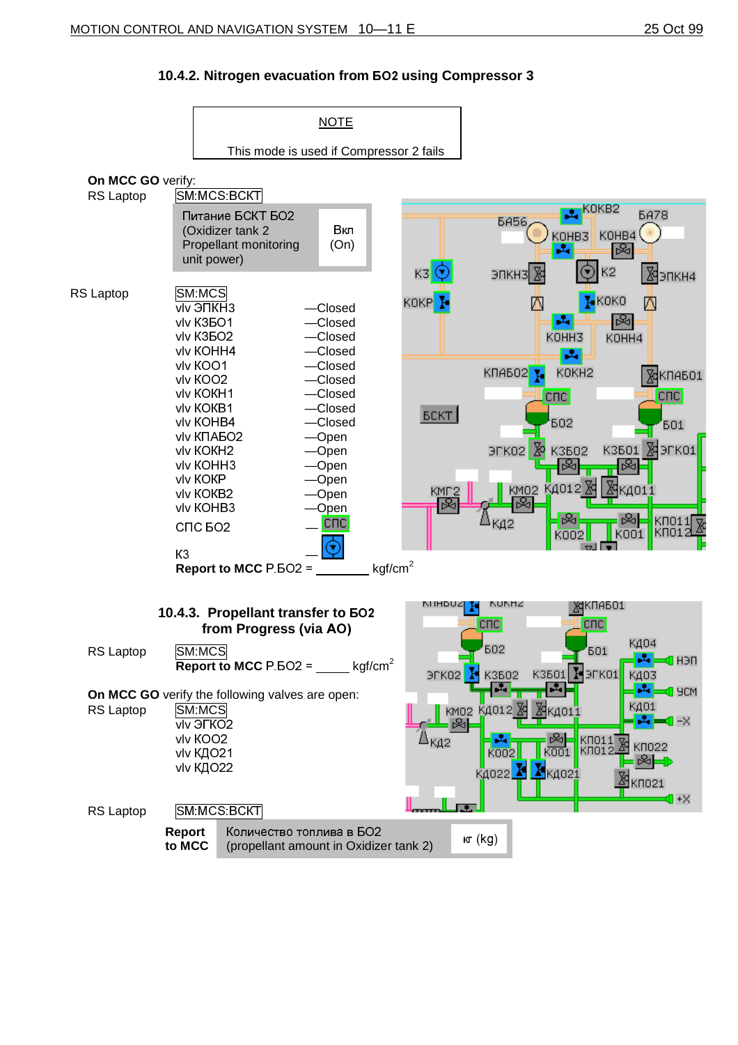### 10.4.2. Nitrogen evacuation from БО2 using Compressor 3

| NOTE |
|---|
| This mode is used if Compressor 2 fails |

**On MCC GO** verify:

RS Laptop SM:MCS:BCKT

| Питание БСКТ БО2 (Oxidizer tank 2 Propellant monitoring unit power) | Вкл (On) |
|---|---|

RS Laptop SM:MCS

| | |
|---|---|
| vlv ЭПКН3 | —Closed |
| vlv КЗБО1 | —Closed |
| vlv КЗБО2 | —Closed |
| vlv КОНН4 | —Closed |
| vlv КОО1 | —Closed |
| vlv КОО2 | —Closed |
| vlv КОКН1 | —Closed |
| vlv КОКВ1 | —Closed |
| vlv КОНВ4 | —Closed |
| vlv КПАБО2 | —Open |
| vlv КОКН2 | —Open |
| vlv КОНН3 | —Open |
| vlv КОКР | —Open |
| vlv КОКВ2 | —Open |
| vlv КОНВ3 | —Open |
| СПС БО2 | — СПС |
| К3 | — |

**Report to MCC** P.БО2 = ________ kgf/cm²

БА56 КОКВ2 БА78 КОНВ3 КОНВ4 К3 ЭПКН3 К2 ЭПКН4 КОКР КОКО КОНН3 КОНН4 КПАБО2 КОКН2 КПАБО1 СПС СПС БСКТ БО2 БО1 ЭГКО2 КЗБО2 КЗБО1 ЭГКО1 КМГ2 КМО2 КДО12 КДО11 КД2 КОО2 КОО1 КПО11 КПО12

### 10.4.3. Propellant transfer to БО2 from Progress (via AO)

RS Laptop SM:MCS

**Report to MCC** P.БО2 = _____ kgf/cm²

**On MCC GO** verify the following valves are open:

RS Laptop SM:MCS
- vlv ЭГКО2
- vlv КОО2
- vlv КДО21
- vlv КДО22

КПАБО2 КОКН2 КПАБО1 СПС СПС БО2 БО1 КДО4 НЭП ЭГКО2 КЗБО2 КЗБО1 ЭГКО1 КДО3 УСМ КДО1 КМО2 КДО12 КДО11 -X КД2 КОО2 КОО1 КПО11 КПО12 КПО22 КДО22 КДО21 КПО21 +X

RS Laptop SM:MCS:BCKT

| Report to MCC | Количество топлива в БО2 (propellant amount in Oxidizer tank 2) | кг (kg) |
|---|---|---|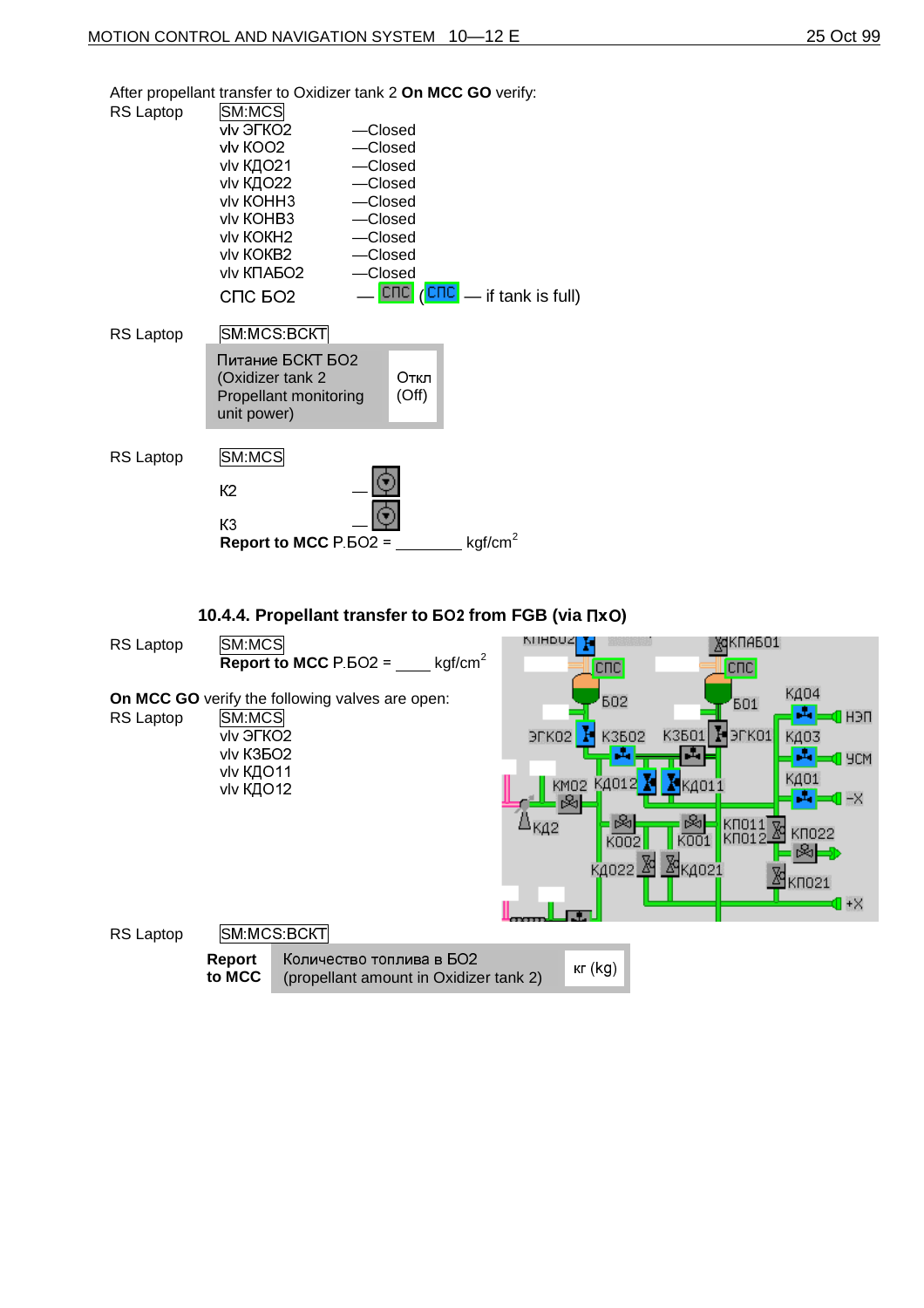After propellant transfer to Oxidizer tank 2 **On MCC GO** verify:

RS Laptop SM:MCS

| | |
|---|---|
| vlv ЭГКО2 | —Closed |
| vlv КОО2 | —Closed |
| vlv КДО21 | —Closed |
| vlv КДО22 | —Closed |
| vlv КОНН3 | —Closed |
| vlv КОНВ3 | —Closed |
| vlv КОКН2 | —Closed |
| vlv КОКВ2 | —Closed |
| vlv КПАБО2 | —Closed |
| СПС БО2 | — СПС (СПС — if tank is full) |

RS Laptop SM:MCS:БСКТ

| | |
|---|---|
| Питание БСКТ БО2 (Oxidizer tank 2 Propellant monitoring unit power) | Откл (Off) |

RS Laptop SM:MCS

К2 —

К3 —

**Report to MCC** P.БО2 = ________ kgf/cm$^2$

### 10.4.4. Propellant transfer to БО2 from FGB (via ПхО)

RS Laptop SM:MCS

**Report to MCC** P.БО2 = ____ kgf/cm$^2$

**On MCC GO** verify the following valves are open:

RS Laptop SM:MCS

vlv ЭГКО2
vlv КЗБО2
vlv КДО11
vlv КДО12

КПАБО2
КПАБО1
СПС
СПС
БО2
БО1
КД04
НЭП
ЭГКО2
КЗБО2
КЗБО1
ЭГКО1
КД03
УСМ
КМО2
КДО12
КДО11
КД01
-X
КД2
КОО2
КОО1
КПО11
КПО12
КПО22
КДО22
КДО21
КПО21
+X

RS Laptop SM:MCS:БСКТ

| | | |
|---|---|---|
| **Report to MCC** | Количество топлива в БО2 (propellant amount in Oxidizer tank 2) | кг (kg) |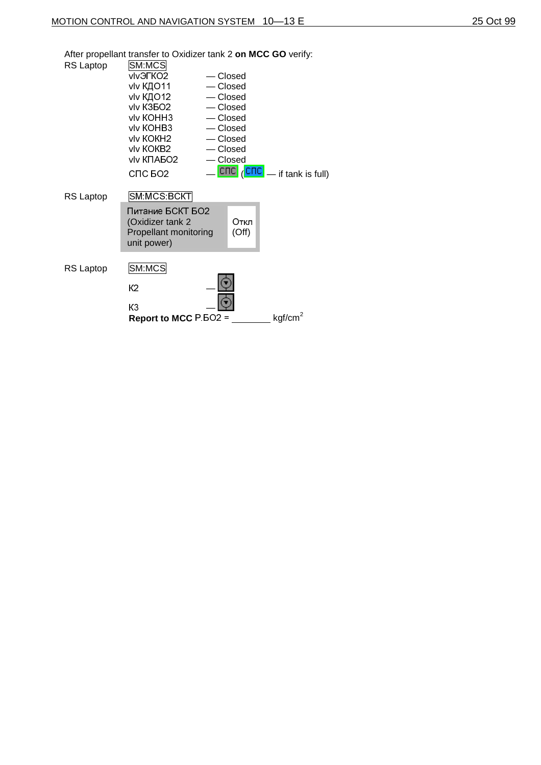After propellant transfer to Oxidizer tank 2 **on MCC GO** verify:

RS Laptop SM:MCS

| | |
|---|---|
| vlvЭГКО2 | — Closed |
| vlv КДО11 | — Closed |
| vlv КДО12 | — Closed |
| vlv КЗБО2 | — Closed |
| vlv КОНН3 | — Closed |
| vlv КОНВ3 | — Closed |
| vlv КОКН2 | — Closed |
| vlv КОКВ2 | — Closed |
| vlv КПАБО2 | — Closed |
| СПС БО2 | — СПС (СПС — if tank is full) |

RS Laptop SM:MCS:БСКТ

| | |
|---|---|
| Питание БСКТ БО2 (Oxidizer tank 2 Propellant monitoring unit power) | Откл (Off) |

RS Laptop SM:MCS

К2 —

К3 —

**Report to MCC** Р.БО2 = ________ kgf/cm$^2$